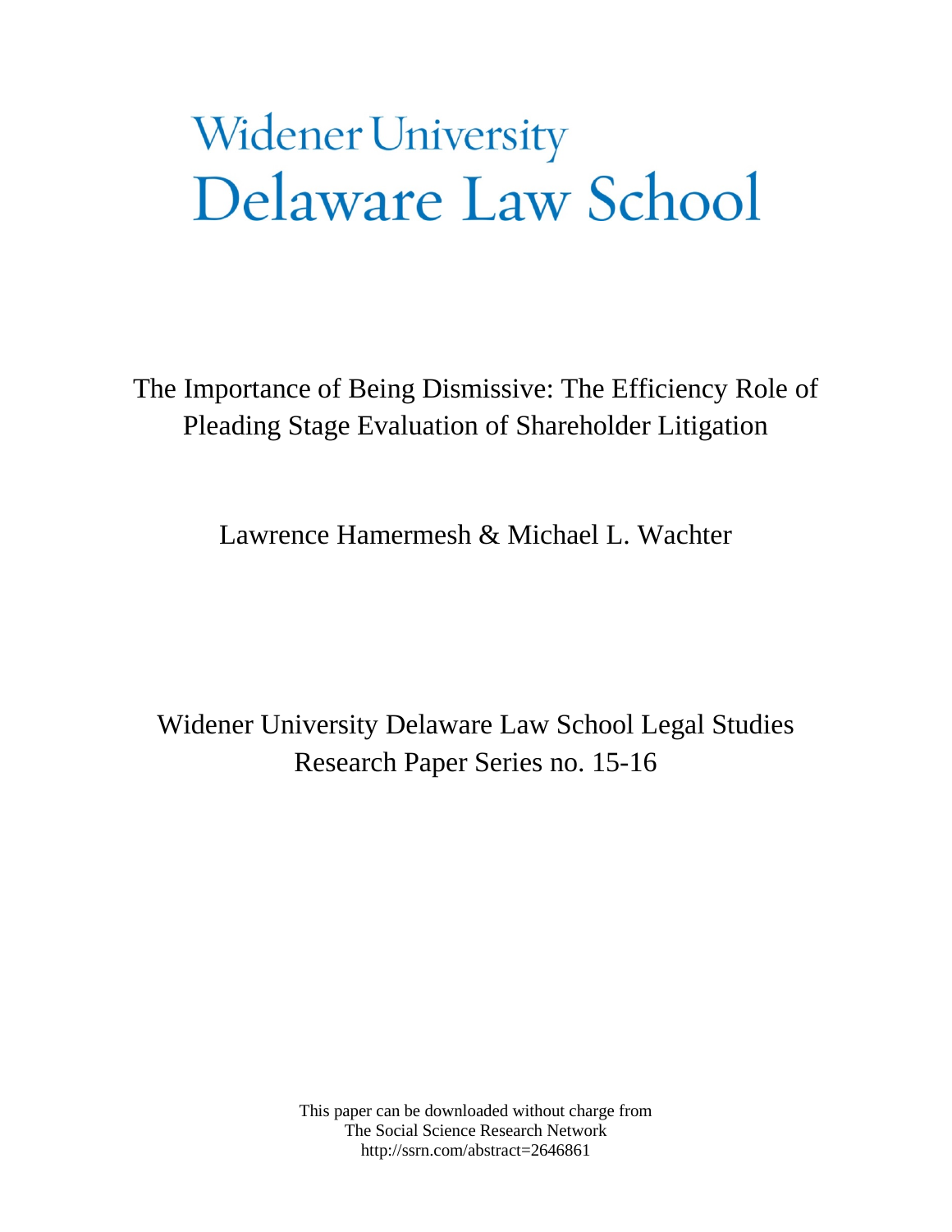# Widener University Delaware Law School

## The Importance of Being Dismissive: The Efficiency Role of Pleading Stage Evaluation of Shareholder Litigation

Lawrence Hamermesh & Michael L. Wachter

Widener University Delaware Law School Legal Studies Research Paper Series no. 15-16

This paper can be downloaded without charge from
The Social Science Research Network
http://ssrn.com/abstract=2646861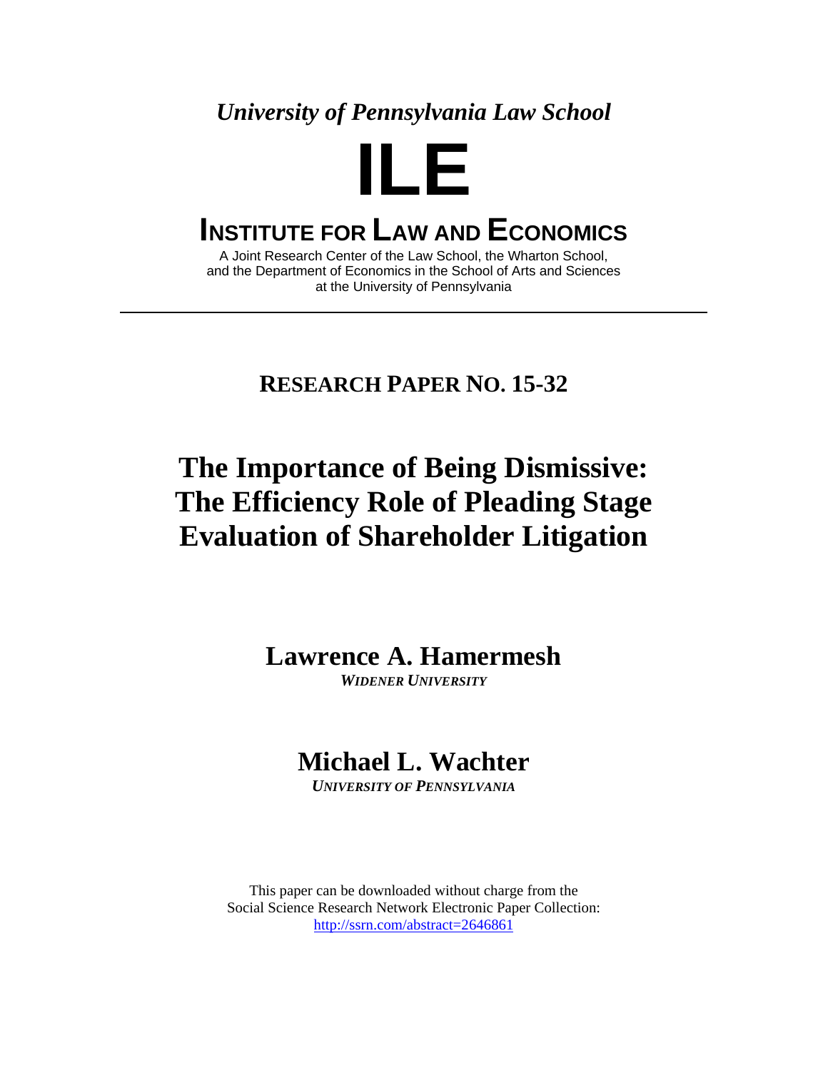*University of Pennsylvania Law School*

# ILE

## INSTITUTE FOR LAW AND ECONOMICS

A Joint Research Center of the Law School, the Wharton School,
and the Department of Economics in the School of Arts and Sciences
at the University of Pennsylvania

---

**RESEARCH PAPER NO. 15-32**

# The Importance of Being Dismissive: The Efficiency Role of Pleading Stage Evaluation of Shareholder Litigation

**Lawrence A. Hamermesh**
***WIDENER UNIVERSITY***

**Michael L. Wachter**
***UNIVERSITY OF PENNSYLVANIA***

This paper can be downloaded without charge from the
Social Science Research Network Electronic Paper Collection:
http://ssrn.com/abstract=2646861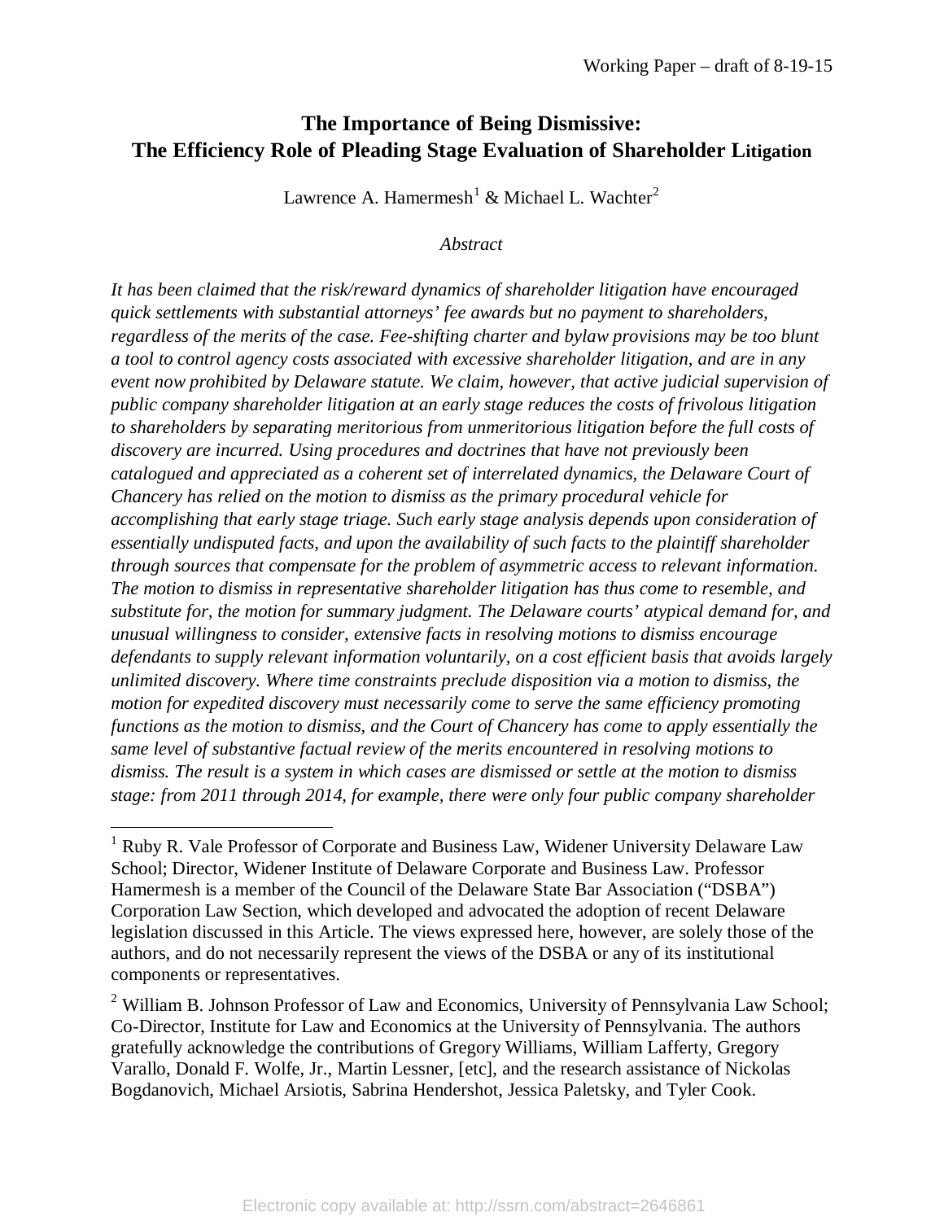Working Paper – draft of 8-19-15

# The Importance of Being Dismissive: The Efficiency Role of Pleading Stage Evaluation of Shareholder Litigation

Lawrence A. Hamermesh[1] & Michael L. Wachter[2]

*Abstract*

*It has been claimed that the risk/reward dynamics of shareholder litigation have encouraged quick settlements with substantial attorneys' fee awards but no payment to shareholders, regardless of the merits of the case. Fee-shifting charter and bylaw provisions may be too blunt a tool to control agency costs associated with excessive shareholder litigation, and are in any event now prohibited by Delaware statute. We claim, however, that active judicial supervision of public company shareholder litigation at an early stage reduces the costs of frivolous litigation to shareholders by separating meritorious from unmeritorious litigation before the full costs of discovery are incurred. Using procedures and doctrines that have not previously been catalogued and appreciated as a coherent set of interrelated dynamics, the Delaware Court of Chancery has relied on the motion to dismiss as the primary procedural vehicle for accomplishing that early stage triage. Such early stage analysis depends upon consideration of essentially undisputed facts, and upon the availability of such facts to the plaintiff shareholder through sources that compensate for the problem of asymmetric access to relevant information. The motion to dismiss in representative shareholder litigation has thus come to resemble, and substitute for, the motion for summary judgment. The Delaware courts' atypical demand for, and unusual willingness to consider, extensive facts in resolving motions to dismiss encourage defendants to supply relevant information voluntarily, on a cost efficient basis that avoids largely unlimited discovery. Where time constraints preclude disposition via a motion to dismiss, the motion for expedited discovery must necessarily come to serve the same efficiency promoting functions as the motion to dismiss, and the Court of Chancery has come to apply essentially the same level of substantive factual review of the merits encountered in resolving motions to dismiss. The result is a system in which cases are dismissed or settle at the motion to dismiss stage: from 2011 through 2014, for example, there were only four public company shareholder*

[1] Ruby R. Vale Professor of Corporate and Business Law, Widener University Delaware Law School; Director, Widener Institute of Delaware Corporate and Business Law. Professor Hamermesh is a member of the Council of the Delaware State Bar Association ("DSBA") Corporation Law Section, which developed and advocated the adoption of recent Delaware legislation discussed in this Article. The views expressed here, however, are solely those of the authors, and do not necessarily represent the views of the DSBA or any of its institutional components or representatives.

[2] William B. Johnson Professor of Law and Economics, University of Pennsylvania Law School; Co-Director, Institute for Law and Economics at the University of Pennsylvania. The authors gratefully acknowledge the contributions of Gregory Williams, William Lafferty, Gregory Varallo, Donald F. Wolfe, Jr., Martin Lessner, [etc], and the research assistance of Nickolas Bogdanovich, Michael Arsiotis, Sabrina Hendershot, Jessica Paletsky, and Tyler Cook.

Electronic copy available at: http://ssrn.com/abstract=2646861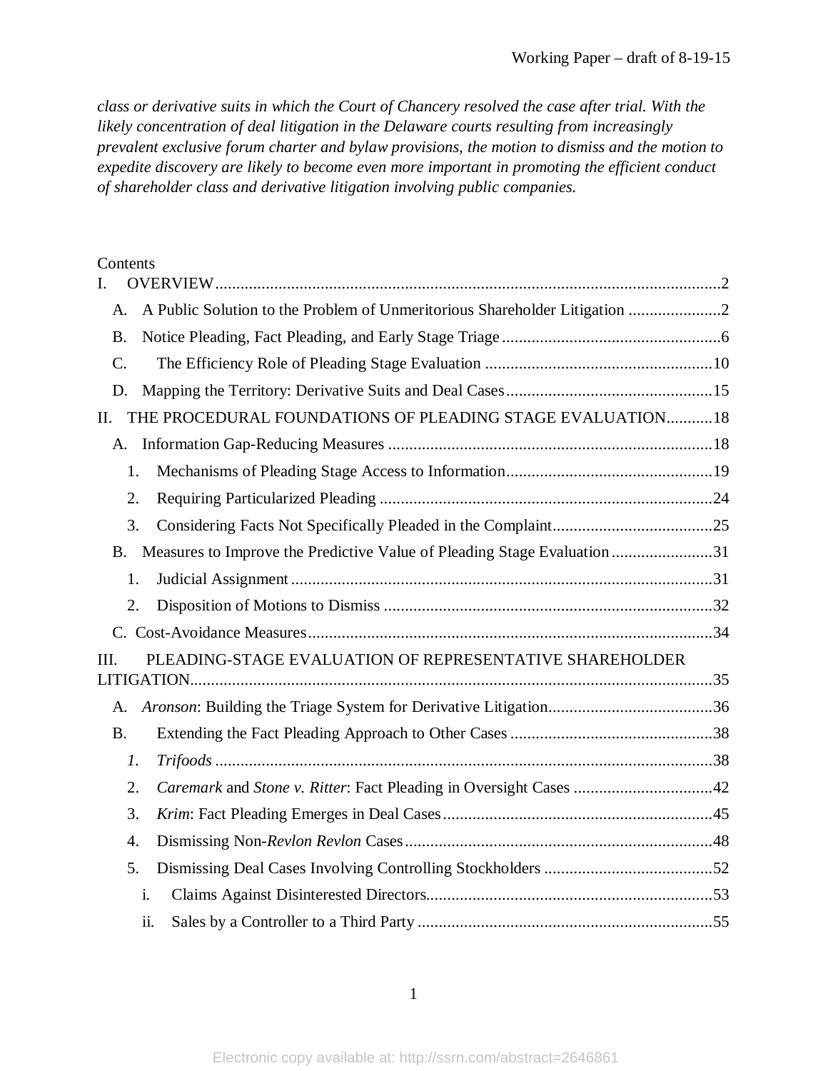*class or derivative suits in which the Court of Chancery resolved the case after trial. With the likely concentration of deal litigation in the Delaware courts resulting from increasingly prevalent exclusive forum charter and bylaw provisions, the motion to dismiss and the motion to expedite discovery are likely to become even more important in promoting the efficient conduct of shareholder class and derivative litigation involving public companies.*

Contents

- I. OVERVIEW ........ 2
  - A. A Public Solution to the Problem of Unmeritorious Shareholder Litigation ........ 2
  - B. Notice Pleading, Fact Pleading, and Early Stage Triage ........ 6
  - C. The Efficiency Role of Pleading Stage Evaluation ........ 10
  - D. Mapping the Territory: Derivative Suits and Deal Cases ........ 15
- II. THE PROCEDURAL FOUNDATIONS OF PLEADING STAGE EVALUATION ........ 18
  - A. Information Gap-Reducing Measures ........ 18
    - 1. Mechanisms of Pleading Stage Access to Information ........ 19
    - 2. Requiring Particularized Pleading ........ 24
    - 3. Considering Facts Not Specifically Pleaded in the Complaint ........ 25
  - B. Measures to Improve the Predictive Value of Pleading Stage Evaluation ........ 31
    - 1. Judicial Assignment ........ 31
    - 2. Disposition of Motions to Dismiss ........ 32
  - C. Cost-Avoidance Measures ........ 34
- III. PLEADING-STAGE EVALUATION OF REPRESENTATIVE SHAREHOLDER LITIGATION ........ 35
  - A. *Aronson*: Building the Triage System for Derivative Litigation ........ 36
  - B. Extending the Fact Pleading Approach to Other Cases ........ 38
    - *1. Trifoods* ........ 38
    - 2. *Caremark* and *Stone v. Ritter*: Fact Pleading in Oversight Cases ........ 42
    - 3. *Krim*: Fact Pleading Emerges in Deal Cases ........ 45
    - 4. Dismissing Non-*Revlon* *Revlon* Cases ........ 48
    - 5. Dismissing Deal Cases Involving Controlling Stockholders ........ 52
      - i. Claims Against Disinterested Directors ........ 53
      - ii. Sales by a Controller to a Third Party ........ 55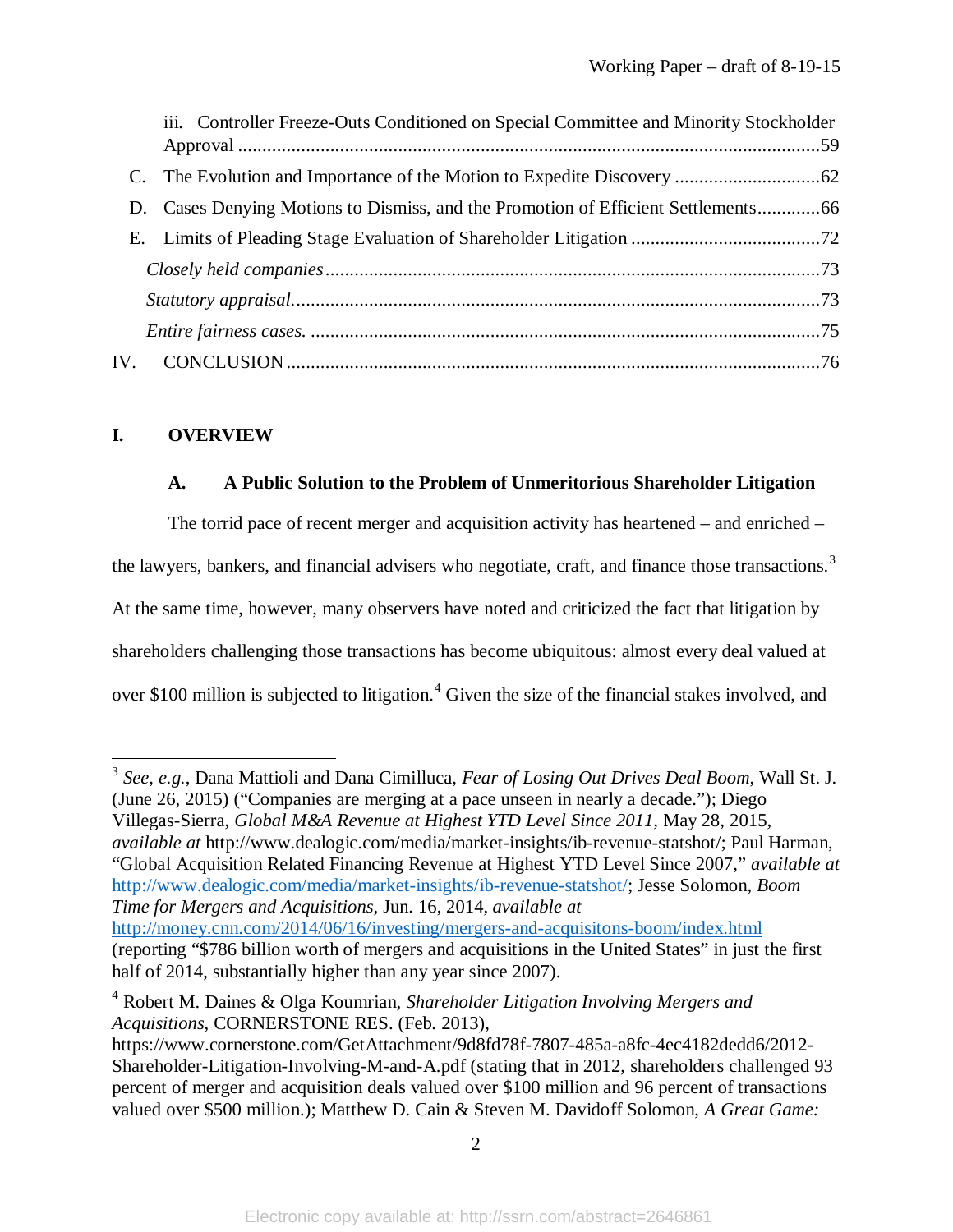iii. Controller Freeze-Outs Conditioned on Special Committee and Minority Stockholder Approval ........................................................................................................................59

C. The Evolution and Importance of the Motion to Expedite Discovery ..............................62

D. Cases Denying Motions to Dismiss, and the Promotion of Efficient Settlements.............66

E. Limits of Pleading Stage Evaluation of Shareholder Litigation .......................................72

*Closely held companies*......................................................................................................73

*Statutory appraisal*.............................................................................................................73

*Entire fairness cases.* .........................................................................................................75

IV. CONCLUSION ..............................................................................................................76

# I. OVERVIEW

## A. A Public Solution to the Problem of Unmeritorious Shareholder Litigation

The torrid pace of recent merger and acquisition activity has heartened – and enriched – the lawyers, bankers, and financial advisers who negotiate, craft, and finance those transactions.[3] At the same time, however, many observers have noted and criticized the fact that litigation by shareholders challenging those transactions has become ubiquitous: almost every deal valued at over $100 million is subjected to litigation.[4] Given the size of the financial stakes involved, and

---

[3] *See, e.g.*, Dana Mattioli and Dana Cimilluca, *Fear of Losing Out Drives Deal Boom*, Wall St. J. (June 26, 2015) ("Companies are merging at a pace unseen in nearly a decade."); Diego Villegas-Sierra, *Global M&A Revenue at Highest YTD Level Since 2011*, May 28, 2015, *available at* http://www.dealogic.com/media/market-insights/ib-revenue-statshot/; Paul Harman, "Global Acquisition Related Financing Revenue at Highest YTD Level Since 2007," *available at* http://www.dealogic.com/media/market-insights/ib-revenue-statshot/; Jesse Solomon, *Boom Time for Mergers and Acquisitions*, Jun. 16, 2014, *available at* http://money.cnn.com/2014/06/16/investing/mergers-and-acquisitons-boom/index.html (reporting "$786 billion worth of mergers and acquisitions in the United States" in just the first half of 2014, substantially higher than any year since 2007).

[4] Robert M. Daines & Olga Koumrian, *Shareholder Litigation Involving Mergers and Acquisitions*, CORNERSTONE RES. (Feb. 2013), https://www.cornerstone.com/GetAttachment/9d8fd78f-7807-485a-a8fc-4ec4182dedd6/2012-Shareholder-Litigation-Involving-M-and-A.pdf (stating that in 2012, shareholders challenged 93 percent of merger and acquisition deals valued over $100 million and 96 percent of transactions valued over $500 million.); Matthew D. Cain & Steven M. Davidoff Solomon, *A Great Game:*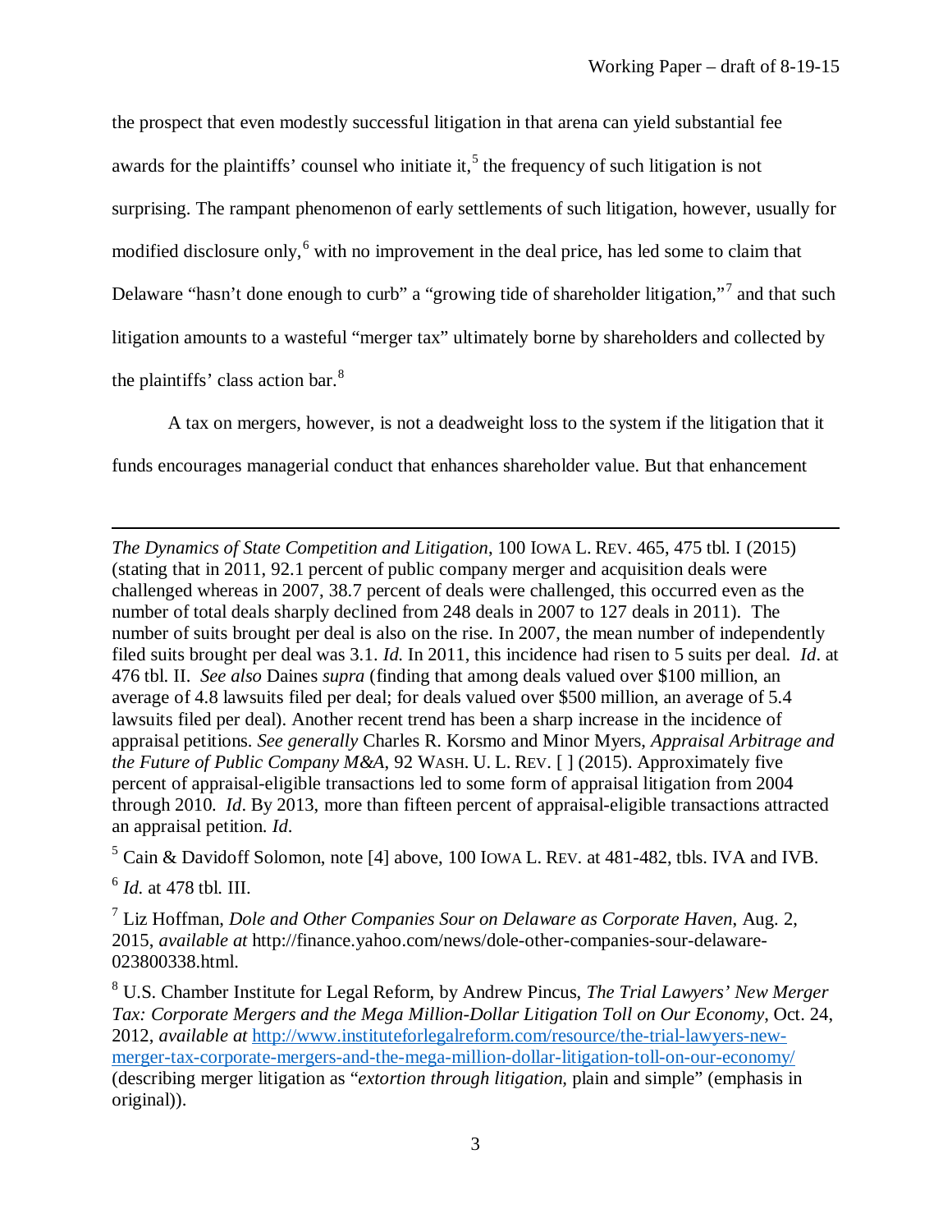the prospect that even modestly successful litigation in that arena can yield substantial fee awards for the plaintiffs' counsel who initiate it,[5] the frequency of such litigation is not surprising. The rampant phenomenon of early settlements of such litigation, however, usually for modified disclosure only,[6] with no improvement in the deal price, has led some to claim that Delaware "hasn't done enough to curb" a "growing tide of shareholder litigation,"[7] and that such litigation amounts to a wasteful "merger tax" ultimately borne by shareholders and collected by the plaintiffs' class action bar.[8]

A tax on mergers, however, is not a deadweight loss to the system if the litigation that it funds encourages managerial conduct that enhances shareholder value. But that enhancement

---

*The Dynamics of State Competition and Litigation*, 100 IOWA L. REV. 465, 475 tbl. I (2015) (stating that in 2011, 92.1 percent of public company merger and acquisition deals were challenged whereas in 2007, 38.7 percent of deals were challenged, this occurred even as the number of total deals sharply declined from 248 deals in 2007 to 127 deals in 2011). The number of suits brought per deal is also on the rise. In 2007, the mean number of independently filed suits brought per deal was 3.1. *Id.* In 2011, this incidence had risen to 5 suits per deal. *Id*. at 476 tbl. II. *See also* Daines *supra* (finding that among deals valued over $100 million, an average of 4.8 lawsuits filed per deal; for deals valued over $500 million, an average of 5.4 lawsuits filed per deal). Another recent trend has been a sharp increase in the incidence of appraisal petitions. *See generally* Charles R. Korsmo and Minor Myers, *Appraisal Arbitrage and the Future of Public Company M&A*, 92 WASH. U. L. REV. [ ] (2015). Approximately five percent of appraisal-eligible transactions led to some form of appraisal litigation from 2004 through 2010. *Id*. By 2013, more than fifteen percent of appraisal-eligible transactions attracted an appraisal petition. *Id*.

[5] Cain & Davidoff Solomon, note [4] above, 100 IOWA L. REV. at 481-482, tbls. IVA and IVB.

[6] *Id.* at 478 tbl. III.

[7] Liz Hoffman, *Dole and Other Companies Sour on Delaware as Corporate Haven*, Aug. 2, 2015, *available at* http://finance.yahoo.com/news/dole-other-companies-sour-delaware-023800338.html.

[8] U.S. Chamber Institute for Legal Reform, by Andrew Pincus, *The Trial Lawyers' New Merger Tax: Corporate Mergers and the Mega Million-Dollar Litigation Toll on Our Economy*, Oct. 24, 2012, *available at* http://www.instituteforlegalreform.com/resource/the-trial-lawyers-new-merger-tax-corporate-mergers-and-the-mega-million-dollar-litigation-toll-on-our-economy/ (describing merger litigation as "*extortion through litigation*, plain and simple" (emphasis in original)).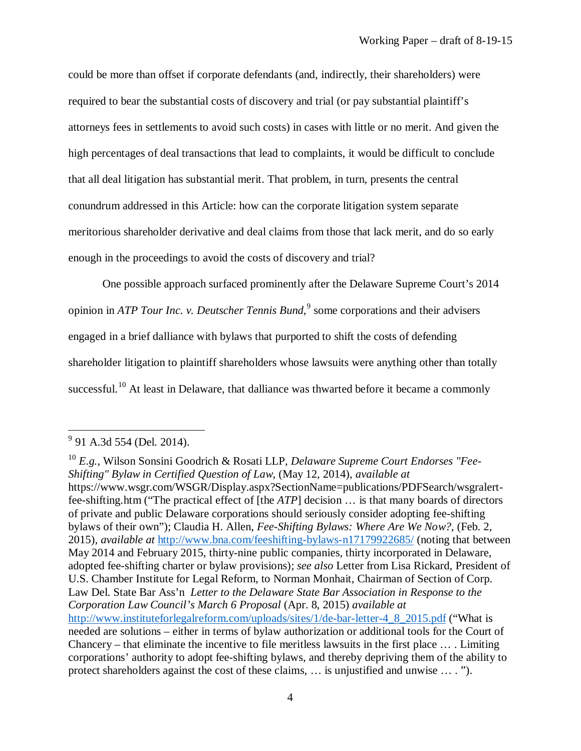could be more than offset if corporate defendants (and, indirectly, their shareholders) were required to bear the substantial costs of discovery and trial (or pay substantial plaintiff's attorneys fees in settlements to avoid such costs) in cases with little or no merit. And given the high percentages of deal transactions that lead to complaints, it would be difficult to conclude that all deal litigation has substantial merit. That problem, in turn, presents the central conundrum addressed in this Article: how can the corporate litigation system separate meritorious shareholder derivative and deal claims from those that lack merit, and do so early enough in the proceedings to avoid the costs of discovery and trial?

One possible approach surfaced prominently after the Delaware Supreme Court's 2014 opinion in *ATP Tour Inc. v. Deutscher Tennis Bund,*[9] some corporations and their advisers engaged in a brief dalliance with bylaws that purported to shift the costs of defending shareholder litigation to plaintiff shareholders whose lawsuits were anything other than totally successful.[10] At least in Delaware, that dalliance was thwarted before it became a commonly

---

[9] 91 A.3d 554 (Del. 2014).

[10] *E.g.*, Wilson Sonsini Goodrich & Rosati LLP, *Delaware Supreme Court Endorses "Fee-Shifting" Bylaw in Certified Question of Law*, (May 12, 2014), *available at* https://www.wsgr.com/WSGR/Display.aspx?SectionName=publications/PDFSearch/wsgralert-fee-shifting.htm ("The practical effect of [the *ATP*] decision … is that many boards of directors of private and public Delaware corporations should seriously consider adopting fee-shifting bylaws of their own"); Claudia H. Allen, *Fee-Shifting Bylaws: Where Are We Now?*, (Feb. 2, 2015), *available at* http://www.bna.com/feeshifting-bylaws-n17179922685/ (noting that between May 2014 and February 2015, thirty-nine public companies, thirty incorporated in Delaware, adopted fee-shifting charter or bylaw provisions); *see also* Letter from Lisa Rickard, President of U.S. Chamber Institute for Legal Reform, to Norman Monhait, Chairman of Section of Corp. Law Del. State Bar Ass'n *Letter to the Delaware State Bar Association in Response to the Corporation Law Council's March 6 Proposal* (Apr. 8, 2015) *available at* http://www.instituteforlegalreform.com/uploads/sites/1/de-bar-letter-4_8_2015.pdf ("What is needed are solutions – either in terms of bylaw authorization or additional tools for the Court of Chancery – that eliminate the incentive to file meritless lawsuits in the first place … . Limiting corporations' authority to adopt fee-shifting bylaws, and thereby depriving them of the ability to protect shareholders against the cost of these claims, … is unjustified and unwise … . ").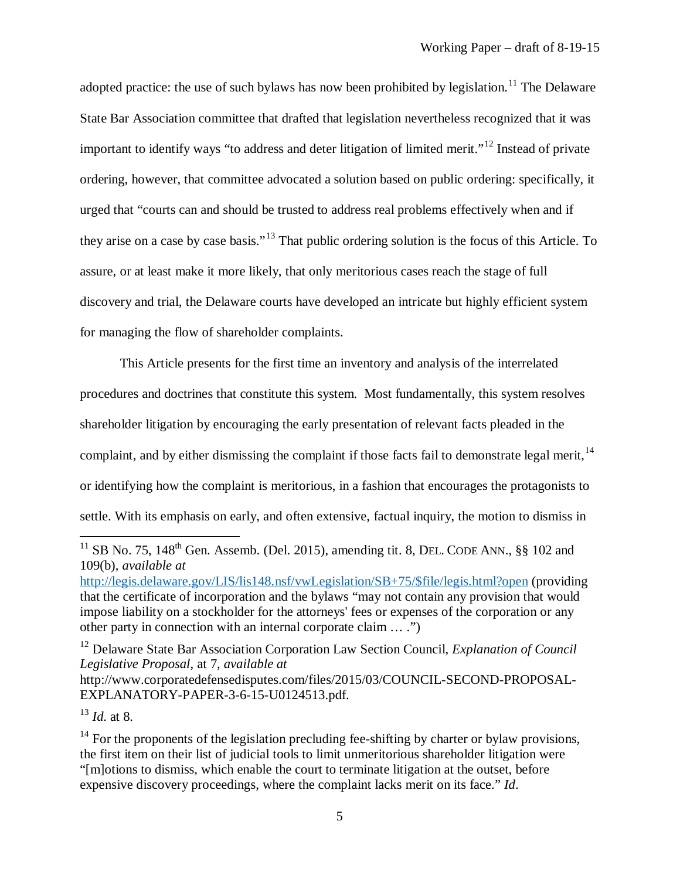adopted practice: the use of such bylaws has now been prohibited by legislation.[11] The Delaware State Bar Association committee that drafted that legislation nevertheless recognized that it was important to identify ways "to address and deter litigation of limited merit."[12] Instead of private ordering, however, that committee advocated a solution based on public ordering: specifically, it urged that "courts can and should be trusted to address real problems effectively when and if they arise on a case by case basis."[13] That public ordering solution is the focus of this Article. To assure, or at least make it more likely, that only meritorious cases reach the stage of full discovery and trial, the Delaware courts have developed an intricate but highly efficient system for managing the flow of shareholder complaints.

This Article presents for the first time an inventory and analysis of the interrelated procedures and doctrines that constitute this system. Most fundamentally, this system resolves shareholder litigation by encouraging the early presentation of relevant facts pleaded in the complaint, and by either dismissing the complaint if those facts fail to demonstrate legal merit,[14] or identifying how the complaint is meritorious, in a fashion that encourages the protagonists to settle. With its emphasis on early, and often extensive, factual inquiry, the motion to dismiss in

---

[11] SB No. 75, 148th Gen. Assemb. (Del. 2015), amending tit. 8, DEL. CODE ANN., §§ 102 and 109(b), *available at* http://legis.delaware.gov/LIS/lis148.nsf/vwLegislation/SB+75/$file/legis.html?open (providing that the certificate of incorporation and the bylaws "may not contain any provision that would impose liability on a stockholder for the attorneys' fees or expenses of the corporation or any other party in connection with an internal corporate claim … .")

[12] Delaware State Bar Association Corporation Law Section Council, *Explanation of Council Legislative Proposal*, at 7, *available at* http://www.corporatedefensedisputes.com/files/2015/03/COUNCIL-SECOND-PROPOSAL-EXPLANATORY-PAPER-3-6-15-U0124513.pdf.

[13] *Id.* at 8.

[14] For the proponents of the legislation precluding fee-shifting by charter or bylaw provisions, the first item on their list of judicial tools to limit unmeritorious shareholder litigation were "[m]otions to dismiss, which enable the court to terminate litigation at the outset, before expensive discovery proceedings, where the complaint lacks merit on its face." *Id*.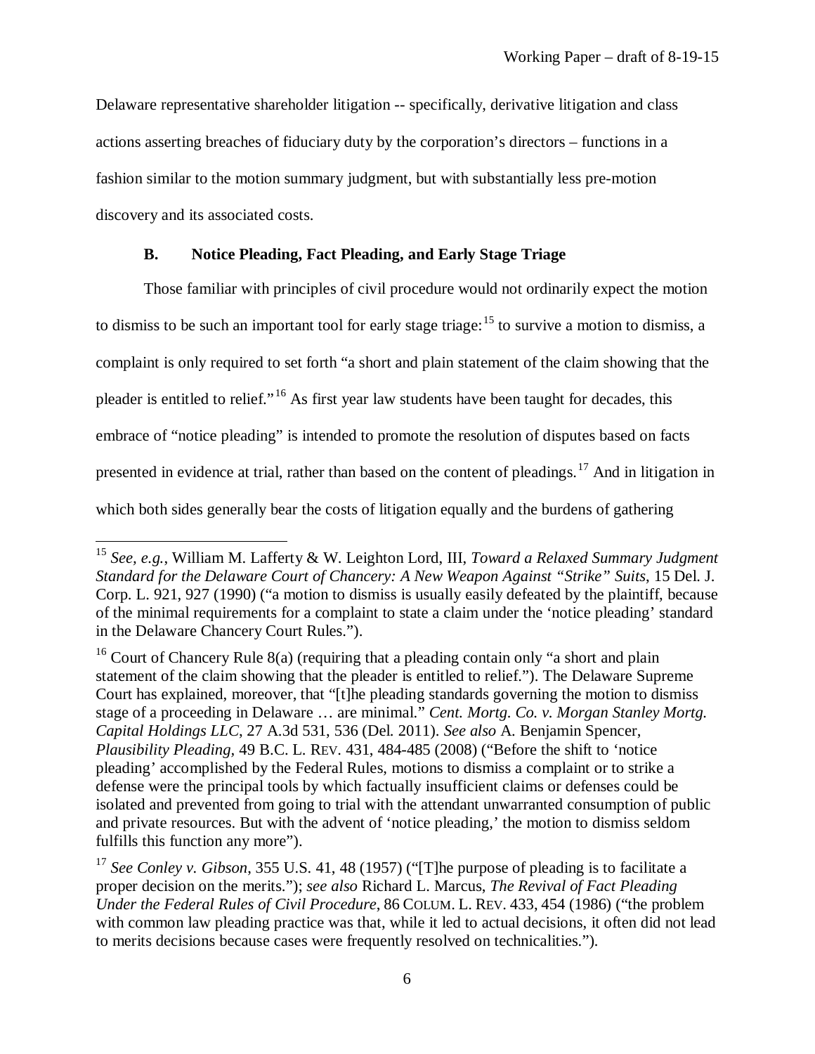Delaware representative shareholder litigation -- specifically, derivative litigation and class actions asserting breaches of fiduciary duty by the corporation's directors – functions in a fashion similar to the motion summary judgment, but with substantially less pre-motion discovery and its associated costs.

### B. Notice Pleading, Fact Pleading, and Early Stage Triage

Those familiar with principles of civil procedure would not ordinarily expect the motion to dismiss to be such an important tool for early stage triage:[15] to survive a motion to dismiss, a complaint is only required to set forth "a short and plain statement of the claim showing that the pleader is entitled to relief."[16] As first year law students have been taught for decades, this embrace of "notice pleading" is intended to promote the resolution of disputes based on facts presented in evidence at trial, rather than based on the content of pleadings.[17] And in litigation in which both sides generally bear the costs of litigation equally and the burdens of gathering

---

[15] *See, e.g.*, William M. Lafferty & W. Leighton Lord, III, *Toward a Relaxed Summary Judgment Standard for the Delaware Court of Chancery: A New Weapon Against "Strike" Suits*, 15 Del. J. Corp. L. 921, 927 (1990) ("a motion to dismiss is usually easily defeated by the plaintiff, because of the minimal requirements for a complaint to state a claim under the 'notice pleading' standard in the Delaware Chancery Court Rules.").

[16] Court of Chancery Rule 8(a) (requiring that a pleading contain only "a short and plain statement of the claim showing that the pleader is entitled to relief."). The Delaware Supreme Court has explained, moreover, that "[t]he pleading standards governing the motion to dismiss stage of a proceeding in Delaware … are minimal." *Cent. Mortg. Co. v. Morgan Stanley Mortg. Capital Holdings LLC*, 27 A.3d 531, 536 (Del. 2011). *See also* A. Benjamin Spencer, *Plausibility Pleading*, 49 B.C. L. REV. 431, 484-485 (2008) ("Before the shift to 'notice pleading' accomplished by the Federal Rules, motions to dismiss a complaint or to strike a defense were the principal tools by which factually insufficient claims or defenses could be isolated and prevented from going to trial with the attendant unwarranted consumption of public and private resources. But with the advent of 'notice pleading,' the motion to dismiss seldom fulfills this function any more").

[17] *See Conley v. Gibson*, 355 U.S. 41, 48 (1957) ("[T]he purpose of pleading is to facilitate a proper decision on the merits."); *see also* Richard L. Marcus, *The Revival of Fact Pleading Under the Federal Rules of Civil Procedure*, 86 COLUM. L. REV. 433, 454 (1986) ("the problem with common law pleading practice was that, while it led to actual decisions, it often did not lead to merits decisions because cases were frequently resolved on technicalities.").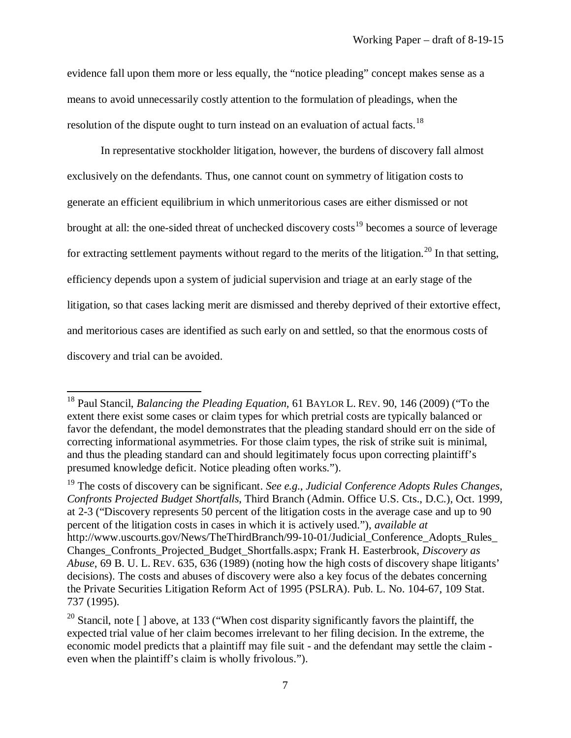evidence fall upon them more or less equally, the "notice pleading" concept makes sense as a means to avoid unnecessarily costly attention to the formulation of pleadings, when the resolution of the dispute ought to turn instead on an evaluation of actual facts.[18]

In representative stockholder litigation, however, the burdens of discovery fall almost exclusively on the defendants. Thus, one cannot count on symmetry of litigation costs to generate an efficient equilibrium in which unmeritorious cases are either dismissed or not brought at all: the one-sided threat of unchecked discovery costs[19] becomes a source of leverage for extracting settlement payments without regard to the merits of the litigation.[20] In that setting, efficiency depends upon a system of judicial supervision and triage at an early stage of the litigation, so that cases lacking merit are dismissed and thereby deprived of their extortive effect, and meritorious cases are identified as such early on and settled, so that the enormous costs of discovery and trial can be avoided.

---

[18] Paul Stancil, *Balancing the Pleading Equation*, 61 BAYLOR L. REV. 90, 146 (2009) ("To the extent there exist some cases or claim types for which pretrial costs are typically balanced or favor the defendant, the model demonstrates that the pleading standard should err on the side of correcting informational asymmetries. For those claim types, the risk of strike suit is minimal, and thus the pleading standard can and should legitimately focus upon correcting plaintiff's presumed knowledge deficit. Notice pleading often works.").

[19] The costs of discovery can be significant. *See e.g.*, *Judicial Conference Adopts Rules Changes, Confronts Projected Budget Shortfalls*, Third Branch (Admin. Office U.S. Cts., D.C.), Oct. 1999, at 2-3 ("Discovery represents 50 percent of the litigation costs in the average case and up to 90 percent of the litigation costs in cases in which it is actively used."), *available at* http://www.uscourts.gov/News/TheThirdBranch/99-10-01/Judicial_Conference_Adopts_Rules_Changes_Confronts_Projected_Budget_Shortfalls.aspx; Frank H. Easterbrook, *Discovery as Abuse*, 69 B. U. L. REV. 635, 636 (1989) (noting how the high costs of discovery shape litigants' decisions). The costs and abuses of discovery were also a key focus of the debates concerning the Private Securities Litigation Reform Act of 1995 (PSLRA). Pub. L. No. 104-67, 109 Stat. 737 (1995).

[20] Stancil, note [ ] above, at 133 ("When cost disparity significantly favors the plaintiff, the expected trial value of her claim becomes irrelevant to her filing decision. In the extreme, the economic model predicts that a plaintiff may file suit - and the defendant may settle the claim - even when the plaintiff's claim is wholly frivolous.").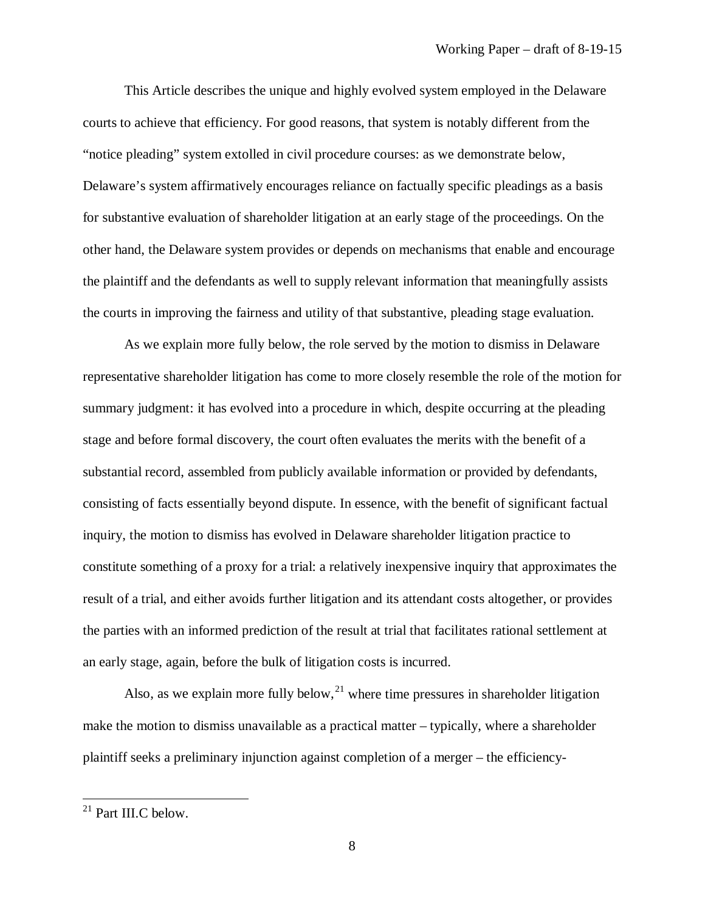This Article describes the unique and highly evolved system employed in the Delaware courts to achieve that efficiency. For good reasons, that system is notably different from the "notice pleading" system extolled in civil procedure courses: as we demonstrate below, Delaware's system affirmatively encourages reliance on factually specific pleadings as a basis for substantive evaluation of shareholder litigation at an early stage of the proceedings. On the other hand, the Delaware system provides or depends on mechanisms that enable and encourage the plaintiff and the defendants as well to supply relevant information that meaningfully assists the courts in improving the fairness and utility of that substantive, pleading stage evaluation.

As we explain more fully below, the role served by the motion to dismiss in Delaware representative shareholder litigation has come to more closely resemble the role of the motion for summary judgment: it has evolved into a procedure in which, despite occurring at the pleading stage and before formal discovery, the court often evaluates the merits with the benefit of a substantial record, assembled from publicly available information or provided by defendants, consisting of facts essentially beyond dispute. In essence, with the benefit of significant factual inquiry, the motion to dismiss has evolved in Delaware shareholder litigation practice to constitute something of a proxy for a trial: a relatively inexpensive inquiry that approximates the result of a trial, and either avoids further litigation and its attendant costs altogether, or provides the parties with an informed prediction of the result at trial that facilitates rational settlement at an early stage, again, before the bulk of litigation costs is incurred.

Also, as we explain more fully below,[21] where time pressures in shareholder litigation make the motion to dismiss unavailable as a practical matter – typically, where a shareholder plaintiff seeks a preliminary injunction against completion of a merger – the efficiency-

[21] Part III.C below.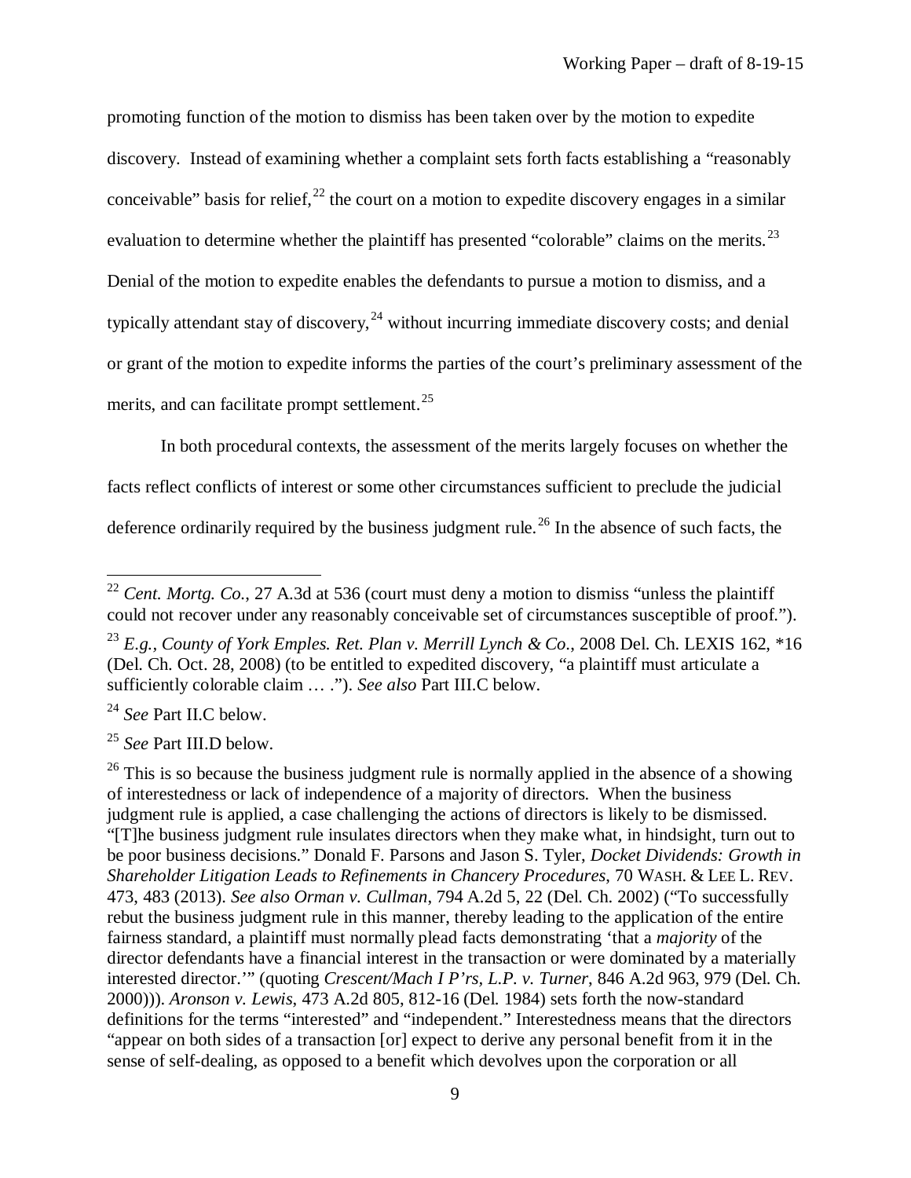promoting function of the motion to dismiss has been taken over by the motion to expedite discovery. Instead of examining whether a complaint sets forth facts establishing a "reasonably conceivable" basis for relief,[22] the court on a motion to expedite discovery engages in a similar evaluation to determine whether the plaintiff has presented "colorable" claims on the merits.[23] Denial of the motion to expedite enables the defendants to pursue a motion to dismiss, and a typically attendant stay of discovery,[24] without incurring immediate discovery costs; and denial or grant of the motion to expedite informs the parties of the court's preliminary assessment of the merits, and can facilitate prompt settlement.[25]

In both procedural contexts, the assessment of the merits largely focuses on whether the facts reflect conflicts of interest or some other circumstances sufficient to preclude the judicial deference ordinarily required by the business judgment rule.[26] In the absence of such facts, the

---

[22] *Cent. Mortg. Co.*, 27 A.3d at 536 (court must deny a motion to dismiss "unless the plaintiff could not recover under any reasonably conceivable set of circumstances susceptible of proof.").

[23] *E.g.*, *County of York Emples. Ret. Plan v. Merrill Lynch & Co.*, 2008 Del. Ch. LEXIS 162, *16 (Del. Ch. Oct. 28, 2008) (to be entitled to expedited discovery, "a plaintiff must articulate a sufficiently colorable claim … ."). *See also* Part III.C below.

[24] *See* Part II.C below.

[25] *See* Part III.D below.

[26] This is so because the business judgment rule is normally applied in the absence of a showing of interestedness or lack of independence of a majority of directors. When the business judgment rule is applied, a case challenging the actions of directors is likely to be dismissed. "[T]he business judgment rule insulates directors when they make what, in hindsight, turn out to be poor business decisions." Donald F. Parsons and Jason S. Tyler, *Docket Dividends: Growth in Shareholder Litigation Leads to Refinements in Chancery Procedures*, 70 WASH. & LEE L. REV. 473, 483 (2013). *See also Orman v. Cullman*, 794 A.2d 5, 22 (Del. Ch. 2002) ("To successfully rebut the business judgment rule in this manner, thereby leading to the application of the entire fairness standard, a plaintiff must normally plead facts demonstrating 'that a *majority* of the director defendants have a financial interest in the transaction or were dominated by a materially interested director.'" (quoting *Crescent/Mach I P'rs, L.P. v. Turner*, 846 A.2d 963, 979 (Del. Ch. 2000))). *Aronson v. Lewis*, 473 A.2d 805, 812-16 (Del. 1984) sets forth the now-standard definitions for the terms "interested" and "independent." Interestedness means that the directors "appear on both sides of a transaction [or] expect to derive any personal benefit from it in the sense of self-dealing, as opposed to a benefit which devolves upon the corporation or all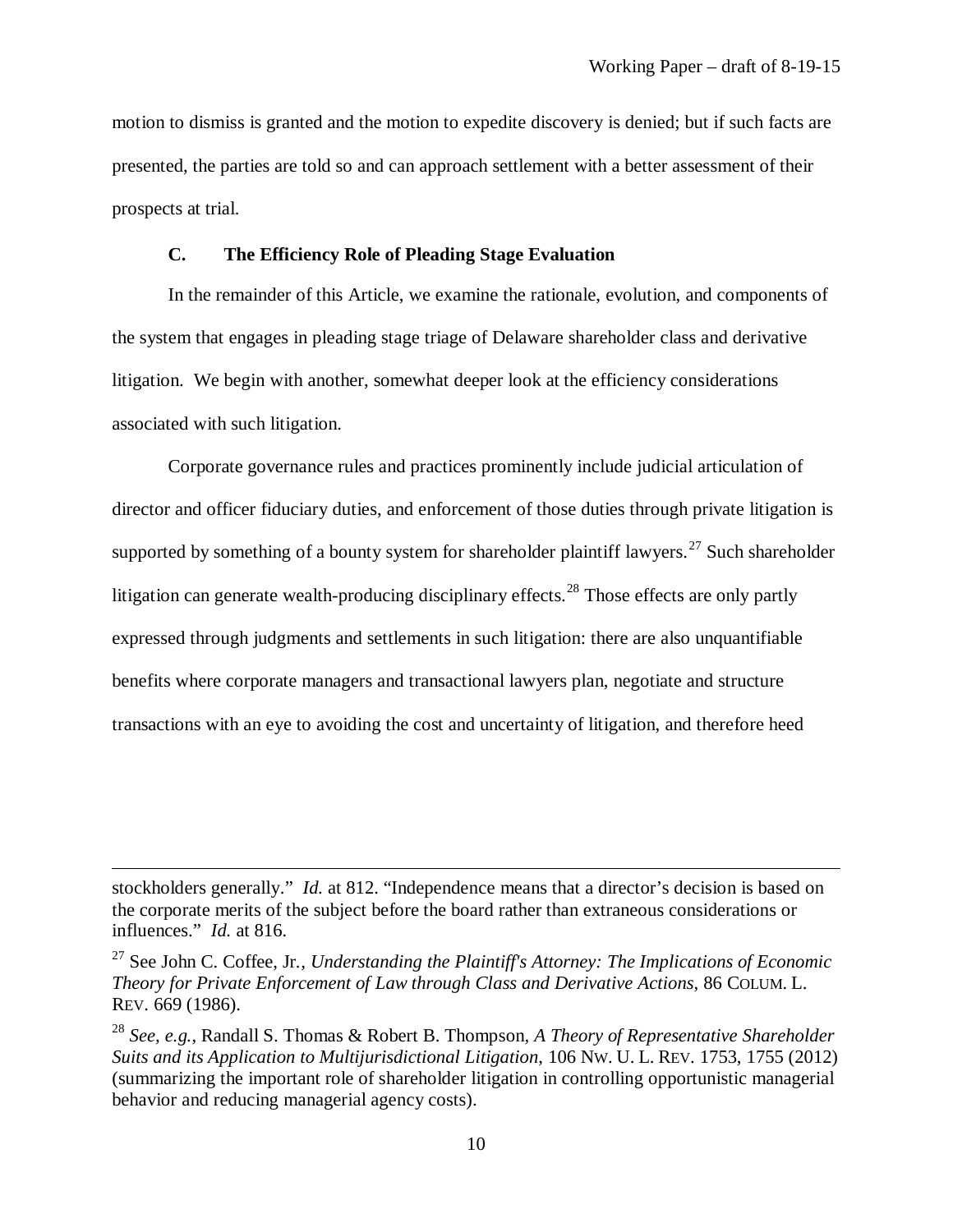motion to dismiss is granted and the motion to expedite discovery is denied; but if such facts are presented, the parties are told so and can approach settlement with a better assessment of their prospects at trial.

### C. The Efficiency Role of Pleading Stage Evaluation

In the remainder of this Article, we examine the rationale, evolution, and components of the system that engages in pleading stage triage of Delaware shareholder class and derivative litigation. We begin with another, somewhat deeper look at the efficiency considerations associated with such litigation.

Corporate governance rules and practices prominently include judicial articulation of director and officer fiduciary duties, and enforcement of those duties through private litigation is supported by something of a bounty system for shareholder plaintiff lawyers.[27] Such shareholder litigation can generate wealth-producing disciplinary effects.[28] Those effects are only partly expressed through judgments and settlements in such litigation: there are also unquantifiable benefits where corporate managers and transactional lawyers plan, negotiate and structure transactions with an eye to avoiding the cost and uncertainty of litigation, and therefore heed

---

stockholders generally." *Id.* at 812. "Independence means that a director's decision is based on the corporate merits of the subject before the board rather than extraneous considerations or influences." *Id.* at 816.

[27] See John C. Coffee, Jr., *Understanding the Plaintiff's Attorney: The Implications of Economic Theory for Private Enforcement of Law through Class and Derivative Actions*, 86 COLUM. L. REV. 669 (1986).

[28] *See, e.g.*, Randall S. Thomas & Robert B. Thompson, *A Theory of Representative Shareholder Suits and its Application to Multijurisdictional Litigation*, 106 NW. U. L. REV. 1753, 1755 (2012) (summarizing the important role of shareholder litigation in controlling opportunistic managerial behavior and reducing managerial agency costs).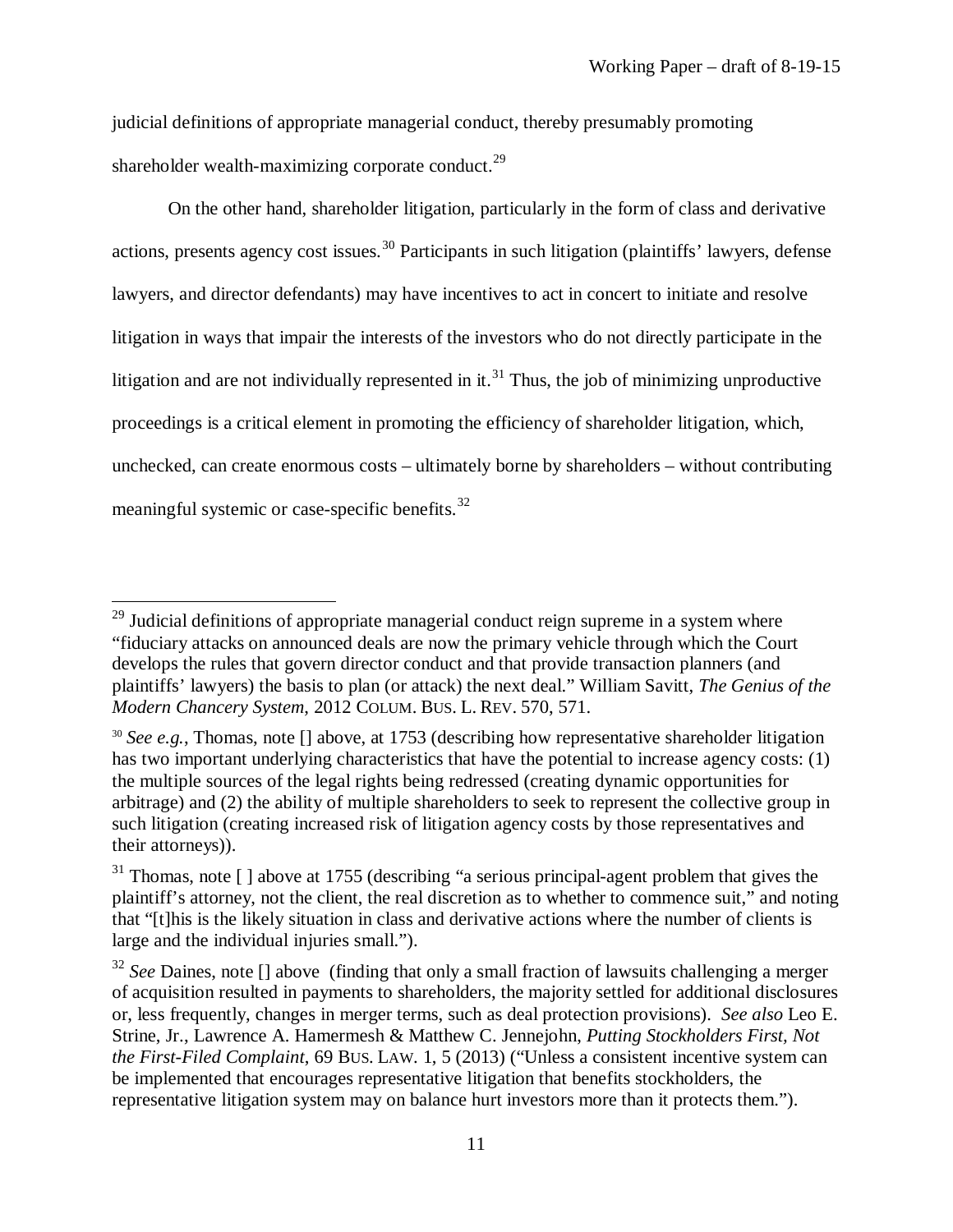judicial definitions of appropriate managerial conduct, thereby presumably promoting shareholder wealth-maximizing corporate conduct.[29]

On the other hand, shareholder litigation, particularly in the form of class and derivative actions, presents agency cost issues.[30] Participants in such litigation (plaintiffs' lawyers, defense lawyers, and director defendants) may have incentives to act in concert to initiate and resolve litigation in ways that impair the interests of the investors who do not directly participate in the litigation and are not individually represented in it.[31] Thus, the job of minimizing unproductive proceedings is a critical element in promoting the efficiency of shareholder litigation, which, unchecked, can create enormous costs – ultimately borne by shareholders – without contributing meaningful systemic or case-specific benefits.[32]

---

[29] Judicial definitions of appropriate managerial conduct reign supreme in a system where "fiduciary attacks on announced deals are now the primary vehicle through which the Court develops the rules that govern director conduct and that provide transaction planners (and plaintiffs' lawyers) the basis to plan (or attack) the next deal." William Savitt, *The Genius of the Modern Chancery System*, 2012 COLUM. BUS. L. REV. 570, 571.

[30] *See e.g.*, Thomas, note [] above, at 1753 (describing how representative shareholder litigation has two important underlying characteristics that have the potential to increase agency costs: (1) the multiple sources of the legal rights being redressed (creating dynamic opportunities for arbitrage) and (2) the ability of multiple shareholders to seek to represent the collective group in such litigation (creating increased risk of litigation agency costs by those representatives and their attorneys)).

[31] Thomas, note [ ] above at 1755 (describing "a serious principal-agent problem that gives the plaintiff's attorney, not the client, the real discretion as to whether to commence suit," and noting that "[t]his is the likely situation in class and derivative actions where the number of clients is large and the individual injuries small.").

[32] *See* Daines, note [] above (finding that only a small fraction of lawsuits challenging a merger of acquisition resulted in payments to shareholders, the majority settled for additional disclosures or, less frequently, changes in merger terms, such as deal protection provisions). *See also* Leo E. Strine, Jr., Lawrence A. Hamermesh & Matthew C. Jennejohn, *Putting Stockholders First, Not the First-Filed Complaint*, 69 BUS. LAW. 1, 5 (2013) ("Unless a consistent incentive system can be implemented that encourages representative litigation that benefits stockholders, the representative litigation system may on balance hurt investors more than it protects them.").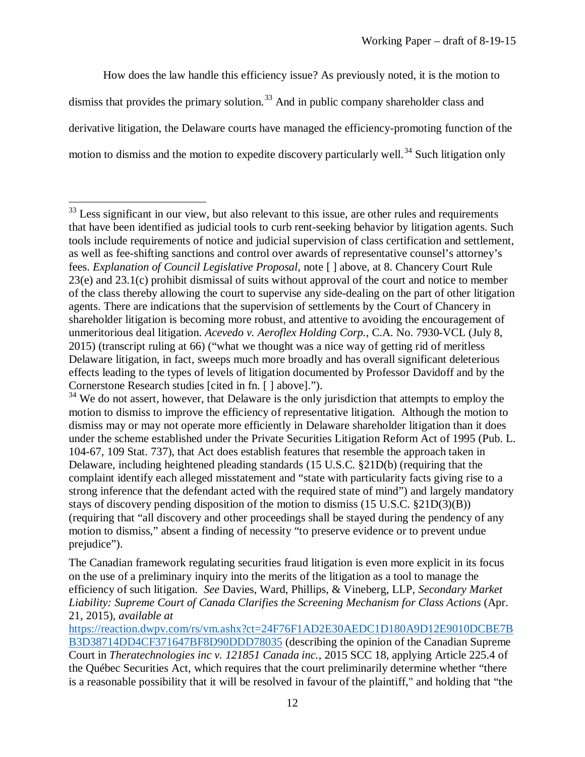How does the law handle this efficiency issue? As previously noted, it is the motion to dismiss that provides the primary solution.[33] And in public company shareholder class and derivative litigation, the Delaware courts have managed the efficiency-promoting function of the motion to dismiss and the motion to expedite discovery particularly well.[34] Such litigation only

---

[33] Less significant in our view, but also relevant to this issue, are other rules and requirements that have been identified as judicial tools to curb rent-seeking behavior by litigation agents. Such tools include requirements of notice and judicial supervision of class certification and settlement, as well as fee-shifting sanctions and control over awards of representative counsel's attorney's fees. *Explanation of Council Legislative Proposal*, note [ ] above, at 8. Chancery Court Rule 23(e) and 23.1(c) prohibit dismissal of suits without approval of the court and notice to member of the class thereby allowing the court to supervise any side-dealing on the part of other litigation agents. There are indications that the supervision of settlements by the Court of Chancery in shareholder litigation is becoming more robust, and attentive to avoiding the encouragement of unmeritorious deal litigation. *Acevedo v. Aeroflex Holding Corp.*, C.A. No. 7930-VCL (July 8, 2015) (transcript ruling at 66) ("what we thought was a nice way of getting rid of meritless Delaware litigation, in fact, sweeps much more broadly and has overall significant deleterious effects leading to the types of levels of litigation documented by Professor Davidoff and by the Cornerstone Research studies [cited in fn. [ ] above].").

[34] We do not assert, however, that Delaware is the only jurisdiction that attempts to employ the motion to dismiss to improve the efficiency of representative litigation. Although the motion to dismiss may or may not operate more efficiently in Delaware shareholder litigation than it does under the scheme established under the Private Securities Litigation Reform Act of 1995 (Pub. L. 104-67, 109 Stat. 737), that Act does establish features that resemble the approach taken in Delaware, including heightened pleading standards (15 U.S.C. §21D(b) (requiring that the complaint identify each alleged misstatement and "state with particularity facts giving rise to a strong inference that the defendant acted with the required state of mind") and largely mandatory stays of discovery pending disposition of the motion to dismiss (15 U.S.C. §21D(3)(B)) (requiring that "all discovery and other proceedings shall be stayed during the pendency of any motion to dismiss," absent a finding of necessity "to preserve evidence or to prevent undue prejudice").

The Canadian framework regulating securities fraud litigation is even more explicit in its focus on the use of a preliminary inquiry into the merits of the litigation as a tool to manage the efficiency of such litigation. *See* Davies, Ward, Phillips, & Vineberg, LLP, *Secondary Market Liability: Supreme Court of Canada Clarifies the Screening Mechanism for Class Actions* (Apr. 21, 2015), *available at* https://reaction.dwpv.com/rs/vm.ashx?ct=24F76F1AD2E30AEDC1D180A9D12E9010DCBE7BB3D38714DD4CF371647BF8D90DDD78035 (describing the opinion of the Canadian Supreme Court in *Theratechnologies inc v. 121851 Canada inc.*, 2015 SCC 18, applying Article 225.4 of the Québec Securities Act, which requires that the court preliminarily determine whether "there is a reasonable possibility that it will be resolved in favour of the plaintiff," and holding that "the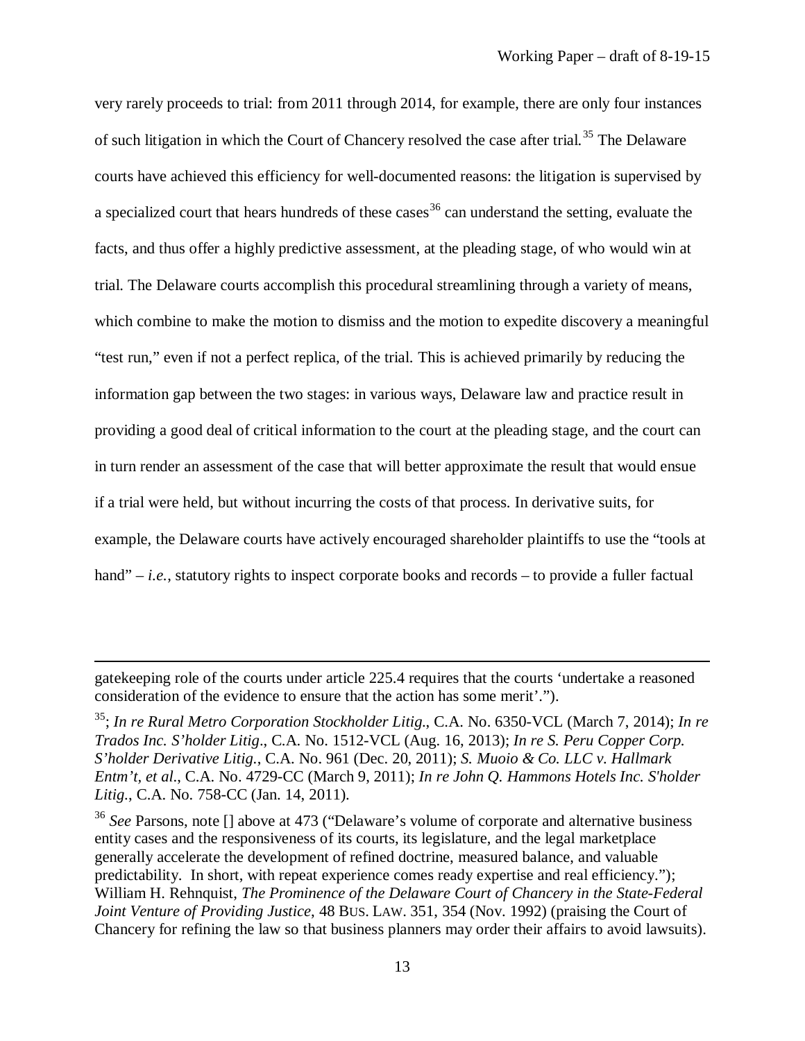very rarely proceeds to trial: from 2011 through 2014, for example, there are only four instances of such litigation in which the Court of Chancery resolved the case after trial.[35] The Delaware courts have achieved this efficiency for well-documented reasons: the litigation is supervised by a specialized court that hears hundreds of these cases[36] can understand the setting, evaluate the facts, and thus offer a highly predictive assessment, at the pleading stage, of who would win at trial. The Delaware courts accomplish this procedural streamlining through a variety of means, which combine to make the motion to dismiss and the motion to expedite discovery a meaningful "test run," even if not a perfect replica, of the trial. This is achieved primarily by reducing the information gap between the two stages: in various ways, Delaware law and practice result in providing a good deal of critical information to the court at the pleading stage, and the court can in turn render an assessment of the case that will better approximate the result that would ensue if a trial were held, but without incurring the costs of that process. In derivative suits, for example, the Delaware courts have actively encouraged shareholder plaintiffs to use the "tools at hand" – *i.e.*, statutory rights to inspect corporate books and records – to provide a fuller factual

---

gatekeeping role of the courts under article 225.4 requires that the courts 'undertake a reasoned consideration of the evidence to ensure that the action has some merit'.").

[35]; *In re Rural Metro Corporation Stockholder Litig.*, C.A. No. 6350-VCL (March 7, 2014); *In re Trados Inc. S'holder Litig*., C.A. No. 1512-VCL (Aug. 16, 2013); *In re S. Peru Copper Corp. S'holder Derivative Litig.*, C.A. No. 961 (Dec. 20, 2011); *S. Muoio & Co. LLC v. Hallmark Entm't, et al.*, C.A. No. 4729-CC (March 9, 2011); *In re John Q. Hammons Hotels Inc. S'holder Litig.*, C.A. No. 758-CC (Jan. 14, 2011).

[36] *See* Parsons, note [] above at 473 ("Delaware's volume of corporate and alternative business entity cases and the responsiveness of its courts, its legislature, and the legal marketplace generally accelerate the development of refined doctrine, measured balance, and valuable predictability. In short, with repeat experience comes ready expertise and real efficiency."); William H. Rehnquist, *The Prominence of the Delaware Court of Chancery in the State-Federal Joint Venture of Providing Justice*, 48 BUS. LAW. 351, 354 (Nov. 1992) (praising the Court of Chancery for refining the law so that business planners may order their affairs to avoid lawsuits).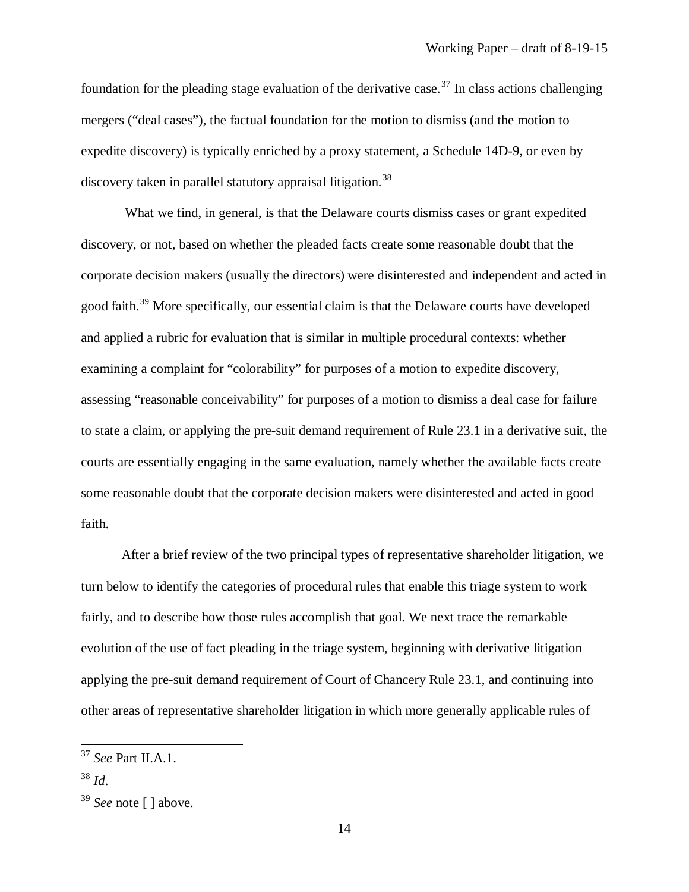foundation for the pleading stage evaluation of the derivative case.[37] In class actions challenging mergers ("deal cases"), the factual foundation for the motion to dismiss (and the motion to expedite discovery) is typically enriched by a proxy statement, a Schedule 14D-9, or even by discovery taken in parallel statutory appraisal litigation.[38]

What we find, in general, is that the Delaware courts dismiss cases or grant expedited discovery, or not, based on whether the pleaded facts create some reasonable doubt that the corporate decision makers (usually the directors) were disinterested and independent and acted in good faith.[39] More specifically, our essential claim is that the Delaware courts have developed and applied a rubric for evaluation that is similar in multiple procedural contexts: whether examining a complaint for "colorability" for purposes of a motion to expedite discovery, assessing "reasonable conceivability" for purposes of a motion to dismiss a deal case for failure to state a claim, or applying the pre-suit demand requirement of Rule 23.1 in a derivative suit, the courts are essentially engaging in the same evaluation, namely whether the available facts create some reasonable doubt that the corporate decision makers were disinterested and acted in good faith.

After a brief review of the two principal types of representative shareholder litigation, we turn below to identify the categories of procedural rules that enable this triage system to work fairly, and to describe how those rules accomplish that goal. We next trace the remarkable evolution of the use of fact pleading in the triage system, beginning with derivative litigation applying the pre-suit demand requirement of Court of Chancery Rule 23.1, and continuing into other areas of representative shareholder litigation in which more generally applicable rules of

---

[37] *See* Part II.A.1.

[38] *Id*.

[39] *See* note [ ] above.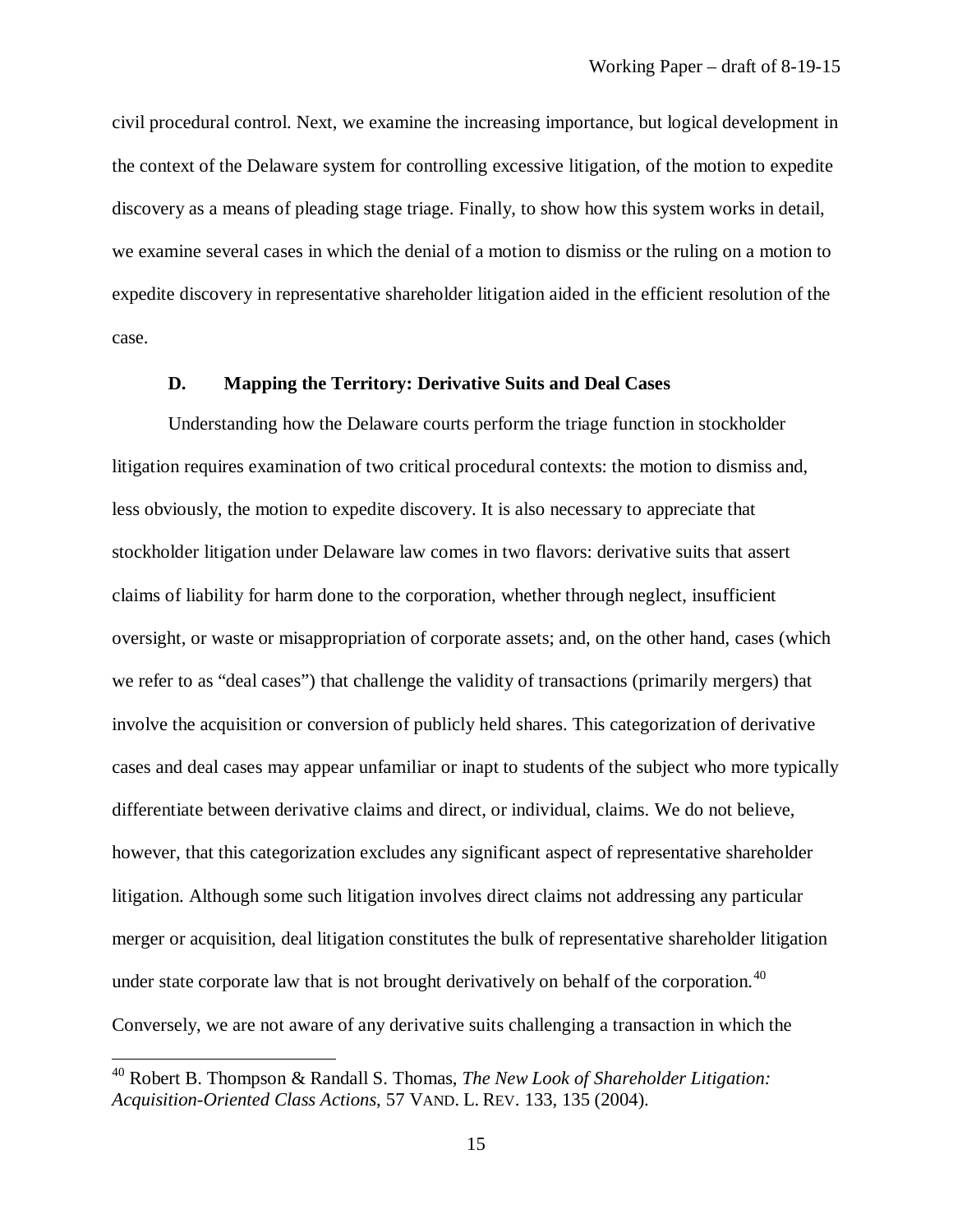civil procedural control. Next, we examine the increasing importance, but logical development in the context of the Delaware system for controlling excessive litigation, of the motion to expedite discovery as a means of pleading stage triage. Finally, to show how this system works in detail, we examine several cases in which the denial of a motion to dismiss or the ruling on a motion to expedite discovery in representative shareholder litigation aided in the efficient resolution of the case.

### D. Mapping the Territory: Derivative Suits and Deal Cases

Understanding how the Delaware courts perform the triage function in stockholder litigation requires examination of two critical procedural contexts: the motion to dismiss and, less obviously, the motion to expedite discovery. It is also necessary to appreciate that stockholder litigation under Delaware law comes in two flavors: derivative suits that assert claims of liability for harm done to the corporation, whether through neglect, insufficient oversight, or waste or misappropriation of corporate assets; and, on the other hand, cases (which we refer to as "deal cases") that challenge the validity of transactions (primarily mergers) that involve the acquisition or conversion of publicly held shares. This categorization of derivative cases and deal cases may appear unfamiliar or inapt to students of the subject who more typically differentiate between derivative claims and direct, or individual, claims. We do not believe, however, that this categorization excludes any significant aspect of representative shareholder litigation. Although some such litigation involves direct claims not addressing any particular merger or acquisition, deal litigation constitutes the bulk of representative shareholder litigation under state corporate law that is not brought derivatively on behalf of the corporation.[40] Conversely, we are not aware of any derivative suits challenging a transaction in which the

---

[40] Robert B. Thompson & Randall S. Thomas, *The New Look of Shareholder Litigation: Acquisition-Oriented Class Actions*, 57 VAND. L. REV. 133, 135 (2004).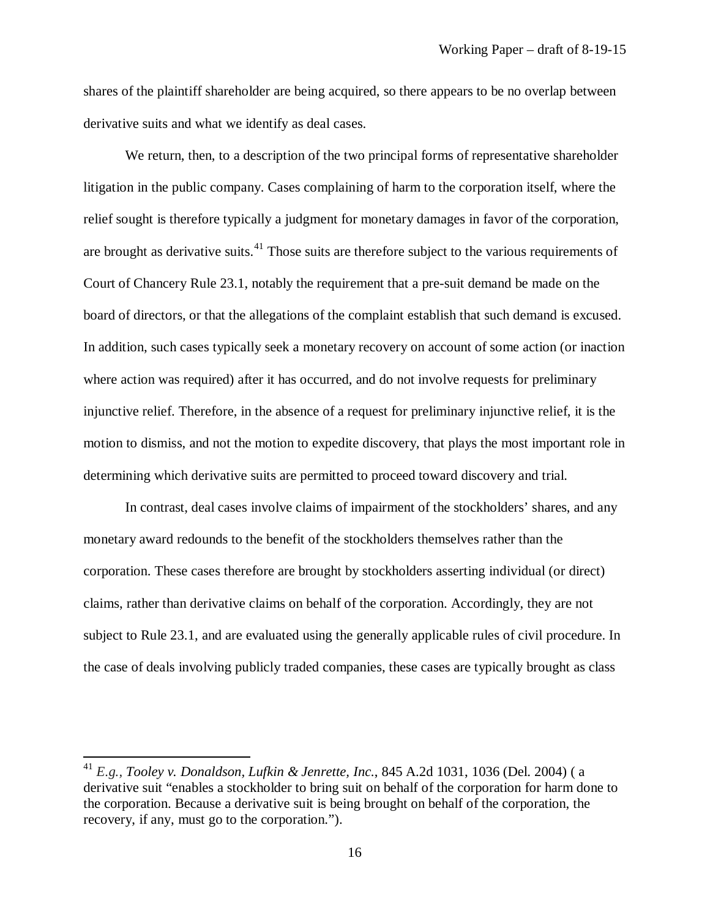shares of the plaintiff shareholder are being acquired, so there appears to be no overlap between derivative suits and what we identify as deal cases.

We return, then, to a description of the two principal forms of representative shareholder litigation in the public company. Cases complaining of harm to the corporation itself, where the relief sought is therefore typically a judgment for monetary damages in favor of the corporation, are brought as derivative suits.[41] Those suits are therefore subject to the various requirements of Court of Chancery Rule 23.1, notably the requirement that a pre-suit demand be made on the board of directors, or that the allegations of the complaint establish that such demand is excused. In addition, such cases typically seek a monetary recovery on account of some action (or inaction where action was required) after it has occurred, and do not involve requests for preliminary injunctive relief. Therefore, in the absence of a request for preliminary injunctive relief, it is the motion to dismiss, and not the motion to expedite discovery, that plays the most important role in determining which derivative suits are permitted to proceed toward discovery and trial.

In contrast, deal cases involve claims of impairment of the stockholders' shares, and any monetary award redounds to the benefit of the stockholders themselves rather than the corporation. These cases therefore are brought by stockholders asserting individual (or direct) claims, rather than derivative claims on behalf of the corporation. Accordingly, they are not subject to Rule 23.1, and are evaluated using the generally applicable rules of civil procedure. In the case of deals involving publicly traded companies, these cases are typically brought as class

---

[41] *E.g.*, *Tooley v. Donaldson, Lufkin & Jenrette, Inc.*, 845 A.2d 1031, 1036 (Del. 2004) ( a derivative suit "enables a stockholder to bring suit on behalf of the corporation for harm done to the corporation. Because a derivative suit is being brought on behalf of the corporation, the recovery, if any, must go to the corporation.").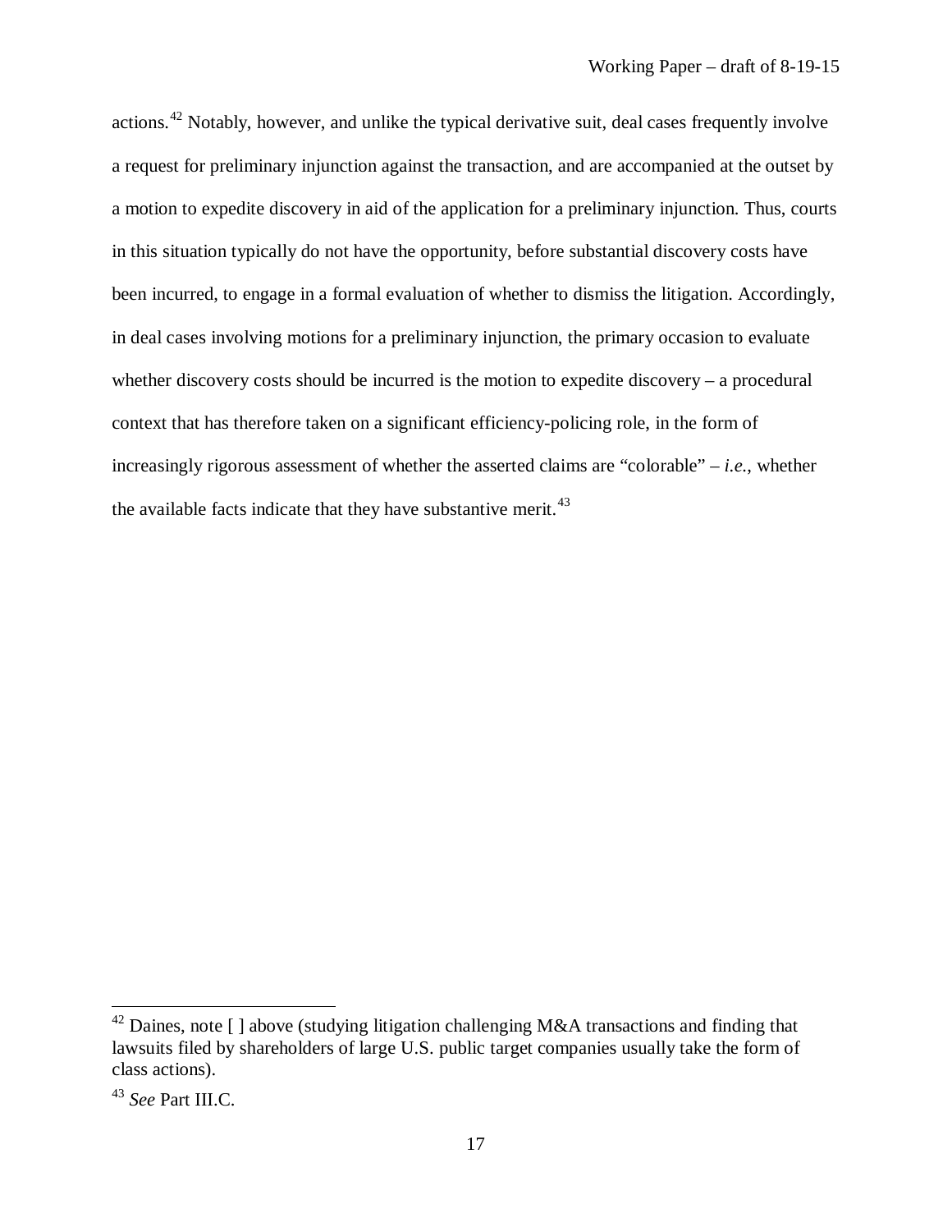actions.[42] Notably, however, and unlike the typical derivative suit, deal cases frequently involve a request for preliminary injunction against the transaction, and are accompanied at the outset by a motion to expedite discovery in aid of the application for a preliminary injunction. Thus, courts in this situation typically do not have the opportunity, before substantial discovery costs have been incurred, to engage in a formal evaluation of whether to dismiss the litigation. Accordingly, in deal cases involving motions for a preliminary injunction, the primary occasion to evaluate whether discovery costs should be incurred is the motion to expedite discovery – a procedural context that has therefore taken on a significant efficiency-policing role, in the form of increasingly rigorous assessment of whether the asserted claims are "colorable" – *i.e.*, whether the available facts indicate that they have substantive merit.[43]

---

[42] Daines, note [ ] above (studying litigation challenging M&A transactions and finding that lawsuits filed by shareholders of large U.S. public target companies usually take the form of class actions).

[43] *See* Part III.C.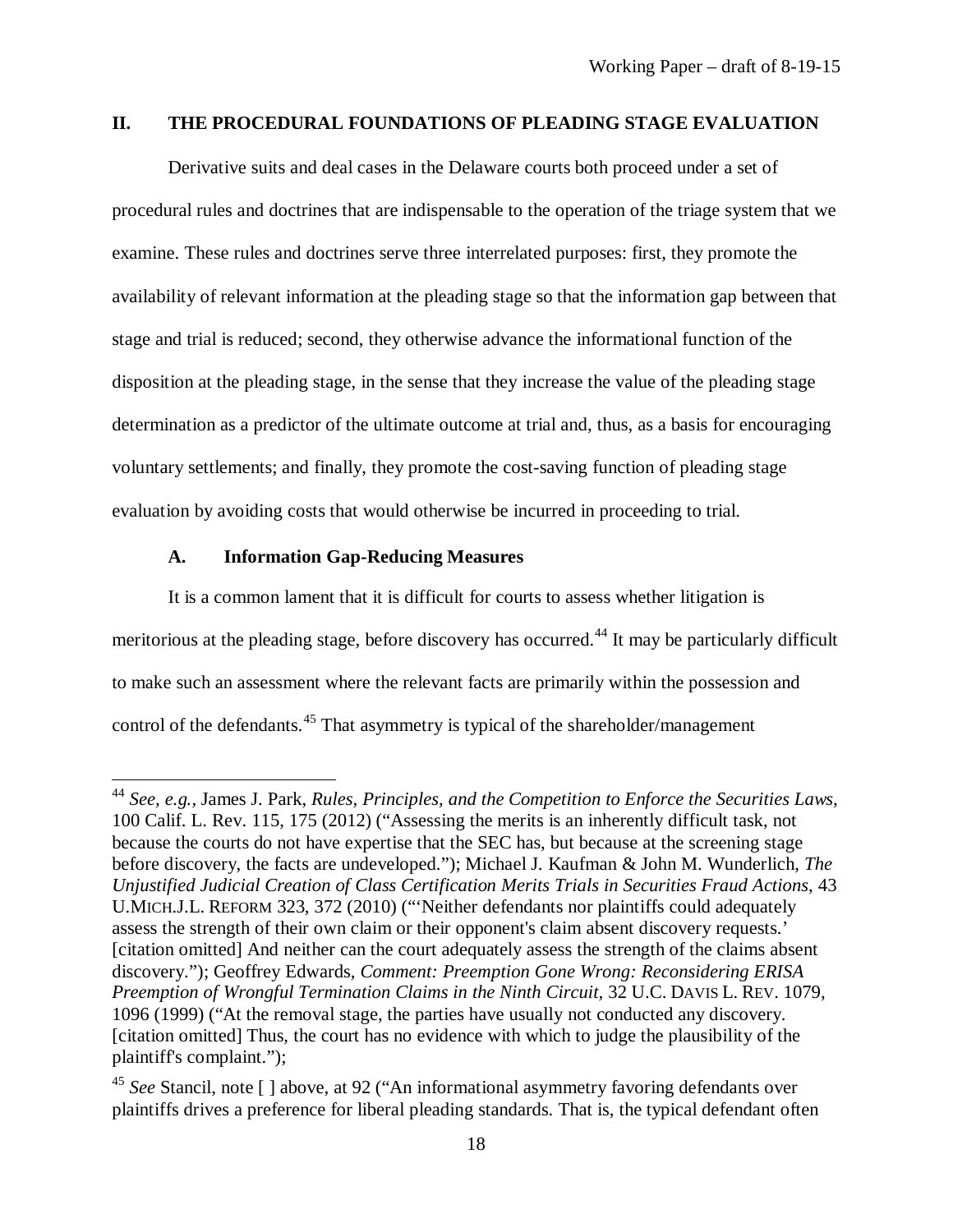## II. THE PROCEDURAL FOUNDATIONS OF PLEADING STAGE EVALUATION

Derivative suits and deal cases in the Delaware courts both proceed under a set of procedural rules and doctrines that are indispensable to the operation of the triage system that we examine. These rules and doctrines serve three interrelated purposes: first, they promote the availability of relevant information at the pleading stage so that the information gap between that stage and trial is reduced; second, they otherwise advance the informational function of the disposition at the pleading stage, in the sense that they increase the value of the pleading stage determination as a predictor of the ultimate outcome at trial and, thus, as a basis for encouraging voluntary settlements; and finally, they promote the cost-saving function of pleading stage evaluation by avoiding costs that would otherwise be incurred in proceeding to trial.

### A. Information Gap-Reducing Measures

It is a common lament that it is difficult for courts to assess whether litigation is meritorious at the pleading stage, before discovery has occurred.[44] It may be particularly difficult to make such an assessment where the relevant facts are primarily within the possession and control of the defendants.[45] That asymmetry is typical of the shareholder/management

---

[44] *See, e.g.*, James J. Park, *Rules, Principles, and the Competition to Enforce the Securities Laws*, 100 Calif. L. Rev. 115, 175 (2012) ("Assessing the merits is an inherently difficult task, not because the courts do not have expertise that the SEC has, but because at the screening stage before discovery, the facts are undeveloped."); Michael J. Kaufman & John M. Wunderlich, *The Unjustified Judicial Creation of Class Certification Merits Trials in Securities Fraud Actions*, 43 U.MICH.J.L. REFORM 323, 372 (2010) ("'Neither defendants nor plaintiffs could adequately assess the strength of their own claim or their opponent's claim absent discovery requests.' [citation omitted] And neither can the court adequately assess the strength of the claims absent discovery."); Geoffrey Edwards, *Comment: Preemption Gone Wrong: Reconsidering ERISA Preemption of Wrongful Termination Claims in the Ninth Circuit*, 32 U.C. DAVIS L. REV. 1079, 1096 (1999) ("At the removal stage, the parties have usually not conducted any discovery. [citation omitted] Thus, the court has no evidence with which to judge the plausibility of the plaintiff's complaint.");

[45] *See* Stancil, note [ ] above, at 92 ("An informational asymmetry favoring defendants over plaintiffs drives a preference for liberal pleading standards. That is, the typical defendant often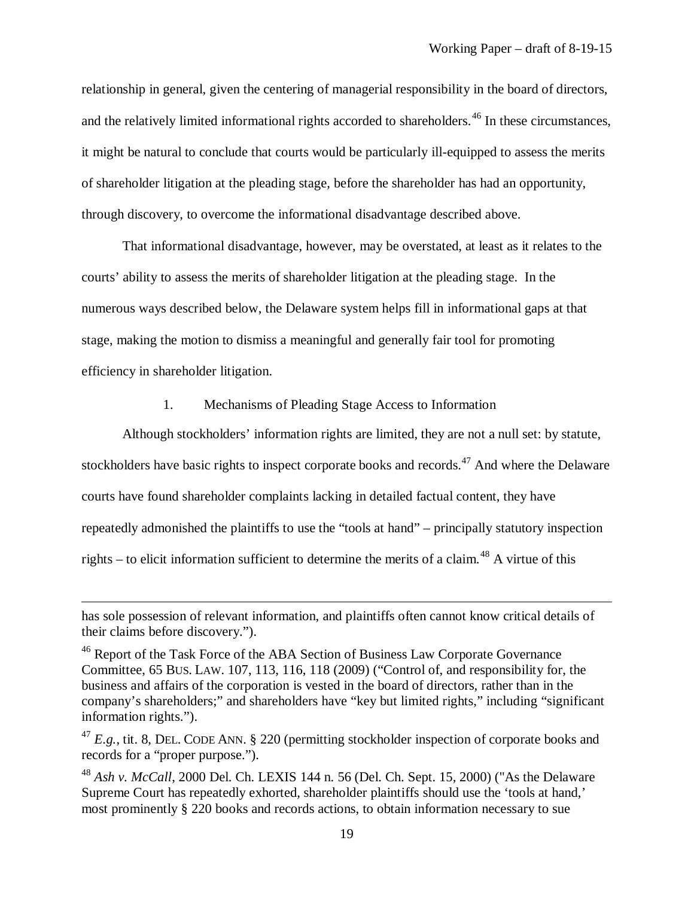relationship in general, given the centering of managerial responsibility in the board of directors, and the relatively limited informational rights accorded to shareholders.[46] In these circumstances, it might be natural to conclude that courts would be particularly ill-equipped to assess the merits of shareholder litigation at the pleading stage, before the shareholder has had an opportunity, through discovery, to overcome the informational disadvantage described above.

That informational disadvantage, however, may be overstated, at least as it relates to the courts' ability to assess the merits of shareholder litigation at the pleading stage. In the numerous ways described below, the Delaware system helps fill in informational gaps at that stage, making the motion to dismiss a meaningful and generally fair tool for promoting efficiency in shareholder litigation.

### 1. Mechanisms of Pleading Stage Access to Information

Although stockholders' information rights are limited, they are not a null set: by statute, stockholders have basic rights to inspect corporate books and records.[47] And where the Delaware courts have found shareholder complaints lacking in detailed factual content, they have repeatedly admonished the plaintiffs to use the "tools at hand" – principally statutory inspection rights – to elicit information sufficient to determine the merits of a claim.[48] A virtue of this

---

has sole possession of relevant information, and plaintiffs often cannot know critical details of their claims before discovery.").

[46] Report of the Task Force of the ABA Section of Business Law Corporate Governance Committee, 65 BUS. LAW. 107, 113, 116, 118 (2009) ("Control of, and responsibility for, the business and affairs of the corporation is vested in the board of directors, rather than in the company's shareholders;" and shareholders have "key but limited rights," including "significant information rights.").

[47] *E.g.*, tit. 8, DEL. CODE ANN. § 220 (permitting stockholder inspection of corporate books and records for a "proper purpose.").

[48] *Ash v. McCall*, 2000 Del. Ch. LEXIS 144 n. 56 (Del. Ch. Sept. 15, 2000) ("As the Delaware Supreme Court has repeatedly exhorted, shareholder plaintiffs should use the 'tools at hand,' most prominently § 220 books and records actions, to obtain information necessary to sue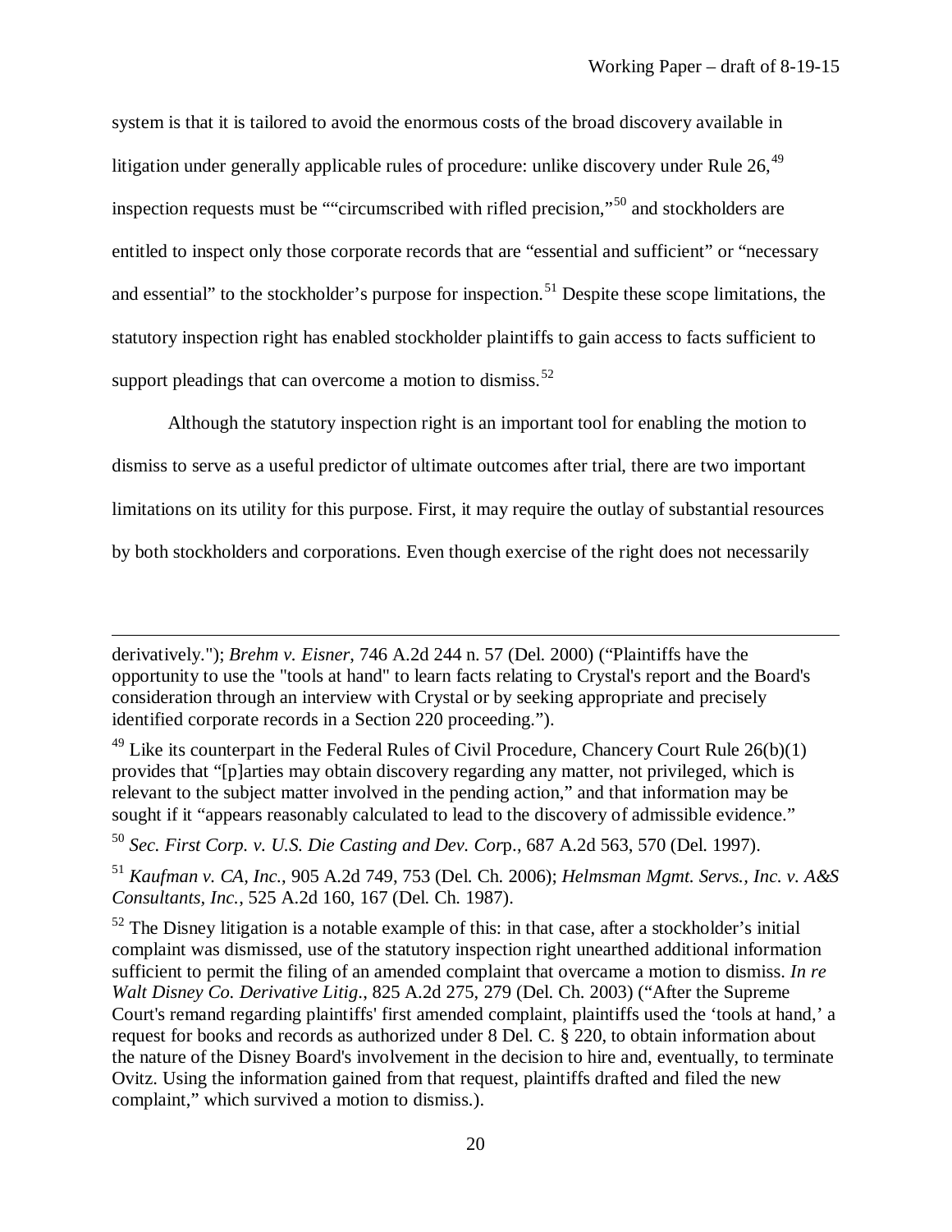system is that it is tailored to avoid the enormous costs of the broad discovery available in litigation under generally applicable rules of procedure: unlike discovery under Rule 26,[49] inspection requests must be ""circumscribed with rifled precision,"[50] and stockholders are entitled to inspect only those corporate records that are "essential and sufficient" or "necessary and essential" to the stockholder's purpose for inspection.[51] Despite these scope limitations, the statutory inspection right has enabled stockholder plaintiffs to gain access to facts sufficient to support pleadings that can overcome a motion to dismiss.[52]

Although the statutory inspection right is an important tool for enabling the motion to dismiss to serve as a useful predictor of ultimate outcomes after trial, there are two important limitations on its utility for this purpose. First, it may require the outlay of substantial resources by both stockholders and corporations. Even though exercise of the right does not necessarily

---

derivatively."); *Brehm v. Eisner*, 746 A.2d 244 n. 57 (Del. 2000) ("Plaintiffs have the opportunity to use the "tools at hand" to learn facts relating to Crystal's report and the Board's consideration through an interview with Crystal or by seeking appropriate and precisely identified corporate records in a Section 220 proceeding.").

[49] Like its counterpart in the Federal Rules of Civil Procedure, Chancery Court Rule 26(b)(1) provides that "[p]arties may obtain discovery regarding any matter, not privileged, which is relevant to the subject matter involved in the pending action," and that information may be sought if it "appears reasonably calculated to lead to the discovery of admissible evidence."

[50] *Sec. First Corp. v. U.S. Die Casting and Dev. Corp.*, 687 A.2d 563, 570 (Del. 1997).

[51] *Kaufman v. CA, Inc.*, 905 A.2d 749, 753 (Del. Ch. 2006); *Helmsman Mgmt. Servs., Inc. v. A&S Consultants, Inc.*, 525 A.2d 160, 167 (Del. Ch. 1987).

[52] The Disney litigation is a notable example of this: in that case, after a stockholder's initial complaint was dismissed, use of the statutory inspection right unearthed additional information sufficient to permit the filing of an amended complaint that overcame a motion to dismiss. *In re Walt Disney Co. Derivative Litig.*, 825 A.2d 275, 279 (Del. Ch. 2003) ("After the Supreme Court's remand regarding plaintiffs' first amended complaint, plaintiffs used the 'tools at hand,' a request for books and records as authorized under 8 Del. C. § 220, to obtain information about the nature of the Disney Board's involvement in the decision to hire and, eventually, to terminate Ovitz. Using the information gained from that request, plaintiffs drafted and filed the new complaint," which survived a motion to dismiss.).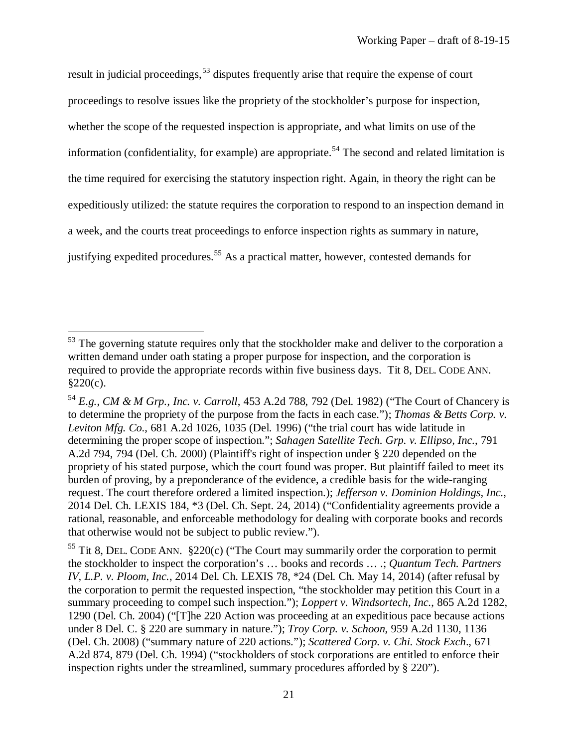result in judicial proceedings,[53] disputes frequently arise that require the expense of court proceedings to resolve issues like the propriety of the stockholder's purpose for inspection, whether the scope of the requested inspection is appropriate, and what limits on use of the information (confidentiality, for example) are appropriate.[54] The second and related limitation is the time required for exercising the statutory inspection right. Again, in theory the right can be expeditiously utilized: the statute requires the corporation to respond to an inspection demand in a week, and the courts treat proceedings to enforce inspection rights as summary in nature, justifying expedited procedures.[55] As a practical matter, however, contested demands for

---

[53] The governing statute requires only that the stockholder make and deliver to the corporation a written demand under oath stating a proper purpose for inspection, and the corporation is required to provide the appropriate records within five business days. Tit 8, DEL. CODE ANN. §220(c).

[54] *E.g.*, *CM & M Grp., Inc. v. Carroll*, 453 A.2d 788, 792 (Del. 1982) ("The Court of Chancery is to determine the propriety of the purpose from the facts in each case."); *Thomas & Betts Corp. v. Leviton Mfg. Co.*, 681 A.2d 1026, 1035 (Del. 1996) ("the trial court has wide latitude in determining the proper scope of inspection."; *Sahagen Satellite Tech. Grp. v. Ellipso, Inc.*, 791 A.2d 794, 794 (Del. Ch. 2000) (Plaintiff's right of inspection under § 220 depended on the propriety of his stated purpose, which the court found was proper. But plaintiff failed to meet its burden of proving, by a preponderance of the evidence, a credible basis for the wide-ranging request. The court therefore ordered a limited inspection.); *Jefferson v. Dominion Holdings, Inc.*, 2014 Del. Ch. LEXIS 184, *3 (Del. Ch. Sept. 24, 2014) ("Confidentiality agreements provide a rational, reasonable, and enforceable methodology for dealing with corporate books and records that otherwise would not be subject to public review.").

[55] Tit 8, DEL. CODE ANN. §220(c) ("The Court may summarily order the corporation to permit the stockholder to inspect the corporation's … books and records … .; *Quantum Tech. Partners IV, L.P. v. Ploom, Inc.*, 2014 Del. Ch. LEXIS 78, *24 (Del. Ch. May 14, 2014) (after refusal by the corporation to permit the requested inspection, "the stockholder may petition this Court in a summary proceeding to compel such inspection."); *Loppert v. Windsortech, Inc.*, 865 A.2d 1282, 1290 (Del. Ch. 2004) ("[T]he 220 Action was proceeding at an expeditious pace because actions under 8 Del. C. § 220 are summary in nature."); *Troy Corp. v. Schoon*, 959 A.2d 1130, 1136 (Del. Ch. 2008) ("summary nature of 220 actions."); *Scattered Corp. v. Chi. Stock Exch*., 671 A.2d 874, 879 (Del. Ch. 1994) ("stockholders of stock corporations are entitled to enforce their inspection rights under the streamlined, summary procedures afforded by § 220").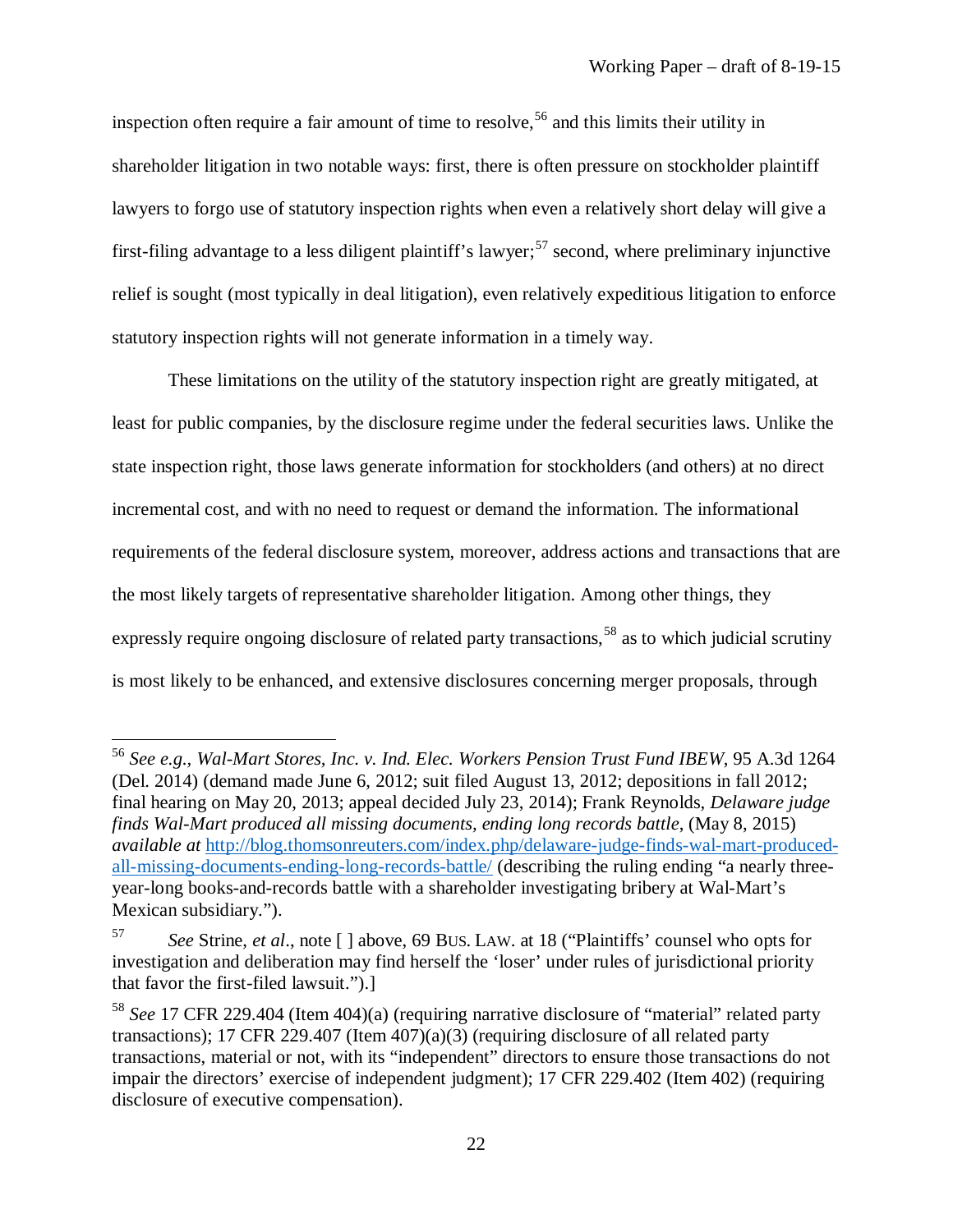inspection often require a fair amount of time to resolve,[56] and this limits their utility in shareholder litigation in two notable ways: first, there is often pressure on stockholder plaintiff lawyers to forgo use of statutory inspection rights when even a relatively short delay will give a first-filing advantage to a less diligent plaintiff's lawyer;[57] second, where preliminary injunctive relief is sought (most typically in deal litigation), even relatively expeditious litigation to enforce statutory inspection rights will not generate information in a timely way.

These limitations on the utility of the statutory inspection right are greatly mitigated, at least for public companies, by the disclosure regime under the federal securities laws. Unlike the state inspection right, those laws generate information for stockholders (and others) at no direct incremental cost, and with no need to request or demand the information. The informational requirements of the federal disclosure system, moreover, address actions and transactions that are the most likely targets of representative shareholder litigation. Among other things, they expressly require ongoing disclosure of related party transactions,[58] as to which judicial scrutiny is most likely to be enhanced, and extensive disclosures concerning merger proposals, through

---

[56] *See e.g.*, *Wal-Mart Stores, Inc. v. Ind. Elec. Workers Pension Trust Fund IBEW*, 95 A.3d 1264 (Del. 2014) (demand made June 6, 2012; suit filed August 13, 2012; depositions in fall 2012; final hearing on May 20, 2013; appeal decided July 23, 2014); Frank Reynolds, *Delaware judge finds Wal-Mart produced all missing documents, ending long records battle*, (May 8, 2015) *available at* http://blog.thomsonreuters.com/index.php/delaware-judge-finds-wal-mart-produced-all-missing-documents-ending-long-records-battle/ (describing the ruling ending "a nearly three-year-long books-and-records battle with a shareholder investigating bribery at Wal-Mart's Mexican subsidiary.").

[57] *See* Strine, *et al*., note [ ] above, 69 BUS. LAW. at 18 ("Plaintiffs' counsel who opts for investigation and deliberation may find herself the 'loser' under rules of jurisdictional priority that favor the first-filed lawsuit.").]

[58] *See* 17 CFR 229.404 (Item 404)(a) (requiring narrative disclosure of "material" related party transactions); 17 CFR 229.407 (Item 407)(a)(3) (requiring disclosure of all related party transactions, material or not, with its "independent" directors to ensure those transactions do not impair the directors' exercise of independent judgment); 17 CFR 229.402 (Item 402) (requiring disclosure of executive compensation).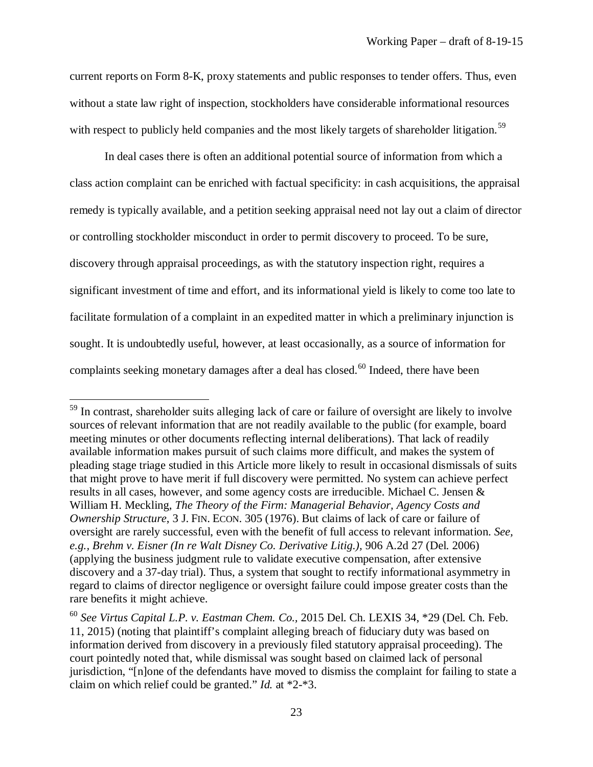current reports on Form 8-K, proxy statements and public responses to tender offers. Thus, even without a state law right of inspection, stockholders have considerable informational resources with respect to publicly held companies and the most likely targets of shareholder litigation.[59]

In deal cases there is often an additional potential source of information from which a class action complaint can be enriched with factual specificity: in cash acquisitions, the appraisal remedy is typically available, and a petition seeking appraisal need not lay out a claim of director or controlling stockholder misconduct in order to permit discovery to proceed. To be sure, discovery through appraisal proceedings, as with the statutory inspection right, requires a significant investment of time and effort, and its informational yield is likely to come too late to facilitate formulation of a complaint in an expedited matter in which a preliminary injunction is sought. It is undoubtedly useful, however, at least occasionally, as a source of information for complaints seeking monetary damages after a deal has closed.[60] Indeed, there have been

---

[59] In contrast, shareholder suits alleging lack of care or failure of oversight are likely to involve sources of relevant information that are not readily available to the public (for example, board meeting minutes or other documents reflecting internal deliberations). That lack of readily available information makes pursuit of such claims more difficult, and makes the system of pleading stage triage studied in this Article more likely to result in occasional dismissals of suits that might prove to have merit if full discovery were permitted. No system can achieve perfect results in all cases, however, and some agency costs are irreducible. Michael C. Jensen & William H. Meckling, *The Theory of the Firm: Managerial Behavior, Agency Costs and Ownership Structure*, 3 J. FIN. ECON. 305 (1976). But claims of lack of care or failure of oversight are rarely successful, even with the benefit of full access to relevant information. *See, e.g.*, *Brehm v. Eisner (In re Walt Disney Co. Derivative Litig.)*, 906 A.2d 27 (Del. 2006) (applying the business judgment rule to validate executive compensation, after extensive discovery and a 37-day trial). Thus, a system that sought to rectify informational asymmetry in regard to claims of director negligence or oversight failure could impose greater costs than the rare benefits it might achieve.

[60] *See Virtus Capital L.P. v. Eastman Chem. Co.*, 2015 Del. Ch. LEXIS 34, *29 (Del. Ch. Feb. 11, 2015) (noting that plaintiff's complaint alleging breach of fiduciary duty was based on information derived from discovery in a previously filed statutory appraisal proceeding). The court pointedly noted that, while dismissal was sought based on claimed lack of personal jurisdiction, "[n]one of the defendants have moved to dismiss the complaint for failing to state a claim on which relief could be granted." *Id.* at *2-*3.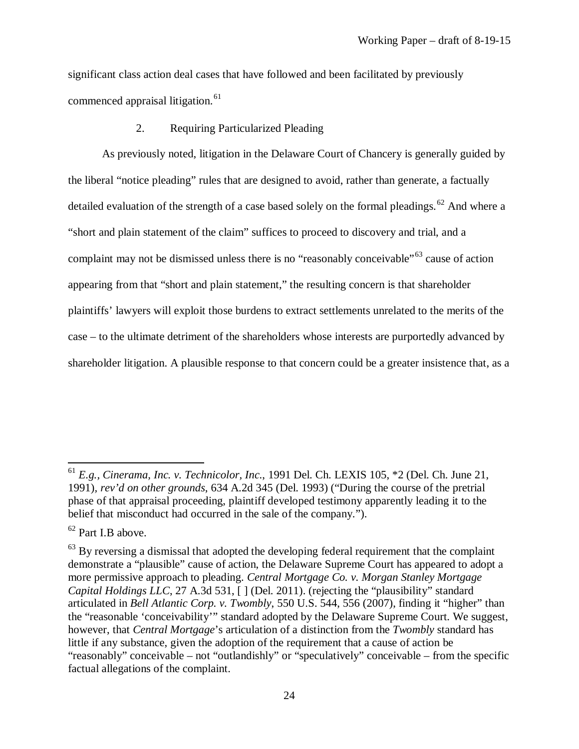significant class action deal cases that have followed and been facilitated by previously commenced appraisal litigation.[61]

### 2. Requiring Particularized Pleading

As previously noted, litigation in the Delaware Court of Chancery is generally guided by the liberal "notice pleading" rules that are designed to avoid, rather than generate, a factually detailed evaluation of the strength of a case based solely on the formal pleadings.[62] And where a "short and plain statement of the claim" suffices to proceed to discovery and trial, and a complaint may not be dismissed unless there is no "reasonably conceivable"[63] cause of action appearing from that "short and plain statement," the resulting concern is that shareholder plaintiffs' lawyers will exploit those burdens to extract settlements unrelated to the merits of the case – to the ultimate detriment of the shareholders whose interests are purportedly advanced by shareholder litigation. A plausible response to that concern could be a greater insistence that, as a

---

[61] *E.g., Cinerama, Inc. v. Technicolor, Inc.*, 1991 Del. Ch. LEXIS 105, *2 (Del. Ch. June 21, 1991), *rev'd on other grounds*, 634 A.2d 345 (Del. 1993) ("During the course of the pretrial phase of that appraisal proceeding, plaintiff developed testimony apparently leading it to the belief that misconduct had occurred in the sale of the company.").

[62] Part I.B above.

[63] By reversing a dismissal that adopted the developing federal requirement that the complaint demonstrate a "plausible" cause of action, the Delaware Supreme Court has appeared to adopt a more permissive approach to pleading. *Central Mortgage Co. v. Morgan Stanley Mortgage Capital Holdings LLC*, 27 A.3d 531, [ ] (Del. 2011). (rejecting the "plausibility" standard articulated in *Bell Atlantic Corp. v. Twombly*, 550 U.S. 544, 556 (2007), finding it "higher" than the "reasonable 'conceivability'" standard adopted by the Delaware Supreme Court. We suggest, however, that *Central Mortgage*'s articulation of a distinction from the *Twombly* standard has little if any substance, given the adoption of the requirement that a cause of action be "reasonably" conceivable – not "outlandishly" or "speculatively" conceivable – from the specific factual allegations of the complaint.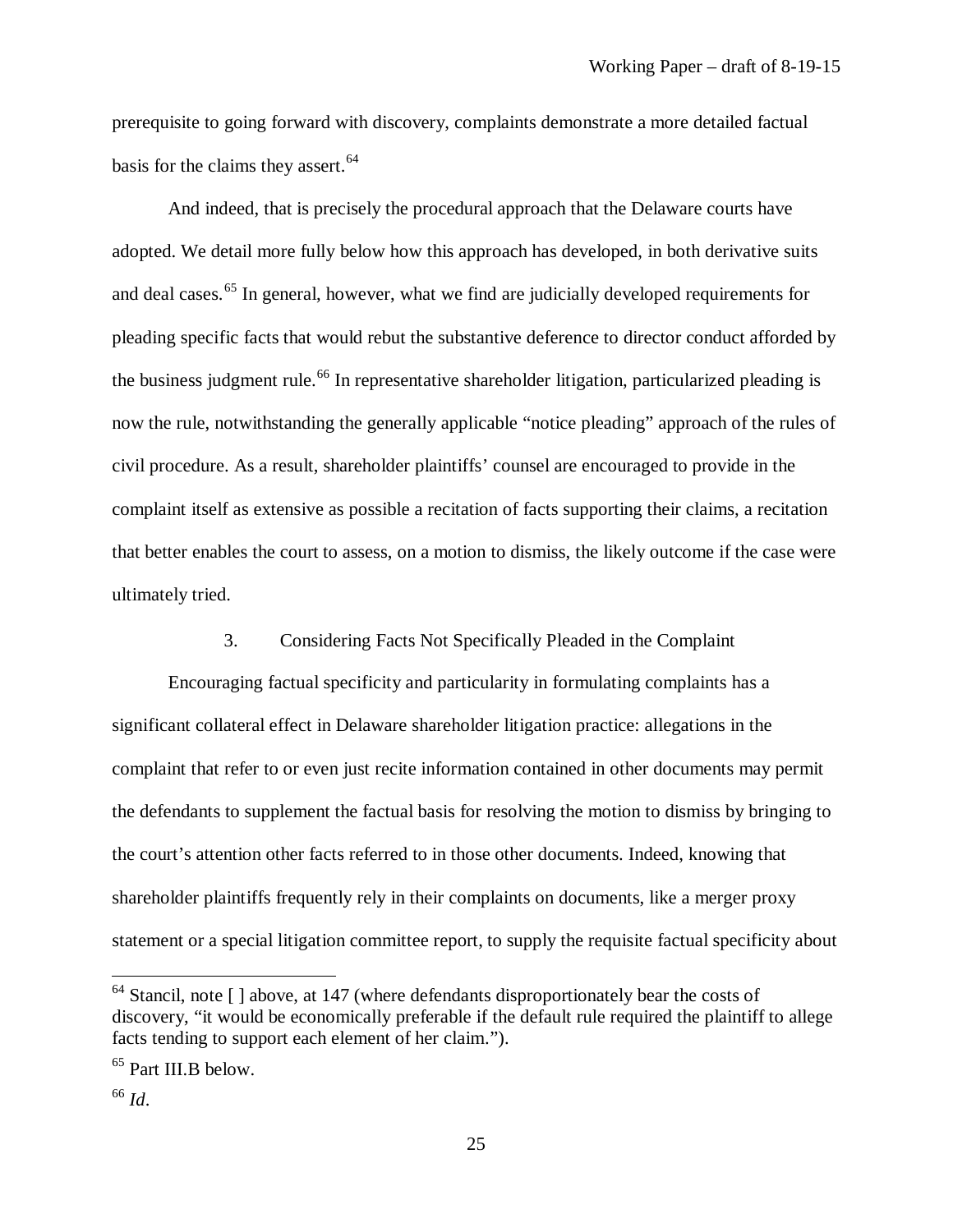prerequisite to going forward with discovery, complaints demonstrate a more detailed factual basis for the claims they assert.[64]

And indeed, that is precisely the procedural approach that the Delaware courts have adopted. We detail more fully below how this approach has developed, in both derivative suits and deal cases.[65] In general, however, what we find are judicially developed requirements for pleading specific facts that would rebut the substantive deference to director conduct afforded by the business judgment rule.[66] In representative shareholder litigation, particularized pleading is now the rule, notwithstanding the generally applicable "notice pleading" approach of the rules of civil procedure. As a result, shareholder plaintiffs' counsel are encouraged to provide in the complaint itself as extensive as possible a recitation of facts supporting their claims, a recitation that better enables the court to assess, on a motion to dismiss, the likely outcome if the case were ultimately tried.

### 3. Considering Facts Not Specifically Pleaded in the Complaint

Encouraging factual specificity and particularity in formulating complaints has a significant collateral effect in Delaware shareholder litigation practice: allegations in the complaint that refer to or even just recite information contained in other documents may permit the defendants to supplement the factual basis for resolving the motion to dismiss by bringing to the court's attention other facts referred to in those other documents. Indeed, knowing that shareholder plaintiffs frequently rely in their complaints on documents, like a merger proxy statement or a special litigation committee report, to supply the requisite factual specificity about

---

[64] Stancil, note [ ] above, at 147 (where defendants disproportionately bear the costs of discovery, "it would be economically preferable if the default rule required the plaintiff to allege facts tending to support each element of her claim.").

[65] Part III.B below.

[66] *Id*.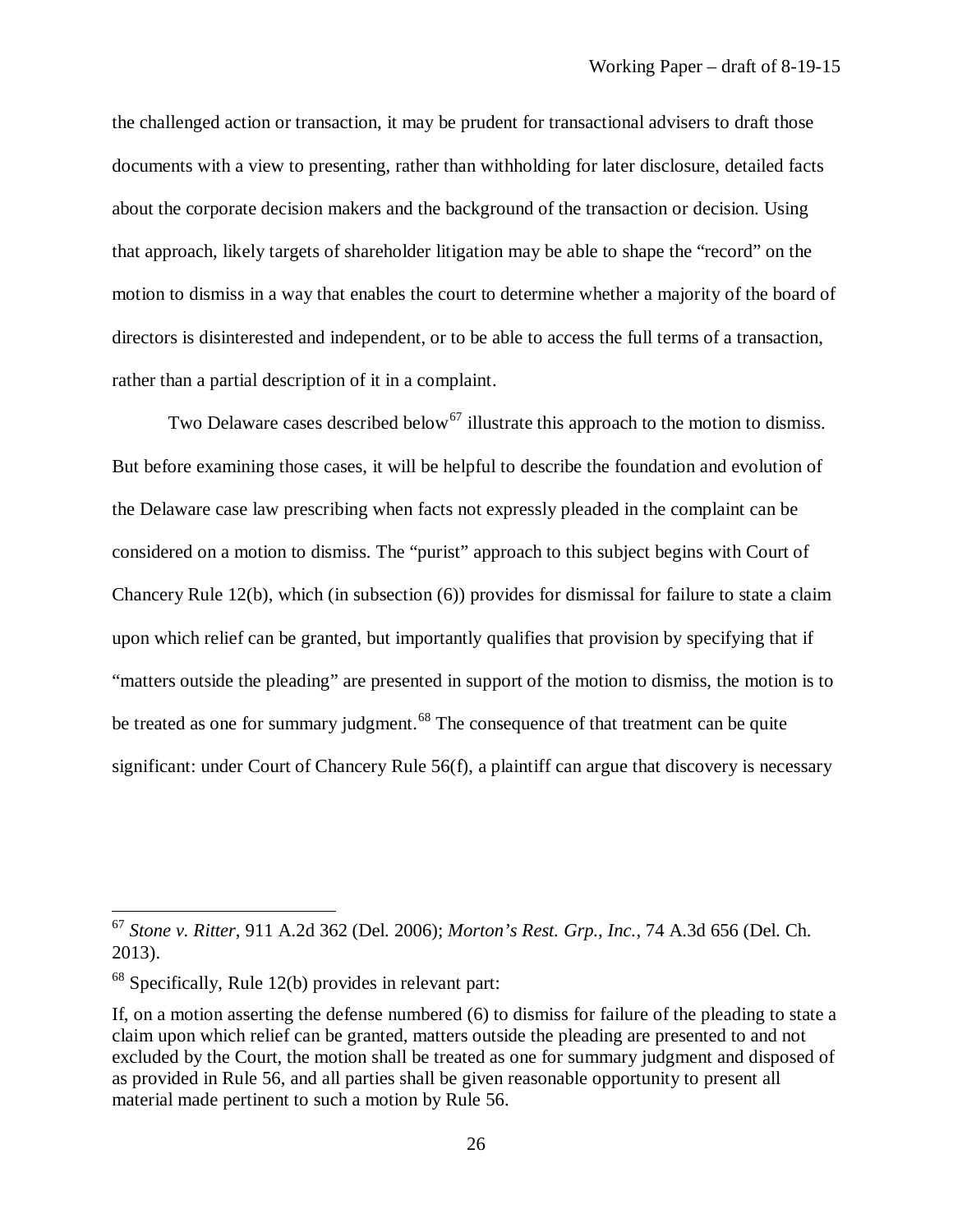the challenged action or transaction, it may be prudent for transactional advisers to draft those documents with a view to presenting, rather than withholding for later disclosure, detailed facts about the corporate decision makers and the background of the transaction or decision. Using that approach, likely targets of shareholder litigation may be able to shape the "record" on the motion to dismiss in a way that enables the court to determine whether a majority of the board of directors is disinterested and independent, or to be able to access the full terms of a transaction, rather than a partial description of it in a complaint.

Two Delaware cases described below[67] illustrate this approach to the motion to dismiss. But before examining those cases, it will be helpful to describe the foundation and evolution of the Delaware case law prescribing when facts not expressly pleaded in the complaint can be considered on a motion to dismiss. The "purist" approach to this subject begins with Court of Chancery Rule 12(b), which (in subsection (6)) provides for dismissal for failure to state a claim upon which relief can be granted, but importantly qualifies that provision by specifying that if "matters outside the pleading" are presented in support of the motion to dismiss, the motion is to be treated as one for summary judgment.[68] The consequence of that treatment can be quite significant: under Court of Chancery Rule 56(f), a plaintiff can argue that discovery is necessary

---

[67] *Stone v. Ritter*, 911 A.2d 362 (Del. 2006); *Morton's Rest. Grp., Inc.*, 74 A.3d 656 (Del. Ch. 2013).

[68] Specifically, Rule 12(b) provides in relevant part:

If, on a motion asserting the defense numbered (6) to dismiss for failure of the pleading to state a claim upon which relief can be granted, matters outside the pleading are presented to and not excluded by the Court, the motion shall be treated as one for summary judgment and disposed of as provided in Rule 56, and all parties shall be given reasonable opportunity to present all material made pertinent to such a motion by Rule 56.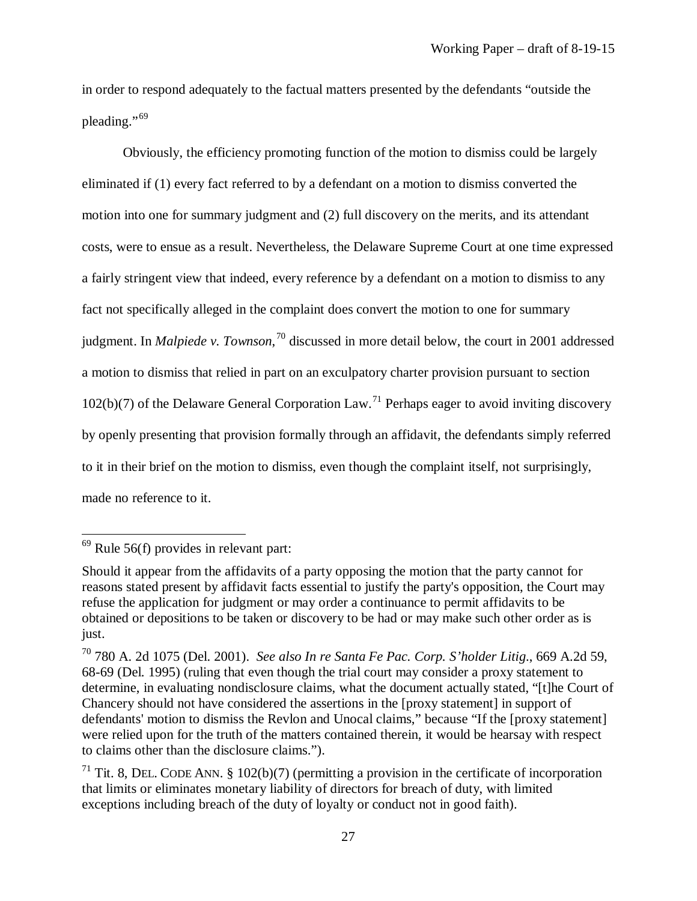in order to respond adequately to the factual matters presented by the defendants "outside the pleading."[69]

Obviously, the efficiency promoting function of the motion to dismiss could be largely eliminated if (1) every fact referred to by a defendant on a motion to dismiss converted the motion into one for summary judgment and (2) full discovery on the merits, and its attendant costs, were to ensue as a result. Nevertheless, the Delaware Supreme Court at one time expressed a fairly stringent view that indeed, every reference by a defendant on a motion to dismiss to any fact not specifically alleged in the complaint does convert the motion to one for summary judgment. In *Malpiede v. Townson*,[70] discussed in more detail below, the court in 2001 addressed a motion to dismiss that relied in part on an exculpatory charter provision pursuant to section 102(b)(7) of the Delaware General Corporation Law.[71] Perhaps eager to avoid inviting discovery by openly presenting that provision formally through an affidavit, the defendants simply referred to it in their brief on the motion to dismiss, even though the complaint itself, not surprisingly, made no reference to it.

---

[69] Rule 56(f) provides in relevant part:

Should it appear from the affidavits of a party opposing the motion that the party cannot for reasons stated present by affidavit facts essential to justify the party's opposition, the Court may refuse the application for judgment or may order a continuance to permit affidavits to be obtained or depositions to be taken or discovery to be had or may make such other order as is just.

[70] 780 A. 2d 1075 (Del. 2001). *See also In re Santa Fe Pac. Corp. S'holder Litig.*, 669 A.2d 59, 68-69 (Del. 1995) (ruling that even though the trial court may consider a proxy statement to determine, in evaluating nondisclosure claims, what the document actually stated, "[t]he Court of Chancery should not have considered the assertions in the [proxy statement] in support of defendants' motion to dismiss the Revlon and Unocal claims," because "If the [proxy statement] were relied upon for the truth of the matters contained therein, it would be hearsay with respect to claims other than the disclosure claims.").

[71] Tit. 8, DEL. CODE ANN. § 102(b)(7) (permitting a provision in the certificate of incorporation that limits or eliminates monetary liability of directors for breach of duty, with limited exceptions including breach of the duty of loyalty or conduct not in good faith).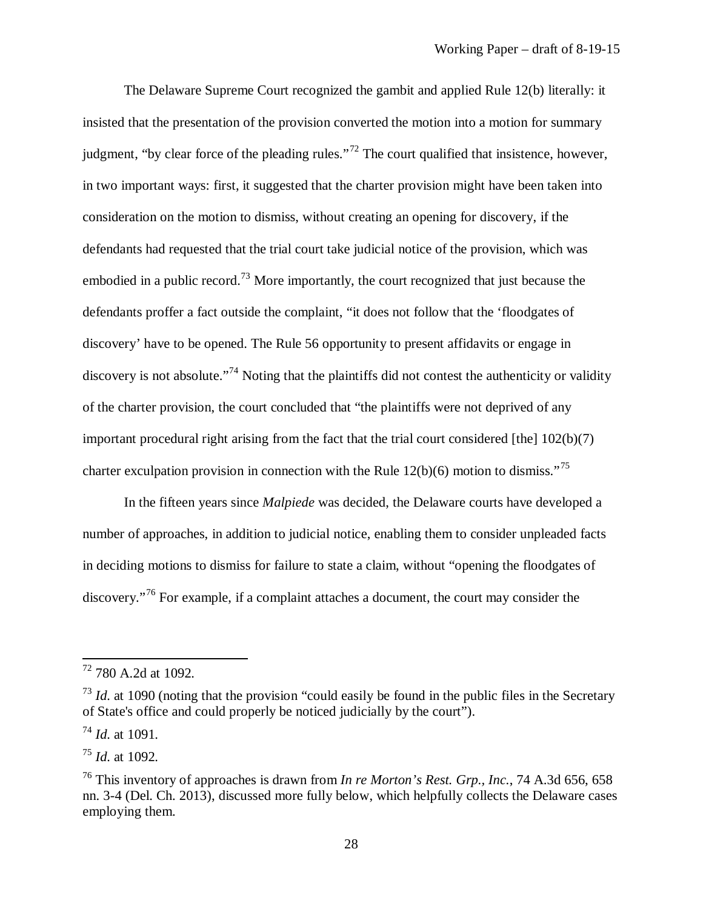The Delaware Supreme Court recognized the gambit and applied Rule 12(b) literally: it insisted that the presentation of the provision converted the motion into a motion for summary judgment, "by clear force of the pleading rules."[72] The court qualified that insistence, however, in two important ways: first, it suggested that the charter provision might have been taken into consideration on the motion to dismiss, without creating an opening for discovery, if the defendants had requested that the trial court take judicial notice of the provision, which was embodied in a public record.[73] More importantly, the court recognized that just because the defendants proffer a fact outside the complaint, "it does not follow that the 'floodgates of discovery' have to be opened. The Rule 56 opportunity to present affidavits or engage in discovery is not absolute."[74] Noting that the plaintiffs did not contest the authenticity or validity of the charter provision, the court concluded that "the plaintiffs were not deprived of any important procedural right arising from the fact that the trial court considered [the] 102(b)(7) charter exculpation provision in connection with the Rule 12(b)(6) motion to dismiss."[75]

In the fifteen years since *Malpiede* was decided, the Delaware courts have developed a number of approaches, in addition to judicial notice, enabling them to consider unpleaded facts in deciding motions to dismiss for failure to state a claim, without "opening the floodgates of discovery."[76] For example, if a complaint attaches a document, the court may consider the

---

[72] 780 A.2d at 1092.

[73] *Id.* at 1090 (noting that the provision "could easily be found in the public files in the Secretary of State's office and could properly be noticed judicially by the court").

[74] *Id.* at 1091.

[75] *Id.* at 1092.

[76] This inventory of approaches is drawn from *In re Morton's Rest. Grp., Inc.*, 74 A.3d 656, 658 nn. 3-4 (Del. Ch. 2013), discussed more fully below, which helpfully collects the Delaware cases employing them.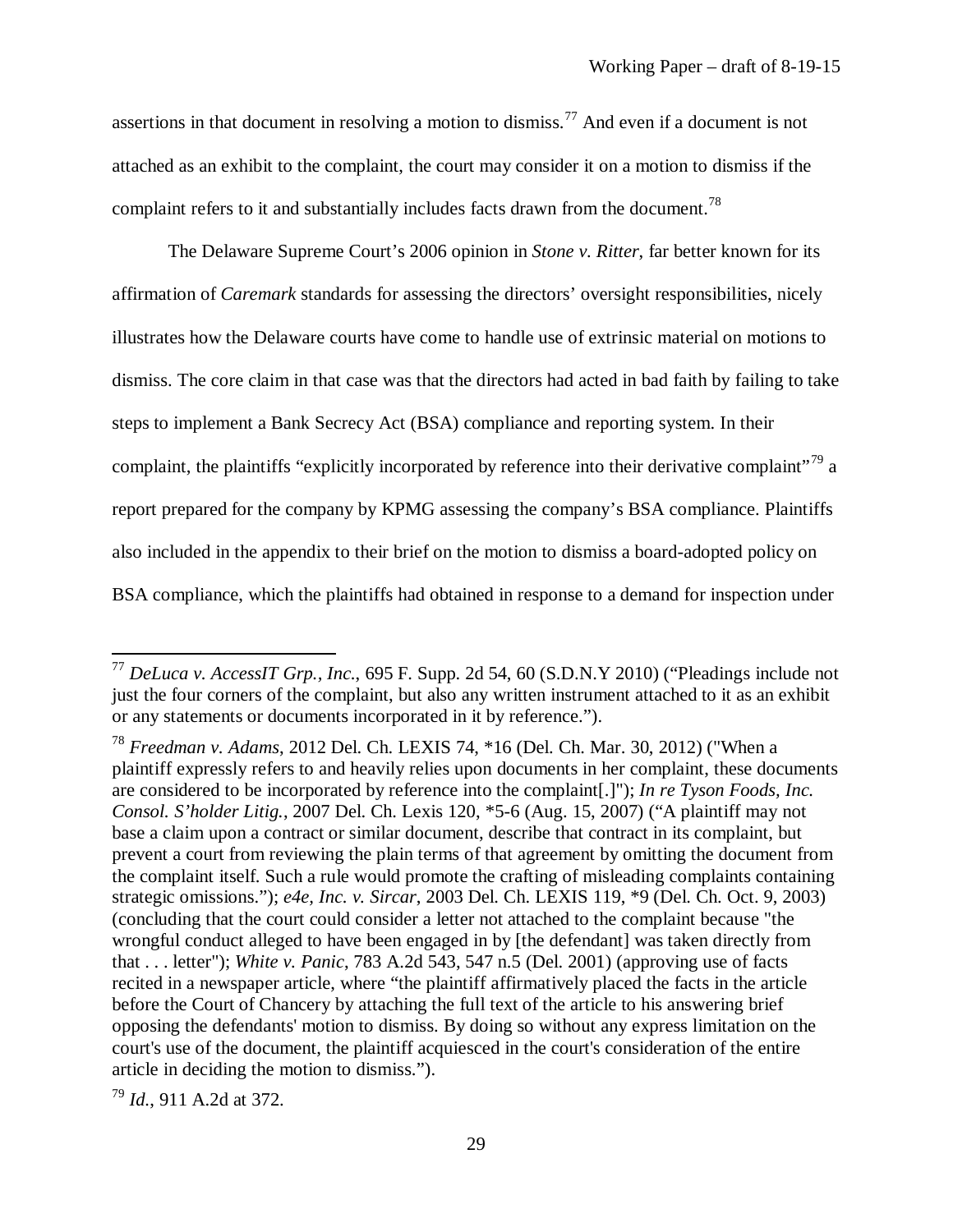assertions in that document in resolving a motion to dismiss.[77] And even if a document is not attached as an exhibit to the complaint, the court may consider it on a motion to dismiss if the complaint refers to it and substantially includes facts drawn from the document.[78]

The Delaware Supreme Court's 2006 opinion in *Stone v. Ritter*, far better known for its affirmation of *Caremark* standards for assessing the directors' oversight responsibilities, nicely illustrates how the Delaware courts have come to handle use of extrinsic material on motions to dismiss. The core claim in that case was that the directors had acted in bad faith by failing to take steps to implement a Bank Secrecy Act (BSA) compliance and reporting system. In their complaint, the plaintiffs "explicitly incorporated by reference into their derivative complaint"[79] a report prepared for the company by KPMG assessing the company's BSA compliance. Plaintiffs also included in the appendix to their brief on the motion to dismiss a board-adopted policy on BSA compliance, which the plaintiffs had obtained in response to a demand for inspection under

---

[77] *DeLuca v. AccessIT Grp., Inc.*, 695 F. Supp. 2d 54, 60 (S.D.N.Y 2010) ("Pleadings include not just the four corners of the complaint, but also any written instrument attached to it as an exhibit or any statements or documents incorporated in it by reference.").

[78] *Freedman v. Adams*, 2012 Del. Ch. LEXIS 74, *16 (Del. Ch. Mar. 30, 2012) ("When a plaintiff expressly refers to and heavily relies upon documents in her complaint, these documents are considered to be incorporated by reference into the complaint[.]"); *In re Tyson Foods, Inc. Consol. S'holder Litig.*, 2007 Del. Ch. Lexis 120, *5-6 (Aug. 15, 2007) ("A plaintiff may not base a claim upon a contract or similar document, describe that contract in its complaint, but prevent a court from reviewing the plain terms of that agreement by omitting the document from the complaint itself. Such a rule would promote the crafting of misleading complaints containing strategic omissions."); *e4e, Inc. v. Sircar*, 2003 Del. Ch. LEXIS 119, *9 (Del. Ch. Oct. 9, 2003) (concluding that the court could consider a letter not attached to the complaint because "the wrongful conduct alleged to have been engaged in by [the defendant] was taken directly from that . . . letter"); *White v. Panic*, 783 A.2d 543, 547 n.5 (Del. 2001) (approving use of facts recited in a newspaper article, where "the plaintiff affirmatively placed the facts in the article before the Court of Chancery by attaching the full text of the article to his answering brief opposing the defendants' motion to dismiss. By doing so without any express limitation on the court's use of the document, the plaintiff acquiesced in the court's consideration of the entire article in deciding the motion to dismiss.").

[79] *Id.*, 911 A.2d at 372.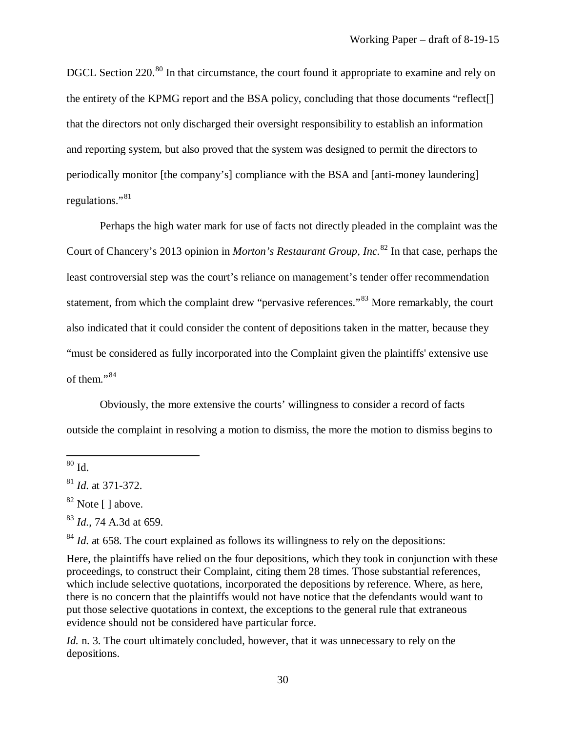DGCL Section 220.[80] In that circumstance, the court found it appropriate to examine and rely on the entirety of the KPMG report and the BSA policy, concluding that those documents "reflect[] that the directors not only discharged their oversight responsibility to establish an information and reporting system, but also proved that the system was designed to permit the directors to periodically monitor [the company's] compliance with the BSA and [anti-money laundering] regulations."[81]

Perhaps the high water mark for use of facts not directly pleaded in the complaint was the Court of Chancery's 2013 opinion in *Morton's Restaurant Group, Inc.*[82] In that case, perhaps the least controversial step was the court's reliance on management's tender offer recommendation statement, from which the complaint drew "pervasive references."[83] More remarkably, the court also indicated that it could consider the content of depositions taken in the matter, because they "must be considered as fully incorporated into the Complaint given the plaintiffs' extensive use of them."[84]

Obviously, the more extensive the courts' willingness to consider a record of facts outside the complaint in resolving a motion to dismiss, the more the motion to dismiss begins to

---

[80] Id.

[81] *Id.* at 371-372.

[82] Note [ ] above.

[83] *Id.*, 74 A.3d at 659.

[84] *Id.* at 658. The court explained as follows its willingness to rely on the depositions:

Here, the plaintiffs have relied on the four depositions, which they took in conjunction with these proceedings, to construct their Complaint, citing them 28 times. Those substantial references, which include selective quotations, incorporated the depositions by reference. Where, as here, there is no concern that the plaintiffs would not have notice that the defendants would want to put those selective quotations in context, the exceptions to the general rule that extraneous evidence should not be considered have particular force.

*Id.* n. 3. The court ultimately concluded, however, that it was unnecessary to rely on the depositions.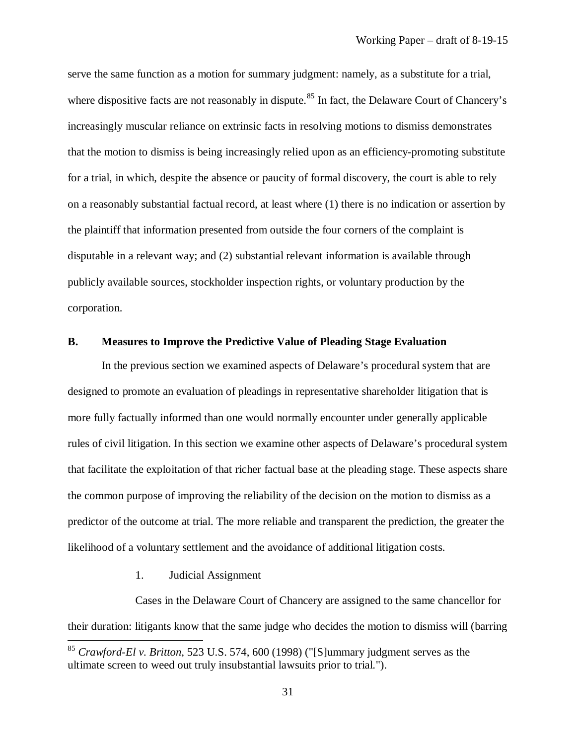serve the same function as a motion for summary judgment: namely, as a substitute for a trial, where dispositive facts are not reasonably in dispute.[85] In fact, the Delaware Court of Chancery's increasingly muscular reliance on extrinsic facts in resolving motions to dismiss demonstrates that the motion to dismiss is being increasingly relied upon as an efficiency-promoting substitute for a trial, in which, despite the absence or paucity of formal discovery, the court is able to rely on a reasonably substantial factual record, at least where (1) there is no indication or assertion by the plaintiff that information presented from outside the four corners of the complaint is disputable in a relevant way; and (2) substantial relevant information is available through publicly available sources, stockholder inspection rights, or voluntary production by the corporation.

### B. Measures to Improve the Predictive Value of Pleading Stage Evaluation

In the previous section we examined aspects of Delaware's procedural system that are designed to promote an evaluation of pleadings in representative shareholder litigation that is more fully factually informed than one would normally encounter under generally applicable rules of civil litigation. In this section we examine other aspects of Delaware's procedural system that facilitate the exploitation of that richer factual base at the pleading stage. These aspects share the common purpose of improving the reliability of the decision on the motion to dismiss as a predictor of the outcome at trial. The more reliable and transparent the prediction, the greater the likelihood of a voluntary settlement and the avoidance of additional litigation costs.

#### 1. Judicial Assignment

Cases in the Delaware Court of Chancery are assigned to the same chancellor for their duration: litigants know that the same judge who decides the motion to dismiss will (barring

[85] *Crawford-El v. Britton*, 523 U.S. 574, 600 (1998) ("[S]ummary judgment serves as the ultimate screen to weed out truly insubstantial lawsuits prior to trial.").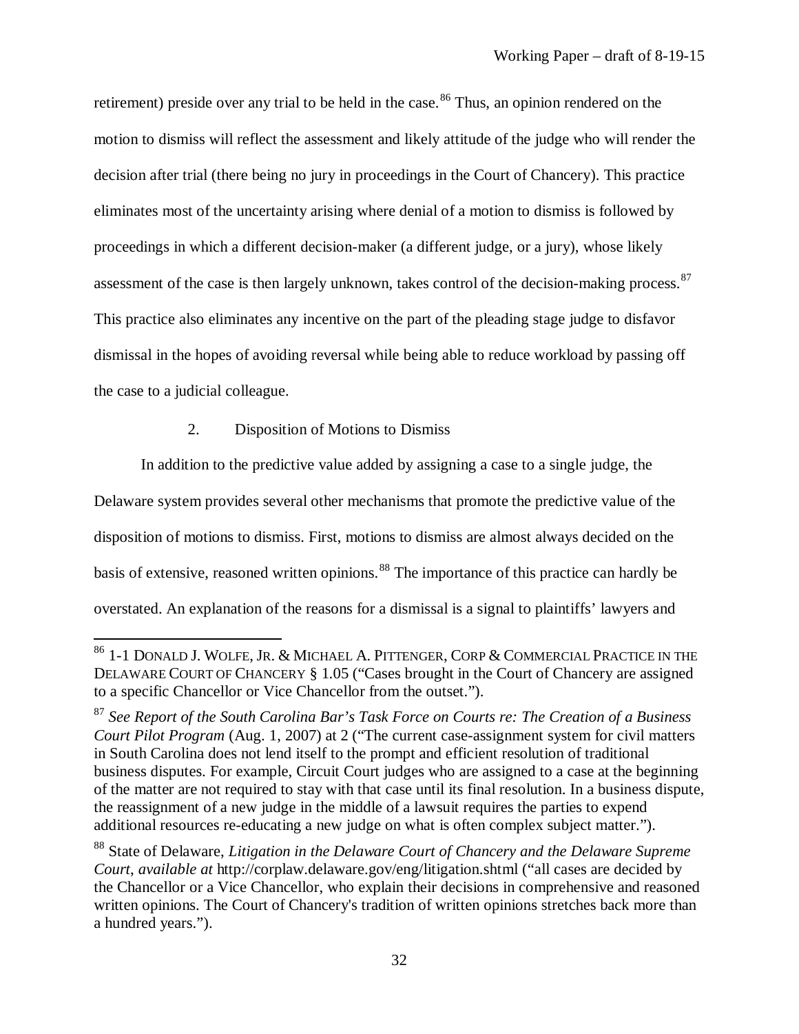retirement) preside over any trial to be held in the case.[86] Thus, an opinion rendered on the motion to dismiss will reflect the assessment and likely attitude of the judge who will render the decision after trial (there being no jury in proceedings in the Court of Chancery). This practice eliminates most of the uncertainty arising where denial of a motion to dismiss is followed by proceedings in which a different decision-maker (a different judge, or a jury), whose likely assessment of the case is then largely unknown, takes control of the decision-making process.[87] This practice also eliminates any incentive on the part of the pleading stage judge to disfavor dismissal in the hopes of avoiding reversal while being able to reduce workload by passing off the case to a judicial colleague.

### 2. Disposition of Motions to Dismiss

In addition to the predictive value added by assigning a case to a single judge, the Delaware system provides several other mechanisms that promote the predictive value of the disposition of motions to dismiss. First, motions to dismiss are almost always decided on the basis of extensive, reasoned written opinions.[88] The importance of this practice can hardly be overstated. An explanation of the reasons for a dismissal is a signal to plaintiffs' lawyers and

---

[86] 1-1 DONALD J. WOLFE, JR. & MICHAEL A. PITTENGER, CORP & COMMERCIAL PRACTICE IN THE DELAWARE COURT OF CHANCERY § 1.05 ("Cases brought in the Court of Chancery are assigned to a specific Chancellor or Vice Chancellor from the outset.").

[87] *See Report of the South Carolina Bar's Task Force on Courts re: The Creation of a Business Court Pilot Program* (Aug. 1, 2007) at 2 ("The current case-assignment system for civil matters in South Carolina does not lend itself to the prompt and efficient resolution of traditional business disputes. For example, Circuit Court judges who are assigned to a case at the beginning of the matter are not required to stay with that case until its final resolution. In a business dispute, the reassignment of a new judge in the middle of a lawsuit requires the parties to expend additional resources re-educating a new judge on what is often complex subject matter.").

[88] State of Delaware, *Litigation in the Delaware Court of Chancery and the Delaware Supreme Court*, *available at* http://corplaw.delaware.gov/eng/litigation.shtml ("all cases are decided by the Chancellor or a Vice Chancellor, who explain their decisions in comprehensive and reasoned written opinions. The Court of Chancery's tradition of written opinions stretches back more than a hundred years.").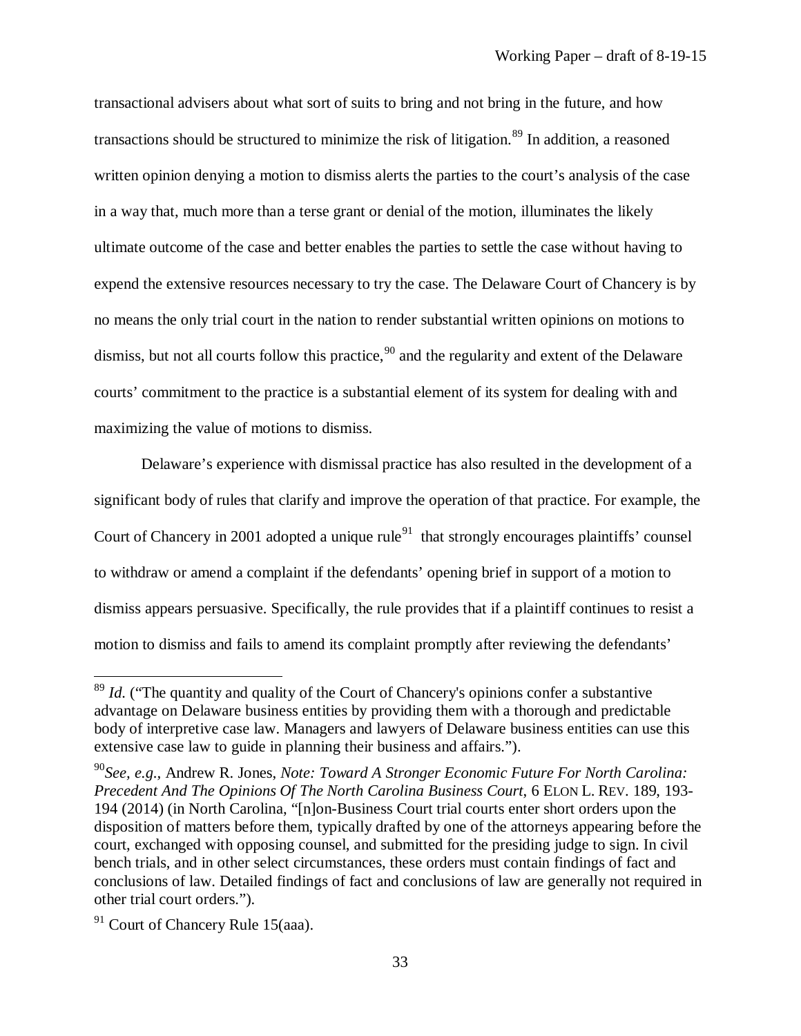transactional advisers about what sort of suits to bring and not bring in the future, and how transactions should be structured to minimize the risk of litigation.[89] In addition, a reasoned written opinion denying a motion to dismiss alerts the parties to the court's analysis of the case in a way that, much more than a terse grant or denial of the motion, illuminates the likely ultimate outcome of the case and better enables the parties to settle the case without having to expend the extensive resources necessary to try the case. The Delaware Court of Chancery is by no means the only trial court in the nation to render substantial written opinions on motions to dismiss, but not all courts follow this practice,[90] and the regularity and extent of the Delaware courts' commitment to the practice is a substantial element of its system for dealing with and maximizing the value of motions to dismiss.

Delaware's experience with dismissal practice has also resulted in the development of a significant body of rules that clarify and improve the operation of that practice. For example, the Court of Chancery in 2001 adopted a unique rule[91] that strongly encourages plaintiffs' counsel to withdraw or amend a complaint if the defendants' opening brief in support of a motion to dismiss appears persuasive. Specifically, the rule provides that if a plaintiff continues to resist a motion to dismiss and fails to amend its complaint promptly after reviewing the defendants'

---

[89] *Id.* ("The quantity and quality of the Court of Chancery's opinions confer a substantive advantage on Delaware business entities by providing them with a thorough and predictable body of interpretive case law. Managers and lawyers of Delaware business entities can use this extensive case law to guide in planning their business and affairs.").

[90] *See, e.g.*, Andrew R. Jones, *Note: Toward A Stronger Economic Future For North Carolina: Precedent And The Opinions Of The North Carolina Business Court*, 6 ELON L. REV. 189, 193-194 (2014) (in North Carolina, "[n]on-Business Court trial courts enter short orders upon the disposition of matters before them, typically drafted by one of the attorneys appearing before the court, exchanged with opposing counsel, and submitted for the presiding judge to sign. In civil bench trials, and in other select circumstances, these orders must contain findings of fact and conclusions of law. Detailed findings of fact and conclusions of law are generally not required in other trial court orders.").

[91] Court of Chancery Rule 15(aaa).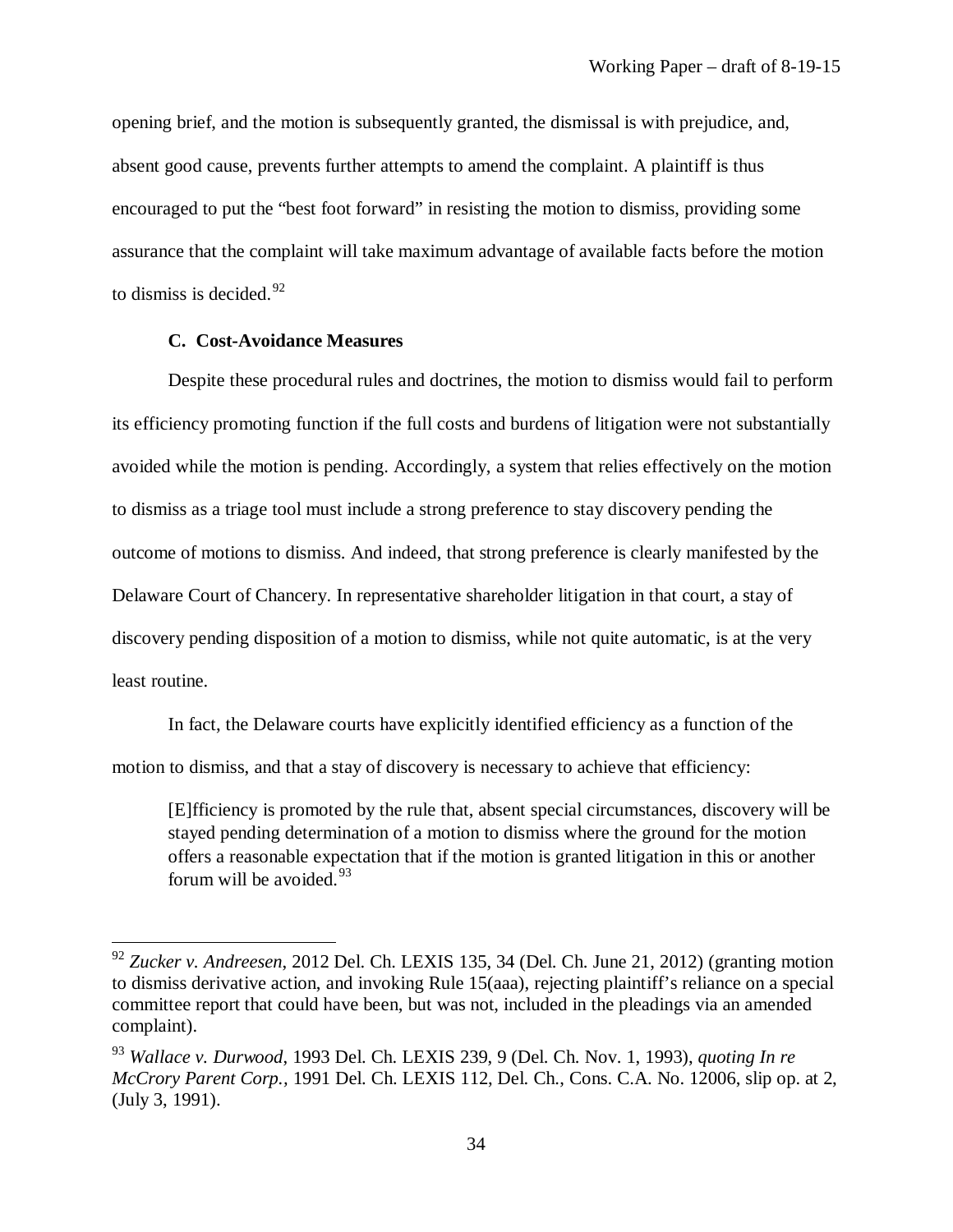opening brief, and the motion is subsequently granted, the dismissal is with prejudice, and, absent good cause, prevents further attempts to amend the complaint. A plaintiff is thus encouraged to put the "best foot forward" in resisting the motion to dismiss, providing some assurance that the complaint will take maximum advantage of available facts before the motion to dismiss is decided.[92]

### C. Cost-Avoidance Measures

Despite these procedural rules and doctrines, the motion to dismiss would fail to perform its efficiency promoting function if the full costs and burdens of litigation were not substantially avoided while the motion is pending. Accordingly, a system that relies effectively on the motion to dismiss as a triage tool must include a strong preference to stay discovery pending the outcome of motions to dismiss. And indeed, that strong preference is clearly manifested by the Delaware Court of Chancery. In representative shareholder litigation in that court, a stay of discovery pending disposition of a motion to dismiss, while not quite automatic, is at the very least routine.

In fact, the Delaware courts have explicitly identified efficiency as a function of the motion to dismiss, and that a stay of discovery is necessary to achieve that efficiency:

> [E]fficiency is promoted by the rule that, absent special circumstances, discovery will be stayed pending determination of a motion to dismiss where the ground for the motion offers a reasonable expectation that if the motion is granted litigation in this or another forum will be avoided.[93]

---

[92] *Zucker v. Andreesen*, 2012 Del. Ch. LEXIS 135, 34 (Del. Ch. June 21, 2012) (granting motion to dismiss derivative action, and invoking Rule 15(aaa), rejecting plaintiff's reliance on a special committee report that could have been, but was not, included in the pleadings via an amended complaint).

[93] *Wallace v. Durwood*, 1993 Del. Ch. LEXIS 239, 9 (Del. Ch. Nov. 1, 1993), *quoting In re McCrory Parent Corp.*, 1991 Del. Ch. LEXIS 112, Del. Ch., Cons. C.A. No. 12006, slip op. at 2, (July 3, 1991).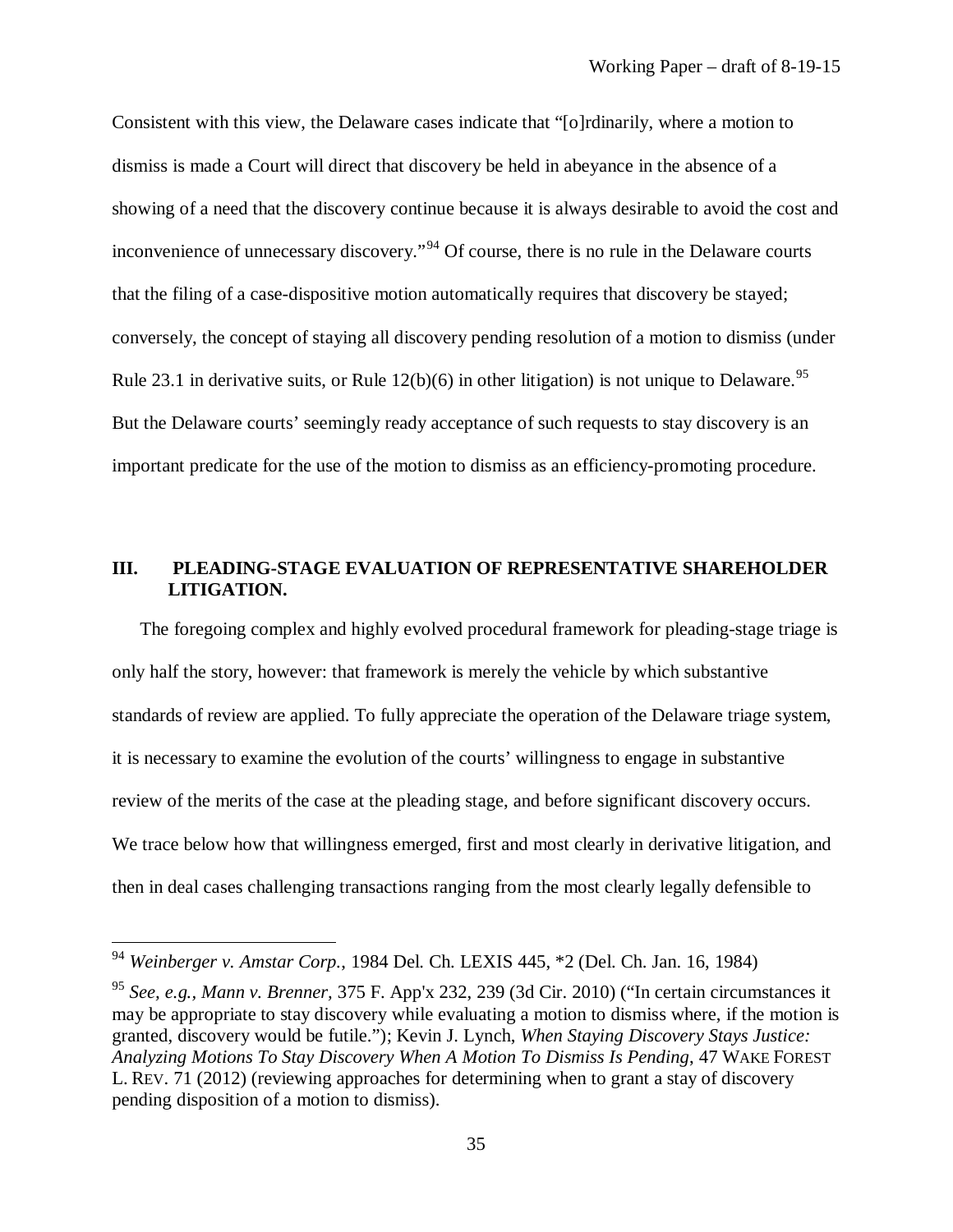Consistent with this view, the Delaware cases indicate that "[o]rdinarily, where a motion to dismiss is made a Court will direct that discovery be held in abeyance in the absence of a showing of a need that the discovery continue because it is always desirable to avoid the cost and inconvenience of unnecessary discovery."[94] Of course, there is no rule in the Delaware courts that the filing of a case-dispositive motion automatically requires that discovery be stayed; conversely, the concept of staying all discovery pending resolution of a motion to dismiss (under Rule 23.1 in derivative suits, or Rule 12(b)(6) in other litigation) is not unique to Delaware.[95] But the Delaware courts' seemingly ready acceptance of such requests to stay discovery is an important predicate for the use of the motion to dismiss as an efficiency-promoting procedure.

## III. PLEADING-STAGE EVALUATION OF REPRESENTATIVE SHAREHOLDER LITIGATION.

The foregoing complex and highly evolved procedural framework for pleading-stage triage is only half the story, however: that framework is merely the vehicle by which substantive standards of review are applied. To fully appreciate the operation of the Delaware triage system, it is necessary to examine the evolution of the courts' willingness to engage in substantive review of the merits of the case at the pleading stage, and before significant discovery occurs. We trace below how that willingness emerged, first and most clearly in derivative litigation, and then in deal cases challenging transactions ranging from the most clearly legally defensible to

---

[94] *Weinberger v. Amstar Corp.*, 1984 Del. Ch. LEXIS 445, *2 (Del. Ch. Jan. 16, 1984)

[95] *See, e.g.*, *Mann v. Brenner*, 375 F. App'x 232, 239 (3d Cir. 2010) ("In certain circumstances it may be appropriate to stay discovery while evaluating a motion to dismiss where, if the motion is granted, discovery would be futile."); Kevin J. Lynch, *When Staying Discovery Stays Justice: Analyzing Motions To Stay Discovery When A Motion To Dismiss Is Pending*, 47 WAKE FOREST L. REV. 71 (2012) (reviewing approaches for determining when to grant a stay of discovery pending disposition of a motion to dismiss).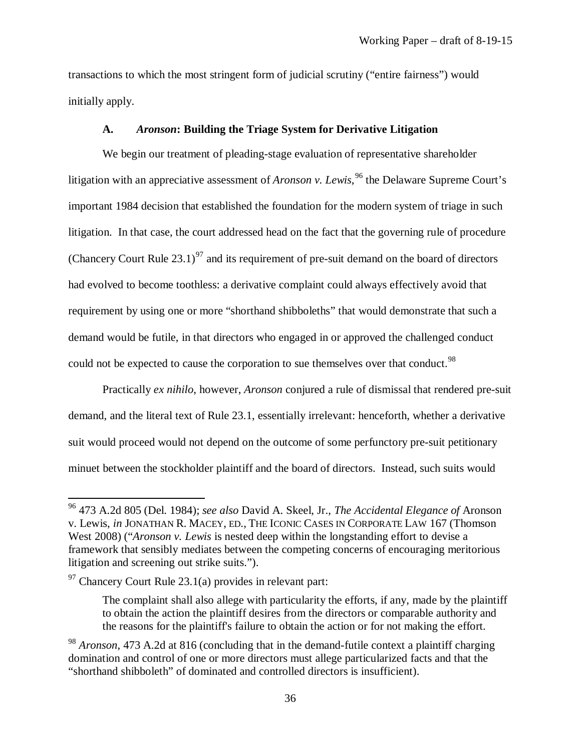transactions to which the most stringent form of judicial scrutiny ("entire fairness") would initially apply.

### A. *Aronson*: Building the Triage System for Derivative Litigation

We begin our treatment of pleading-stage evaluation of representative shareholder litigation with an appreciative assessment of *Aronson v. Lewis*,[96] the Delaware Supreme Court's important 1984 decision that established the foundation for the modern system of triage in such litigation. In that case, the court addressed head on the fact that the governing rule of procedure (Chancery Court Rule 23.1)[97] and its requirement of pre-suit demand on the board of directors had evolved to become toothless: a derivative complaint could always effectively avoid that requirement by using one or more "shorthand shibboleths" that would demonstrate that such a demand would be futile, in that directors who engaged in or approved the challenged conduct could not be expected to cause the corporation to sue themselves over that conduct.[98]

Practically *ex nihilo*, however, *Aronson* conjured a rule of dismissal that rendered pre-suit demand, and the literal text of Rule 23.1, essentially irrelevant: henceforth, whether a derivative suit would proceed would not depend on the outcome of some perfunctory pre-suit petitionary minuet between the stockholder plaintiff and the board of directors. Instead, such suits would

---

[96] 473 A.2d 805 (Del. 1984); *see also* David A. Skeel, Jr., *The Accidental Elegance of* Aronson v. Lewis, *in* JONATHAN R. MACEY, ED., THE ICONIC CASES IN CORPORATE LAW 167 (Thomson West 2008) ("*Aronson v. Lewis* is nested deep within the longstanding effort to devise a framework that sensibly mediates between the competing concerns of encouraging meritorious litigation and screening out strike suits.").

[97] Chancery Court Rule 23.1(a) provides in relevant part:

> The complaint shall also allege with particularity the efforts, if any, made by the plaintiff to obtain the action the plaintiff desires from the directors or comparable authority and the reasons for the plaintiff's failure to obtain the action or for not making the effort.

[98] *Aronson*, 473 A.2d at 816 (concluding that in the demand-futile context a plaintiff charging domination and control of one or more directors must allege particularized facts and that the "shorthand shibboleth" of dominated and controlled directors is insufficient).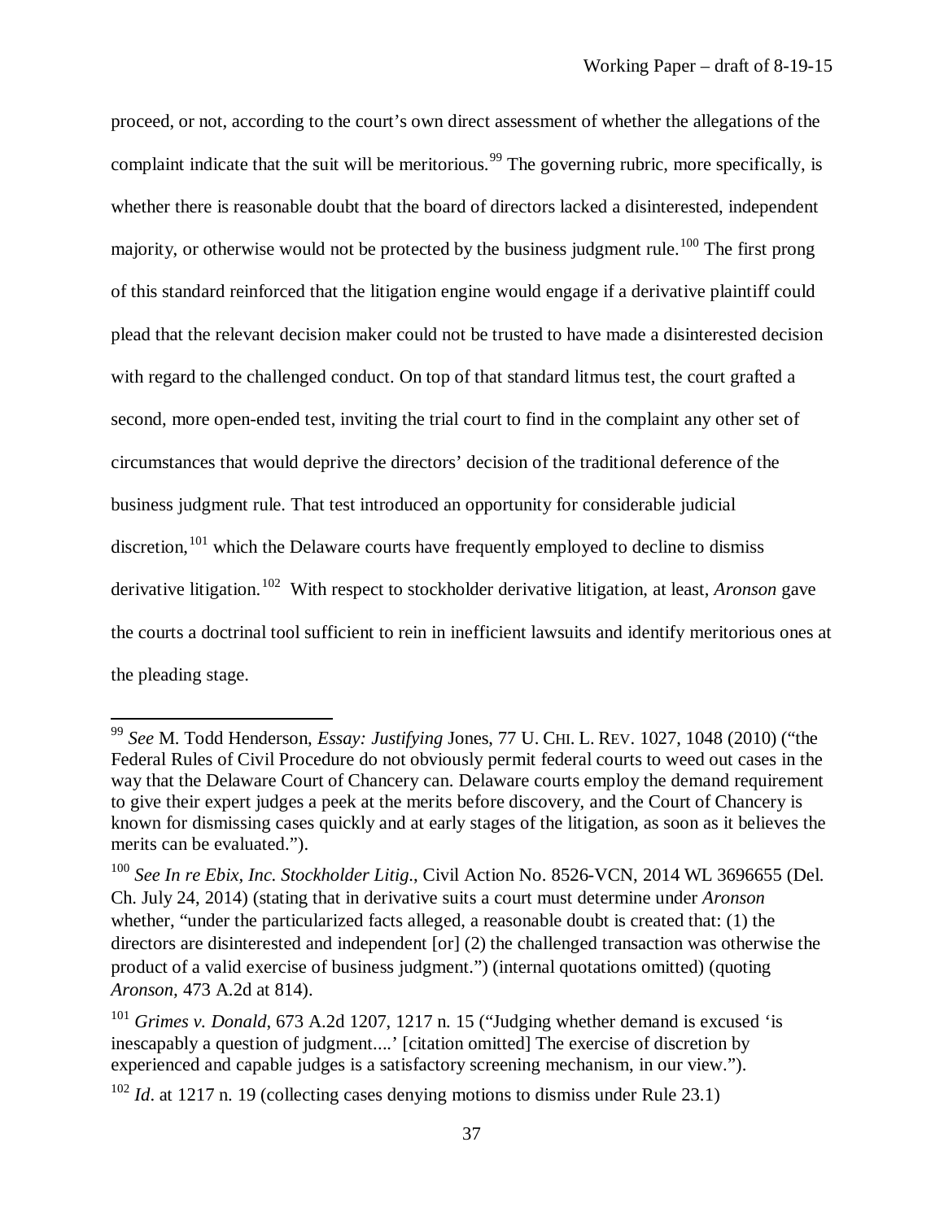proceed, or not, according to the court's own direct assessment of whether the allegations of the complaint indicate that the suit will be meritorious.[99] The governing rubric, more specifically, is whether there is reasonable doubt that the board of directors lacked a disinterested, independent majority, or otherwise would not be protected by the business judgment rule.[100] The first prong of this standard reinforced that the litigation engine would engage if a derivative plaintiff could plead that the relevant decision maker could not be trusted to have made a disinterested decision with regard to the challenged conduct. On top of that standard litmus test, the court grafted a second, more open-ended test, inviting the trial court to find in the complaint any other set of circumstances that would deprive the directors' decision of the traditional deference of the business judgment rule. That test introduced an opportunity for considerable judicial discretion,[101] which the Delaware courts have frequently employed to decline to dismiss derivative litigation.[102] With respect to stockholder derivative litigation, at least, *Aronson* gave the courts a doctrinal tool sufficient to rein in inefficient lawsuits and identify meritorious ones at the pleading stage.

---

[99] *See* M. Todd Henderson, *Essay: Justifying* Jones, 77 U. CHI. L. REV. 1027, 1048 (2010) ("the Federal Rules of Civil Procedure do not obviously permit federal courts to weed out cases in the way that the Delaware Court of Chancery can. Delaware courts employ the demand requirement to give their expert judges a peek at the merits before discovery, and the Court of Chancery is known for dismissing cases quickly and at early stages of the litigation, as soon as it believes the merits can be evaluated.").

[100] *See In re Ebix, Inc. Stockholder Litig.*, Civil Action No. 8526-VCN, 2014 WL 3696655 (Del. Ch. July 24, 2014) (stating that in derivative suits a court must determine under *Aronson* whether, "under the particularized facts alleged, a reasonable doubt is created that: (1) the directors are disinterested and independent [or] (2) the challenged transaction was otherwise the product of a valid exercise of business judgment.") (internal quotations omitted) (quoting *Aronson,* 473 A.2d at 814).

[101] *Grimes v. Donald*, 673 A.2d 1207, 1217 n. 15 ("Judging whether demand is excused 'is inescapably a question of judgment....' [citation omitted] The exercise of discretion by experienced and capable judges is a satisfactory screening mechanism, in our view.").

[102] *Id*. at 1217 n. 19 (collecting cases denying motions to dismiss under Rule 23.1)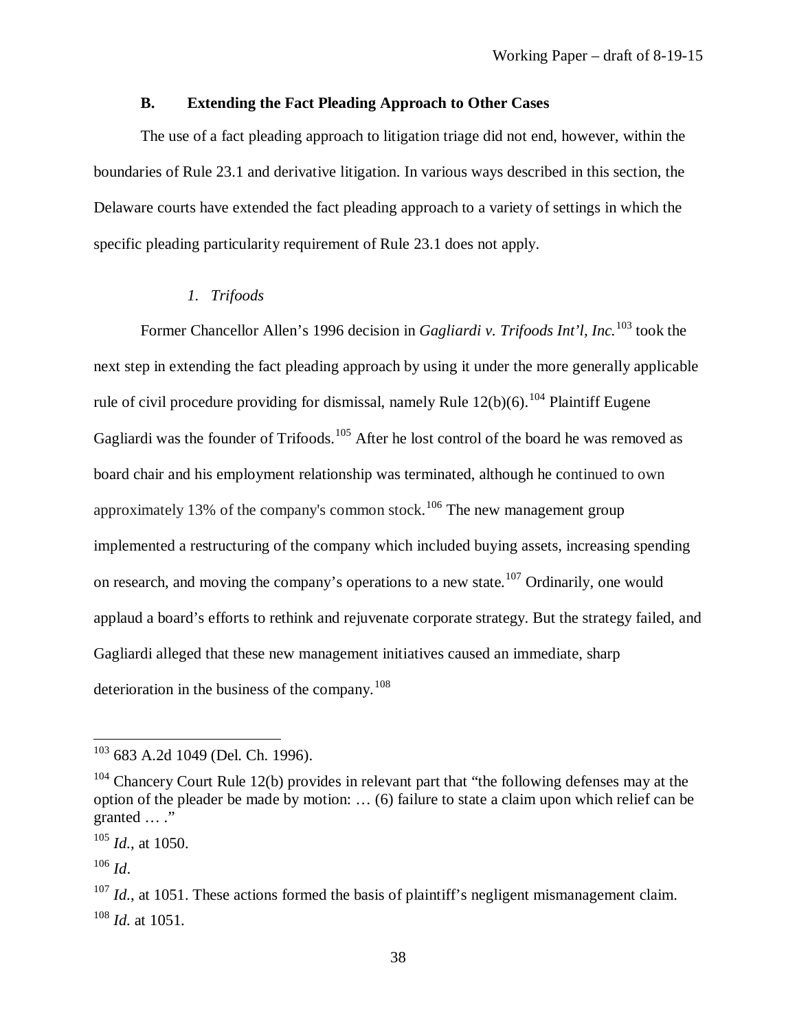### B. Extending the Fact Pleading Approach to Other Cases

The use of a fact pleading approach to litigation triage did not end, however, within the boundaries of Rule 23.1 and derivative litigation. In various ways described in this section, the Delaware courts have extended the fact pleading approach to a variety of settings in which the specific pleading particularity requirement of Rule 23.1 does not apply.

#### *1. Trifoods*

Former Chancellor Allen's 1996 decision in *Gagliardi v. Trifoods Int'l, Inc.*[103] took the next step in extending the fact pleading approach by using it under the more generally applicable rule of civil procedure providing for dismissal, namely Rule 12(b)(6).[104] Plaintiff Eugene Gagliardi was the founder of Trifoods.[105] After he lost control of the board he was removed as board chair and his employment relationship was terminated, although he continued to own approximately 13% of the company's common stock.[106] The new management group implemented a restructuring of the company which included buying assets, increasing spending on research, and moving the company's operations to a new state.[107] Ordinarily, one would applaud a board's efforts to rethink and rejuvenate corporate strategy. But the strategy failed, and Gagliardi alleged that these new management initiatives caused an immediate, sharp deterioration in the business of the company.[108]

---

[103] 683 A.2d 1049 (Del. Ch. 1996).

[104] Chancery Court Rule 12(b) provides in relevant part that "the following defenses may at the option of the pleader be made by motion: … (6) failure to state a claim upon which relief can be granted … ."

[105] *Id.*, at 1050.

[106] *Id*.

[107] *Id.*, at 1051. These actions formed the basis of plaintiff's negligent mismanagement claim.

[108] *Id.* at 1051.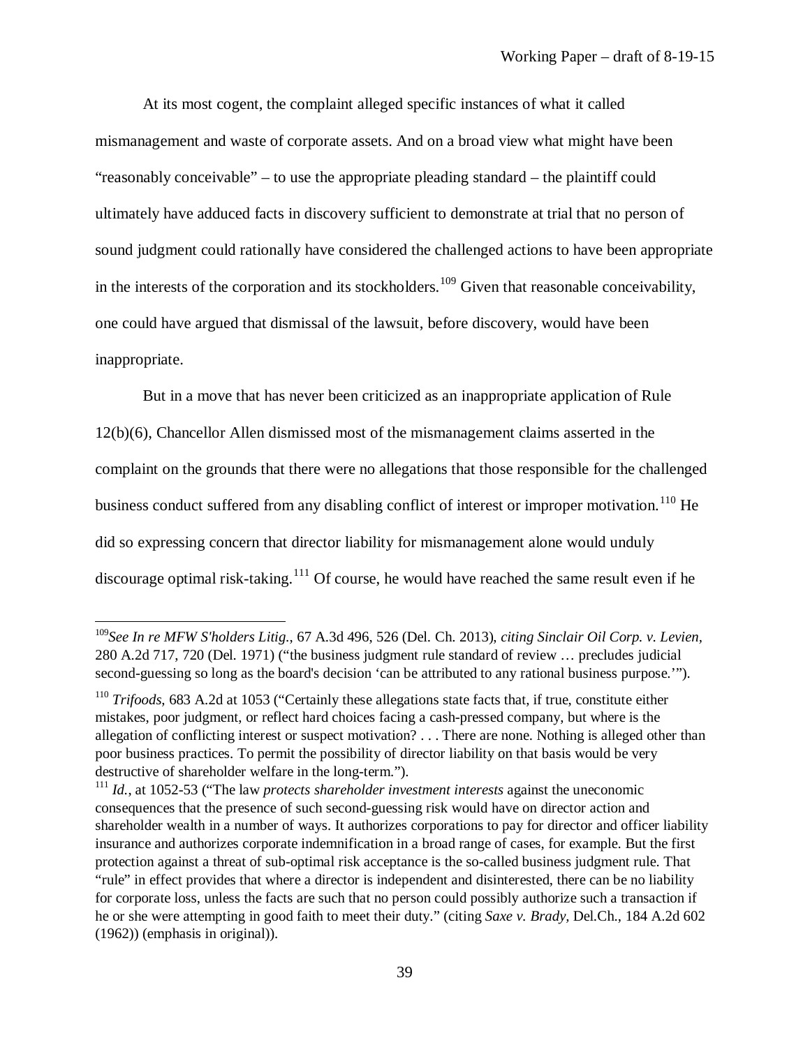At its most cogent, the complaint alleged specific instances of what it called mismanagement and waste of corporate assets. And on a broad view what might have been "reasonably conceivable" – to use the appropriate pleading standard – the plaintiff could ultimately have adduced facts in discovery sufficient to demonstrate at trial that no person of sound judgment could rationally have considered the challenged actions to have been appropriate in the interests of the corporation and its stockholders.[109] Given that reasonable conceivability, one could have argued that dismissal of the lawsuit, before discovery, would have been inappropriate.

But in a move that has never been criticized as an inappropriate application of Rule 12(b)(6), Chancellor Allen dismissed most of the mismanagement claims asserted in the complaint on the grounds that there were no allegations that those responsible for the challenged business conduct suffered from any disabling conflict of interest or improper motivation.[110] He did so expressing concern that director liability for mismanagement alone would unduly discourage optimal risk-taking.[111] Of course, he would have reached the same result even if he

---

[109] *See In re MFW S'holders Litig.*, 67 A.3d 496, 526 (Del. Ch. 2013), *citing Sinclair Oil Corp. v. Levien*, 280 A.2d 717, 720 (Del. 1971) ("the business judgment rule standard of review … precludes judicial second-guessing so long as the board's decision 'can be attributed to any rational business purpose.'").

[110] *Trifoods*, 683 A.2d at 1053 ("Certainly these allegations state facts that, if true, constitute either mistakes, poor judgment, or reflect hard choices facing a cash-pressed company, but where is the allegation of conflicting interest or suspect motivation? . . . There are none. Nothing is alleged other than poor business practices. To permit the possibility of director liability on that basis would be very destructive of shareholder welfare in the long-term.").

[111] *Id.*, at 1052-53 ("The law *protects shareholder investment interests* against the uneconomic consequences that the presence of such second-guessing risk would have on director action and shareholder wealth in a number of ways. It authorizes corporations to pay for director and officer liability insurance and authorizes corporate indemnification in a broad range of cases, for example. But the first protection against a threat of sub-optimal risk acceptance is the so-called business judgment rule. That "rule" in effect provides that where a director is independent and disinterested, there can be no liability for corporate loss, unless the facts are such that no person could possibly authorize such a transaction if he or she were attempting in good faith to meet their duty." (citing *Saxe v. Brady*, Del.Ch., 184 A.2d 602 (1962)) (emphasis in original)).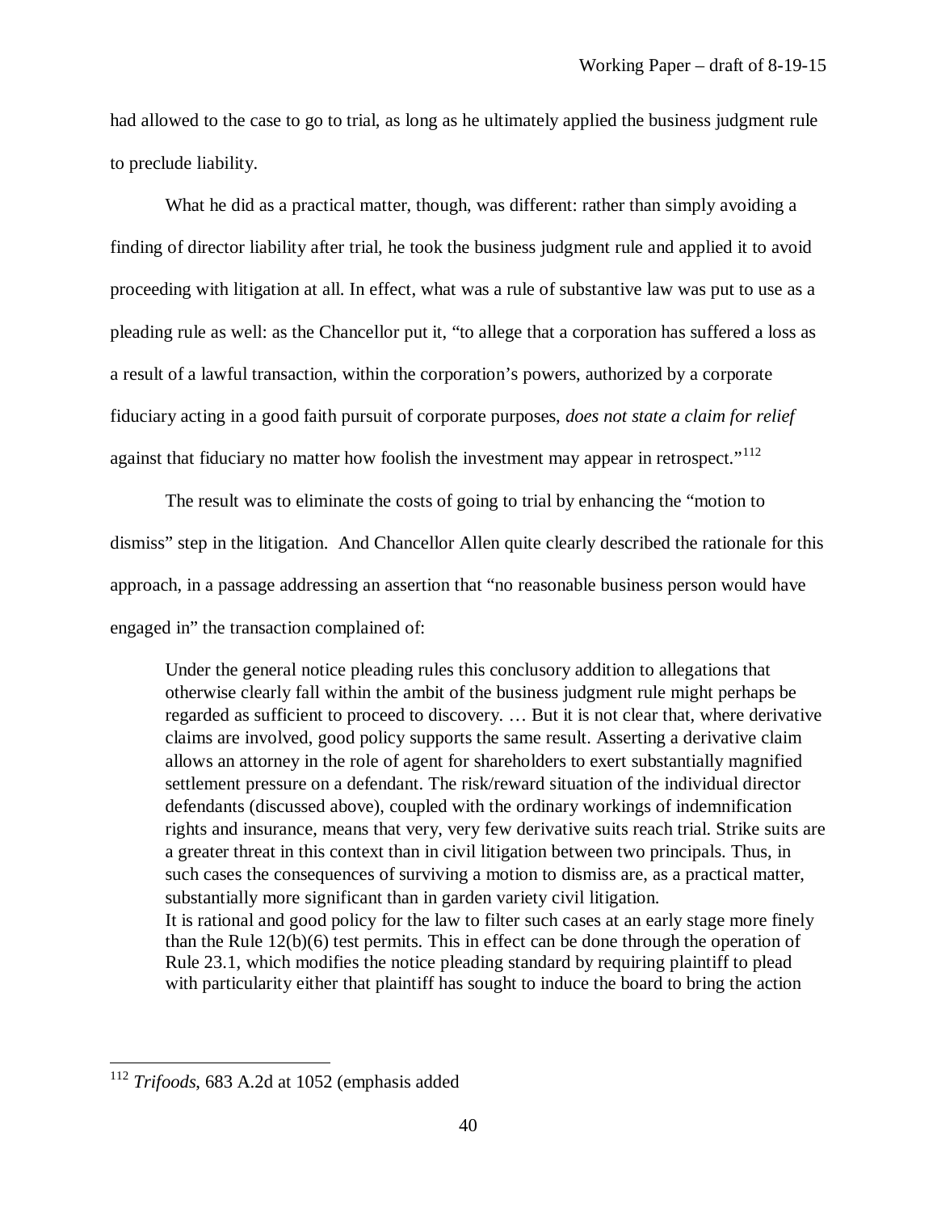had allowed to the case to go to trial, as long as he ultimately applied the business judgment rule to preclude liability.

What he did as a practical matter, though, was different: rather than simply avoiding a finding of director liability after trial, he took the business judgment rule and applied it to avoid proceeding with litigation at all. In effect, what was a rule of substantive law was put to use as a pleading rule as well: as the Chancellor put it, "to allege that a corporation has suffered a loss as a result of a lawful transaction, within the corporation's powers, authorized by a corporate fiduciary acting in a good faith pursuit of corporate purposes, *does not state a claim for relief* against that fiduciary no matter how foolish the investment may appear in retrospect."[112]

The result was to eliminate the costs of going to trial by enhancing the "motion to dismiss" step in the litigation. And Chancellor Allen quite clearly described the rationale for this approach, in a passage addressing an assertion that "no reasonable business person would have engaged in" the transaction complained of:

> Under the general notice pleading rules this conclusory addition to allegations that otherwise clearly fall within the ambit of the business judgment rule might perhaps be regarded as sufficient to proceed to discovery. … But it is not clear that, where derivative claims are involved, good policy supports the same result. Asserting a derivative claim allows an attorney in the role of agent for shareholders to exert substantially magnified settlement pressure on a defendant. The risk/reward situation of the individual director defendants (discussed above), coupled with the ordinary workings of indemnification rights and insurance, means that very, very few derivative suits reach trial. Strike suits are a greater threat in this context than in civil litigation between two principals. Thus, in such cases the consequences of surviving a motion to dismiss are, as a practical matter, substantially more significant than in garden variety civil litigation.
>
> It is rational and good policy for the law to filter such cases at an early stage more finely than the Rule 12(b)(6) test permits. This in effect can be done through the operation of Rule 23.1, which modifies the notice pleading standard by requiring plaintiff to plead with particularity either that plaintiff has sought to induce the board to bring the action

---

[112] *Trifoods*, 683 A.2d at 1052 (emphasis added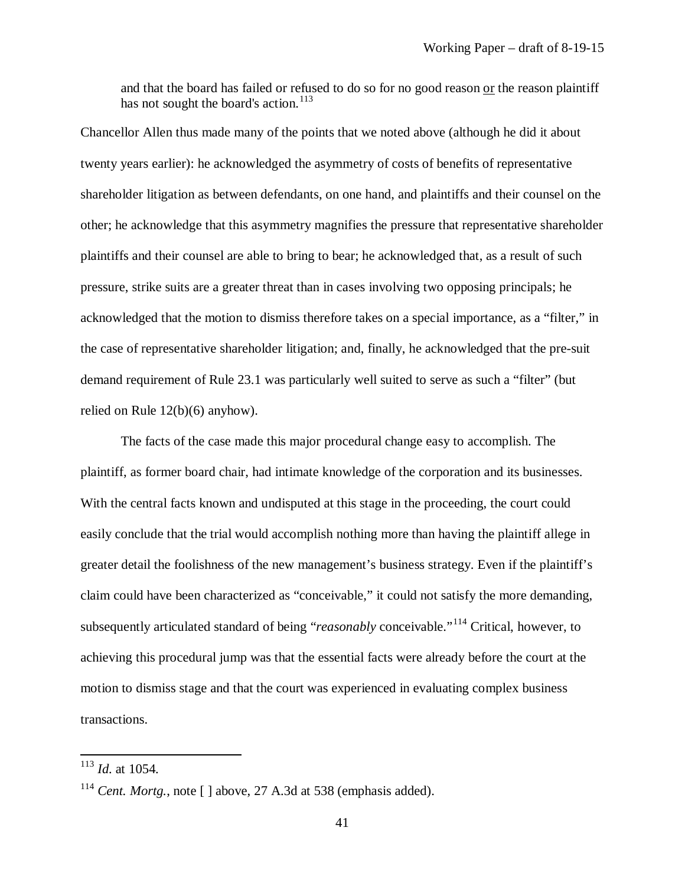and that the board has failed or refused to do so for no good reason <u>or</u> the reason plaintiff has not sought the board's action.[113]

Chancellor Allen thus made many of the points that we noted above (although he did it about twenty years earlier): he acknowledged the asymmetry of costs of benefits of representative shareholder litigation as between defendants, on one hand, and plaintiffs and their counsel on the other; he acknowledge that this asymmetry magnifies the pressure that representative shareholder plaintiffs and their counsel are able to bring to bear; he acknowledged that, as a result of such pressure, strike suits are a greater threat than in cases involving two opposing principals; he acknowledged that the motion to dismiss therefore takes on a special importance, as a "filter," in the case of representative shareholder litigation; and, finally, he acknowledged that the pre-suit demand requirement of Rule 23.1 was particularly well suited to serve as such a "filter" (but relied on Rule 12(b)(6) anyhow).

The facts of the case made this major procedural change easy to accomplish. The plaintiff, as former board chair, had intimate knowledge of the corporation and its businesses. With the central facts known and undisputed at this stage in the proceeding, the court could easily conclude that the trial would accomplish nothing more than having the plaintiff allege in greater detail the foolishness of the new management's business strategy. Even if the plaintiff's claim could have been characterized as "conceivable," it could not satisfy the more demanding, subsequently articulated standard of being "*reasonably* conceivable."[114] Critical, however, to achieving this procedural jump was that the essential facts were already before the court at the motion to dismiss stage and that the court was experienced in evaluating complex business transactions.

---

[113] *Id.* at 1054.

[114] *Cent. Mortg.*, note [ ] above, 27 A.3d at 538 (emphasis added).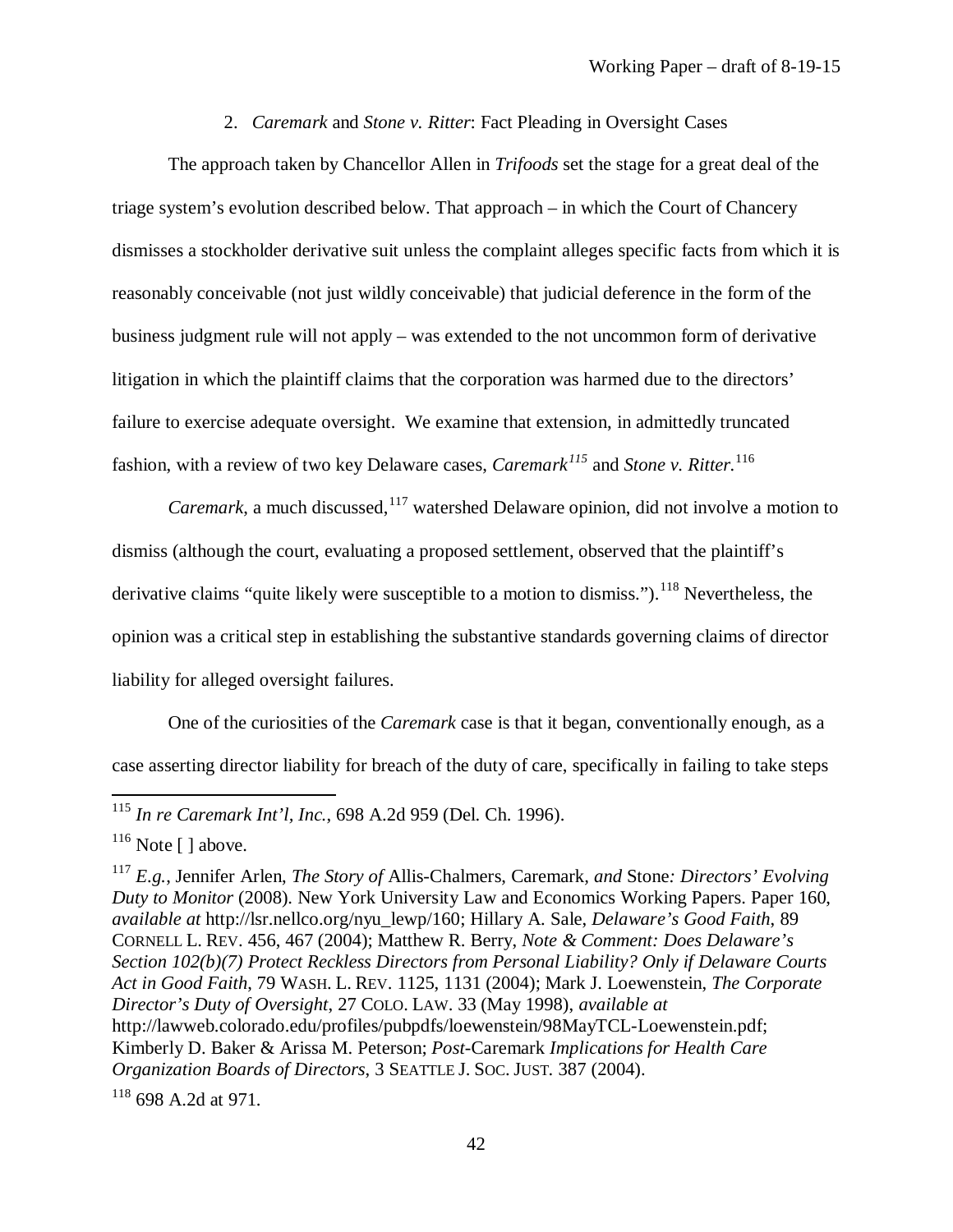### 2. *Caremark* and *Stone v. Ritter*: Fact Pleading in Oversight Cases

The approach taken by Chancellor Allen in *Trifoods* set the stage for a great deal of the triage system's evolution described below. That approach – in which the Court of Chancery dismisses a stockholder derivative suit unless the complaint alleges specific facts from which it is reasonably conceivable (not just wildly conceivable) that judicial deference in the form of the business judgment rule will not apply – was extended to the not uncommon form of derivative litigation in which the plaintiff claims that the corporation was harmed due to the directors' failure to exercise adequate oversight. We examine that extension, in admittedly truncated fashion, with a review of two key Delaware cases, *Caremark*[115] and *Stone v. Ritter.*[116]

*Caremark*, a much discussed,[117] watershed Delaware opinion, did not involve a motion to dismiss (although the court, evaluating a proposed settlement, observed that the plaintiff's derivative claims "quite likely were susceptible to a motion to dismiss.").[118] Nevertheless, the opinion was a critical step in establishing the substantive standards governing claims of director liability for alleged oversight failures.

One of the curiosities of the *Caremark* case is that it began, conventionally enough, as a case asserting director liability for breach of the duty of care, specifically in failing to take steps

---

[115] *In re Caremark Int'l, Inc.*, 698 A.2d 959 (Del. Ch. 1996).

[116] Note [ ] above.

[117] *E.g.*, Jennifer Arlen, *The Story of* Allis-Chalmers, Caremark, *and* Stone*: Directors' Evolving Duty to Monitor* (2008). New York University Law and Economics Working Papers. Paper 160, *available at* http://lsr.nellco.org/nyu_lewp/160; Hillary A. Sale, *Delaware's Good Faith*, 89 CORNELL L. REV. 456, 467 (2004); Matthew R. Berry, *Note & Comment: Does Delaware's Section 102(b)(7) Protect Reckless Directors from Personal Liability? Only if Delaware Courts Act in Good Faith*, 79 WASH. L. REV. 1125, 1131 (2004); Mark J. Loewenstein, *The Corporate Director's Duty of Oversight*, 27 COLO. LAW. 33 (May 1998), *available at* http://lawweb.colorado.edu/profiles/pubpdfs/loewenstein/98MayTCL-Loewenstein.pdf; Kimberly D. Baker & Arissa M. Peterson; *Post-*Caremark *Implications for Health Care Organization Boards of Directors*, 3 SEATTLE J. SOC. JUST. 387 (2004).

[118] 698 A.2d at 971.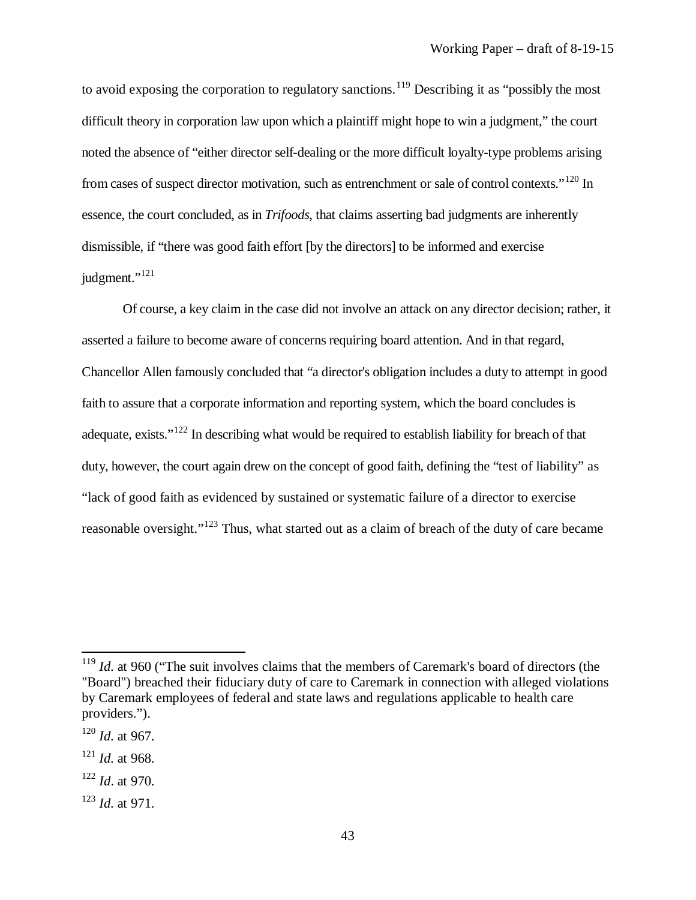to avoid exposing the corporation to regulatory sanctions.[119] Describing it as "possibly the most difficult theory in corporation law upon which a plaintiff might hope to win a judgment," the court noted the absence of "either director self-dealing or the more difficult loyalty-type problems arising from cases of suspect director motivation, such as entrenchment or sale of control contexts."[120] In essence, the court concluded, as in *Trifoods*, that claims asserting bad judgments are inherently dismissible, if "there was good faith effort [by the directors] to be informed and exercise judgment."[121]

Of course, a key claim in the case did not involve an attack on any director decision; rather, it asserted a failure to become aware of concerns requiring board attention. And in that regard, Chancellor Allen famously concluded that "a director's obligation includes a duty to attempt in good faith to assure that a corporate information and reporting system, which the board concludes is adequate, exists."[122] In describing what would be required to establish liability for breach of that duty, however, the court again drew on the concept of good faith, defining the "test of liability" as "lack of good faith as evidenced by sustained or systematic failure of a director to exercise reasonable oversight."[123] Thus, what started out as a claim of breach of the duty of care became

---

[119] *Id.* at 960 ("The suit involves claims that the members of Caremark's board of directors (the "Board") breached their fiduciary duty of care to Caremark in connection with alleged violations by Caremark employees of federal and state laws and regulations applicable to health care providers.").

[120] *Id.* at 967.

[121] *Id.* at 968.

[122] *Id*. at 970.

[123] *Id.* at 971.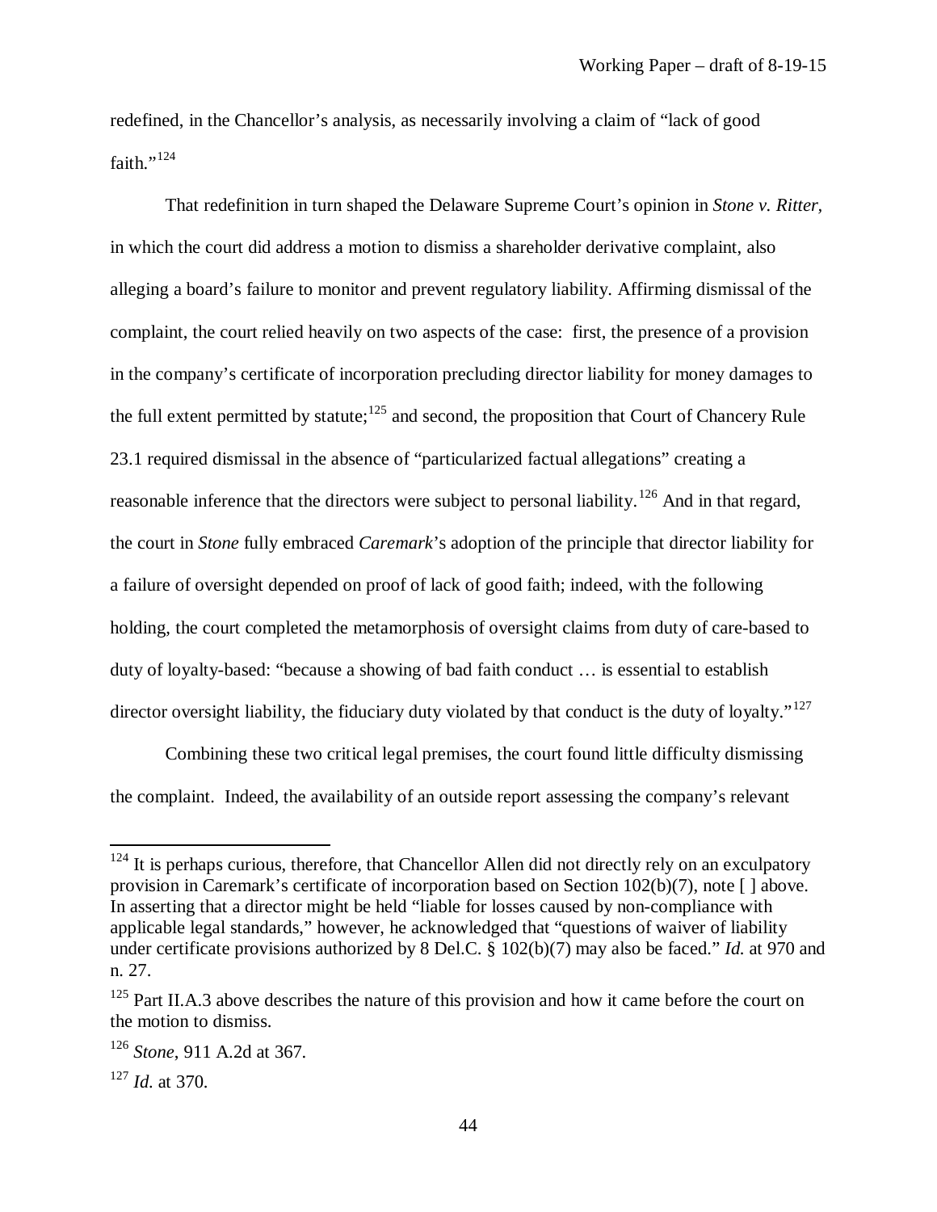redefined, in the Chancellor's analysis, as necessarily involving a claim of "lack of good faith."[124]

That redefinition in turn shaped the Delaware Supreme Court's opinion in *Stone v. Ritter*, in which the court did address a motion to dismiss a shareholder derivative complaint, also alleging a board's failure to monitor and prevent regulatory liability. Affirming dismissal of the complaint, the court relied heavily on two aspects of the case: first, the presence of a provision in the company's certificate of incorporation precluding director liability for money damages to the full extent permitted by statute;[125] and second, the proposition that Court of Chancery Rule 23.1 required dismissal in the absence of "particularized factual allegations" creating a reasonable inference that the directors were subject to personal liability.[126] And in that regard, the court in *Stone* fully embraced *Caremark*'s adoption of the principle that director liability for a failure of oversight depended on proof of lack of good faith; indeed, with the following holding, the court completed the metamorphosis of oversight claims from duty of care-based to duty of loyalty-based: "because a showing of bad faith conduct … is essential to establish director oversight liability, the fiduciary duty violated by that conduct is the duty of loyalty."[127]

Combining these two critical legal premises, the court found little difficulty dismissing the complaint. Indeed, the availability of an outside report assessing the company's relevant

---

[124] It is perhaps curious, therefore, that Chancellor Allen did not directly rely on an exculpatory provision in Caremark's certificate of incorporation based on Section 102(b)(7), note [ ] above. In asserting that a director might be held "liable for losses caused by non-compliance with applicable legal standards," however, he acknowledged that "questions of waiver of liability under certificate provisions authorized by 8 Del.C. § 102(b)(7) may also be faced." *Id.* at 970 and n. 27.

[125] Part II.A.3 above describes the nature of this provision and how it came before the court on the motion to dismiss.

[126] *Stone*, 911 A.2d at 367.

[127] *Id.* at 370.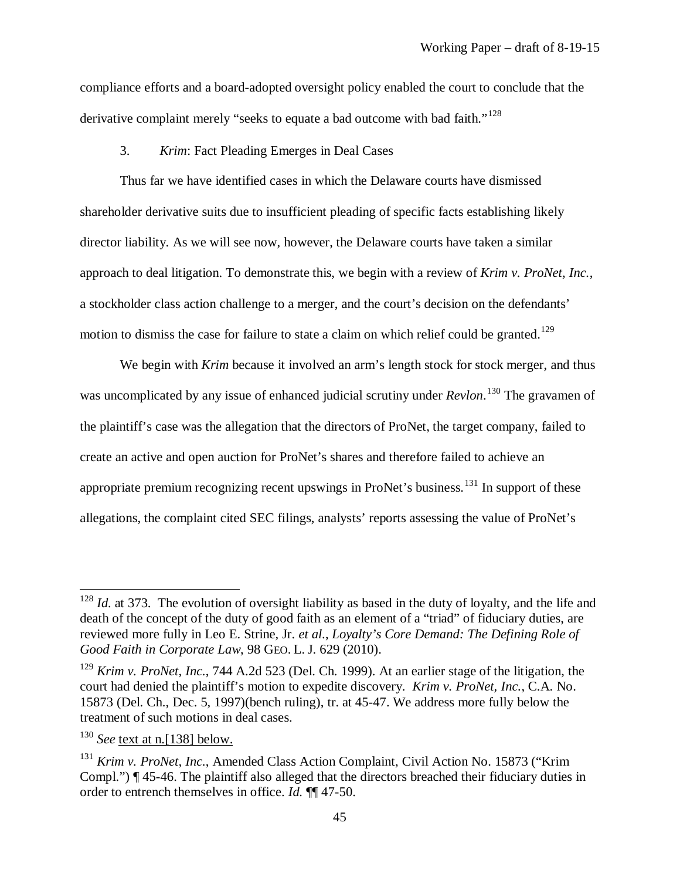compliance efforts and a board-adopted oversight policy enabled the court to conclude that the derivative complaint merely "seeks to equate a bad outcome with bad faith."[128]

3. *Krim*: Fact Pleading Emerges in Deal Cases

Thus far we have identified cases in which the Delaware courts have dismissed shareholder derivative suits due to insufficient pleading of specific facts establishing likely director liability. As we will see now, however, the Delaware courts have taken a similar approach to deal litigation. To demonstrate this, we begin with a review of *Krim v. ProNet, Inc.*, a stockholder class action challenge to a merger, and the court's decision on the defendants' motion to dismiss the case for failure to state a claim on which relief could be granted.[129]

We begin with *Krim* because it involved an arm's length stock for stock merger, and thus was uncomplicated by any issue of enhanced judicial scrutiny under *Revlon*.[130] The gravamen of the plaintiff's case was the allegation that the directors of ProNet, the target company, failed to create an active and open auction for ProNet's shares and therefore failed to achieve an appropriate premium recognizing recent upswings in ProNet's business.[131] In support of these allegations, the complaint cited SEC filings, analysts' reports assessing the value of ProNet's

---

[128] *Id.* at 373. The evolution of oversight liability as based in the duty of loyalty, and the life and death of the concept of the duty of good faith as an element of a "triad" of fiduciary duties, are reviewed more fully in Leo E. Strine, Jr. *et al.*, *Loyalty's Core Demand: The Defining Role of Good Faith in Corporate Law*, 98 GEO. L. J. 629 (2010).

[129] *Krim v. ProNet, Inc.*, 744 A.2d 523 (Del. Ch. 1999). At an earlier stage of the litigation, the court had denied the plaintiff's motion to expedite discovery. *Krim v. ProNet, Inc.*, C.A. No. 15873 (Del. Ch., Dec. 5, 1997)(bench ruling), tr. at 45-47. We address more fully below the treatment of such motions in deal cases.

[130] *See* text at n.[138] below.

[131] *Krim v. ProNet, Inc.*, Amended Class Action Complaint, Civil Action No. 15873 ("Krim Compl.") ¶ 45-46. The plaintiff also alleged that the directors breached their fiduciary duties in order to entrench themselves in office. *Id.* ¶¶ 47-50.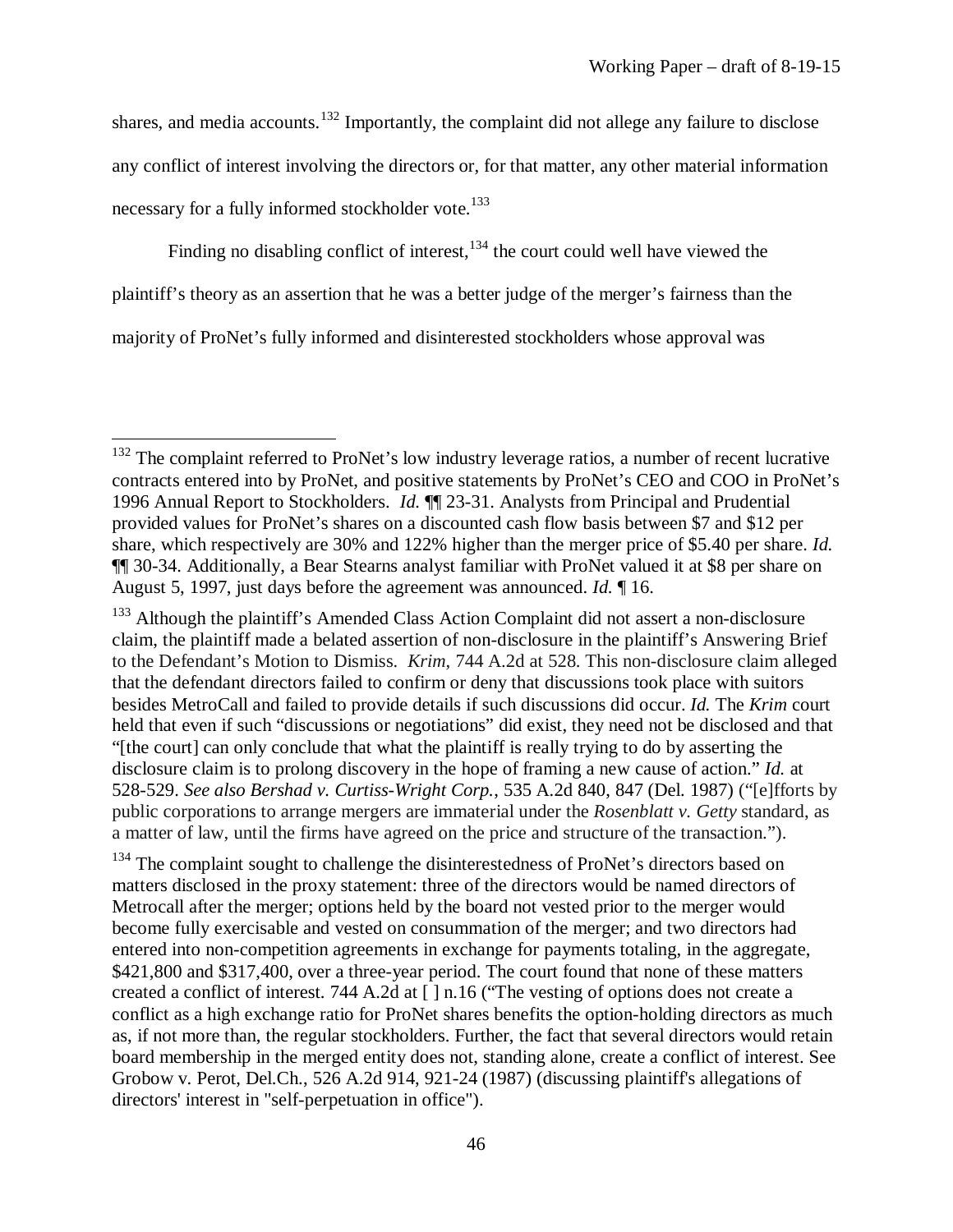shares, and media accounts.[132] Importantly, the complaint did not allege any failure to disclose any conflict of interest involving the directors or, for that matter, any other material information necessary for a fully informed stockholder vote.[133]

Finding no disabling conflict of interest,[134] the court could well have viewed the plaintiff's theory as an assertion that he was a better judge of the merger's fairness than the majority of ProNet's fully informed and disinterested stockholders whose approval was

---

[132] The complaint referred to ProNet's low industry leverage ratios, a number of recent lucrative contracts entered into by ProNet, and positive statements by ProNet's CEO and COO in ProNet's 1996 Annual Report to Stockholders. *Id.* ¶¶ 23-31. Analysts from Principal and Prudential provided values for ProNet's shares on a discounted cash flow basis between $7 and $12 per share, which respectively are 30% and 122% higher than the merger price of $5.40 per share. *Id.* ¶¶ 30-34. Additionally, a Bear Stearns analyst familiar with ProNet valued it at $8 per share on August 5, 1997, just days before the agreement was announced. *Id.* ¶ 16.

[133] Although the plaintiff's Amended Class Action Complaint did not assert a non-disclosure claim, the plaintiff made a belated assertion of non-disclosure in the plaintiff's Answering Brief to the Defendant's Motion to Dismiss. *Krim*, 744 A.2d at 528. This non-disclosure claim alleged that the defendant directors failed to confirm or deny that discussions took place with suitors besides MetroCall and failed to provide details if such discussions did occur. *Id.* The *Krim* court held that even if such "discussions or negotiations" did exist, they need not be disclosed and that "[the court] can only conclude that what the plaintiff is really trying to do by asserting the disclosure claim is to prolong discovery in the hope of framing a new cause of action." *Id.* at 528-529. *See also Bershad v. Curtiss-Wright Corp.*, 535 A.2d 840, 847 (Del. 1987) ("[e]fforts by public corporations to arrange mergers are immaterial under the *Rosenblatt v. Getty* standard, as a matter of law, until the firms have agreed on the price and structure of the transaction.").

[134] The complaint sought to challenge the disinterestedness of ProNet's directors based on matters disclosed in the proxy statement: three of the directors would be named directors of Metrocall after the merger; options held by the board not vested prior to the merger would become fully exercisable and vested on consummation of the merger; and two directors had entered into non-competition agreements in exchange for payments totaling, in the aggregate, $421,800 and $317,400, over a three-year period. The court found that none of these matters created a conflict of interest. 744 A.2d at [ ] n.16 ("The vesting of options does not create a conflict as a high exchange ratio for ProNet shares benefits the option-holding directors as much as, if not more than, the regular stockholders. Further, the fact that several directors would retain board membership in the merged entity does not, standing alone, create a conflict of interest. See Grobow v. Perot, Del.Ch., 526 A.2d 914, 921-24 (1987) (discussing plaintiff's allegations of directors' interest in "self-perpetuation in office").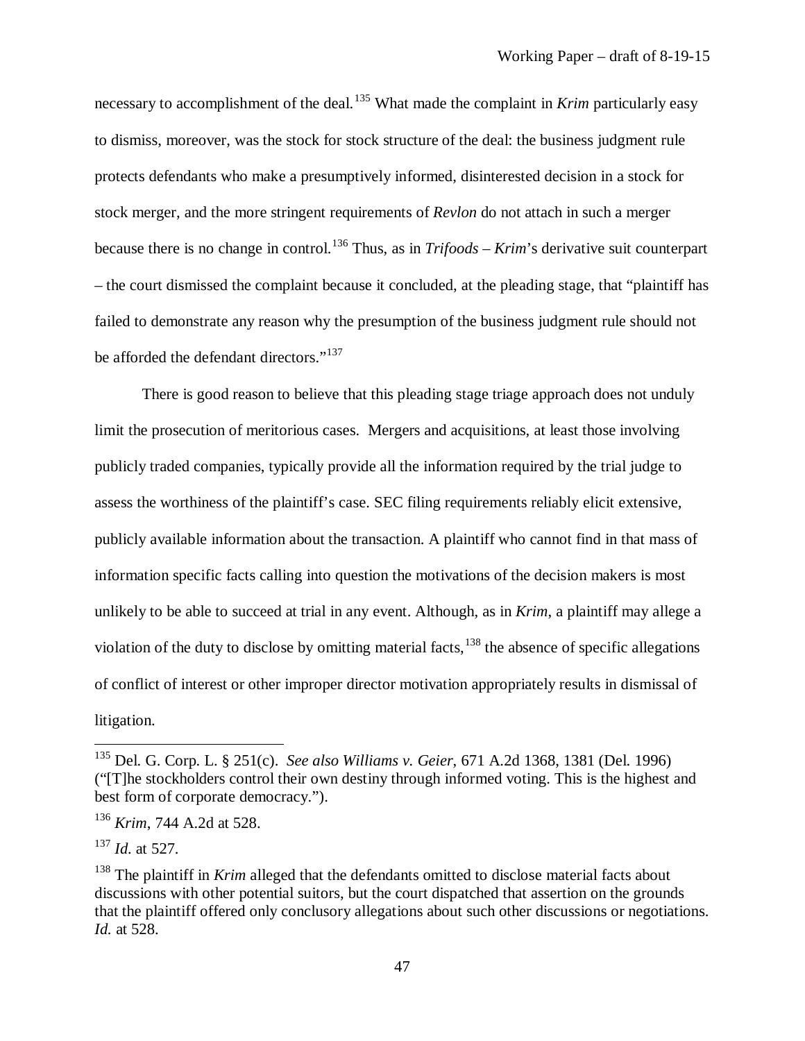necessary to accomplishment of the deal.[135] What made the complaint in *Krim* particularly easy to dismiss, moreover, was the stock for stock structure of the deal: the business judgment rule protects defendants who make a presumptively informed, disinterested decision in a stock for stock merger, and the more stringent requirements of *Revlon* do not attach in such a merger because there is no change in control.[136] Thus, as in *Trifoods* – *Krim*'s derivative suit counterpart – the court dismissed the complaint because it concluded, at the pleading stage, that "plaintiff has failed to demonstrate any reason why the presumption of the business judgment rule should not be afforded the defendant directors."[137]

There is good reason to believe that this pleading stage triage approach does not unduly limit the prosecution of meritorious cases. Mergers and acquisitions, at least those involving publicly traded companies, typically provide all the information required by the trial judge to assess the worthiness of the plaintiff's case. SEC filing requirements reliably elicit extensive, publicly available information about the transaction. A plaintiff who cannot find in that mass of information specific facts calling into question the motivations of the decision makers is most unlikely to be able to succeed at trial in any event. Although, as in *Krim*, a plaintiff may allege a violation of the duty to disclose by omitting material facts,[138] the absence of specific allegations of conflict of interest or other improper director motivation appropriately results in dismissal of litigation.

---

[135] Del. G. Corp. L. § 251(c). *See also Williams v. Geier*, 671 A.2d 1368, 1381 (Del. 1996) ("[T]he stockholders control their own destiny through informed voting. This is the highest and best form of corporate democracy.").

[136] *Krim*, 744 A.2d at 528.

[137] *Id.* at 527.

[138] The plaintiff in *Krim* alleged that the defendants omitted to disclose material facts about discussions with other potential suitors, but the court dispatched that assertion on the grounds that the plaintiff offered only conclusory allegations about such other discussions or negotiations. *Id.* at 528.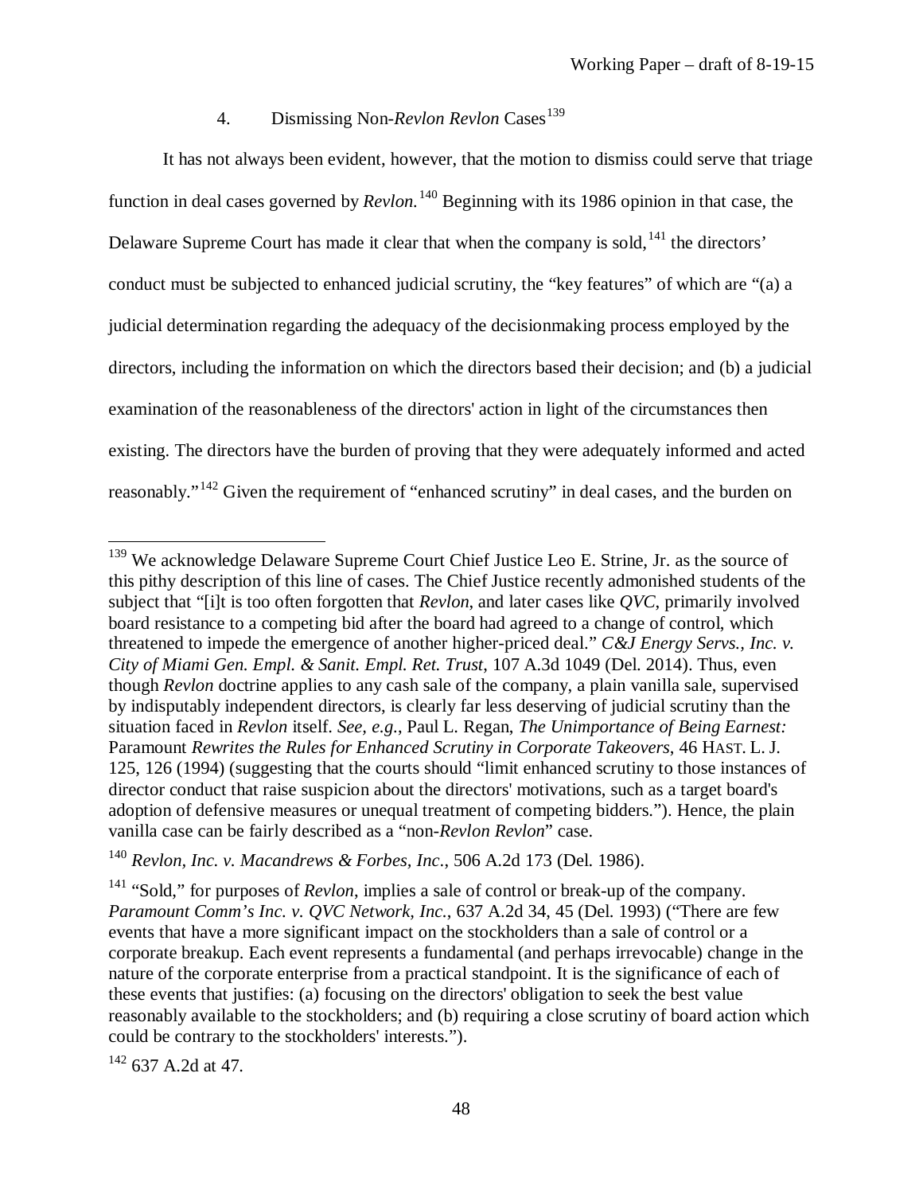### 4. Dismissing Non-*Revlon Revlon* Cases[139]

It has not always been evident, however, that the motion to dismiss could serve that triage function in deal cases governed by *Revlon.*[140] Beginning with its 1986 opinion in that case, the Delaware Supreme Court has made it clear that when the company is sold,[141] the directors' conduct must be subjected to enhanced judicial scrutiny, the "key features" of which are "(a) a judicial determination regarding the adequacy of the decisionmaking process employed by the directors, including the information on which the directors based their decision; and (b) a judicial examination of the reasonableness of the directors' action in light of the circumstances then existing. The directors have the burden of proving that they were adequately informed and acted reasonably."[142] Given the requirement of "enhanced scrutiny" in deal cases, and the burden on

---

[139] We acknowledge Delaware Supreme Court Chief Justice Leo E. Strine, Jr. as the source of this pithy description of this line of cases. The Chief Justice recently admonished students of the subject that "[i]t is too often forgotten that *Revlon*, and later cases like *QVC*, primarily involved board resistance to a competing bid after the board had agreed to a change of control, which threatened to impede the emergence of another higher-priced deal." *C&J Energy Servs., Inc. v. City of Miami Gen. Empl. & Sanit. Empl. Ret. Trust*, 107 A.3d 1049 (Del. 2014). Thus, even though *Revlon* doctrine applies to any cash sale of the company, a plain vanilla sale, supervised by indisputably independent directors, is clearly far less deserving of judicial scrutiny than the situation faced in *Revlon* itself. *See, e.g.*, Paul L. Regan, *The Unimportance of Being Earnest:* Paramount *Rewrites the Rules for Enhanced Scrutiny in Corporate Takeovers*, 46 HAST. L. J. 125, 126 (1994) (suggesting that the courts should "limit enhanced scrutiny to those instances of director conduct that raise suspicion about the directors' motivations, such as a target board's adoption of defensive measures or unequal treatment of competing bidders."). Hence, the plain vanilla case can be fairly described as a "non-*Revlon Revlon*" case.

[140] *Revlon, Inc. v. Macandrews & Forbes, Inc.*, 506 A.2d 173 (Del. 1986).

[141] "Sold," for purposes of *Revlon*, implies a sale of control or break-up of the company. *Paramount Comm's Inc. v. QVC Network, Inc.*, 637 A.2d 34, 45 (Del. 1993) ("There are few events that have a more significant impact on the stockholders than a sale of control or a corporate breakup. Each event represents a fundamental (and perhaps irrevocable) change in the nature of the corporate enterprise from a practical standpoint. It is the significance of each of these events that justifies: (a) focusing on the directors' obligation to seek the best value reasonably available to the stockholders; and (b) requiring a close scrutiny of board action which could be contrary to the stockholders' interests.").

[142] 637 A.2d at 47.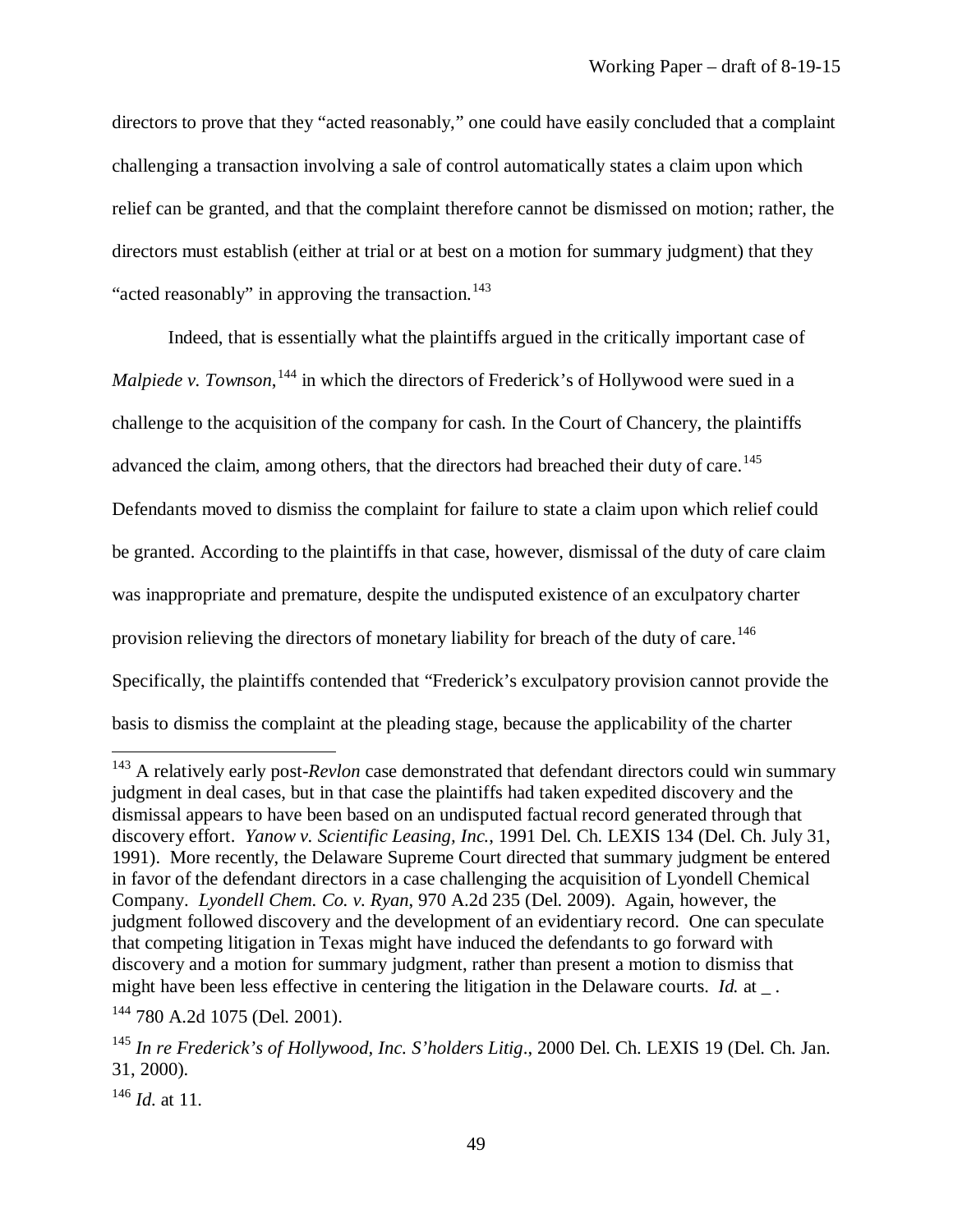directors to prove that they "acted reasonably," one could have easily concluded that a complaint challenging a transaction involving a sale of control automatically states a claim upon which relief can be granted, and that the complaint therefore cannot be dismissed on motion; rather, the directors must establish (either at trial or at best on a motion for summary judgment) that they "acted reasonably" in approving the transaction.[143]

Indeed, that is essentially what the plaintiffs argued in the critically important case of *Malpiede v. Townson*,[144] in which the directors of Frederick's of Hollywood were sued in a challenge to the acquisition of the company for cash. In the Court of Chancery, the plaintiffs advanced the claim, among others, that the directors had breached their duty of care.[145] Defendants moved to dismiss the complaint for failure to state a claim upon which relief could be granted. According to the plaintiffs in that case, however, dismissal of the duty of care claim was inappropriate and premature, despite the undisputed existence of an exculpatory charter provision relieving the directors of monetary liability for breach of the duty of care.[146] Specifically, the plaintiffs contended that "Frederick's exculpatory provision cannot provide the basis to dismiss the complaint at the pleading stage, because the applicability of the charter

---

[143] A relatively early post-*Revlon* case demonstrated that defendant directors could win summary judgment in deal cases, but in that case the plaintiffs had taken expedited discovery and the dismissal appears to have been based on an undisputed factual record generated through that discovery effort. *Yanow v. Scientific Leasing, Inc.*, 1991 Del. Ch. LEXIS 134 (Del. Ch. July 31, 1991). More recently, the Delaware Supreme Court directed that summary judgment be entered in favor of the defendant directors in a case challenging the acquisition of Lyondell Chemical Company. *Lyondell Chem. Co. v. Ryan*, 970 A.2d 235 (Del. 2009). Again, however, the judgment followed discovery and the development of an evidentiary record. One can speculate that competing litigation in Texas might have induced the defendants to go forward with discovery and a motion for summary judgment, rather than present a motion to dismiss that might have been less effective in centering the litigation in the Delaware courts. *Id.* at _ .

[144] 780 A.2d 1075 (Del. 2001).

[145] *In re Frederick's of Hollywood, Inc. S'holders Litig.*, 2000 Del. Ch. LEXIS 19 (Del. Ch. Jan. 31, 2000).

[146] *Id.* at 11.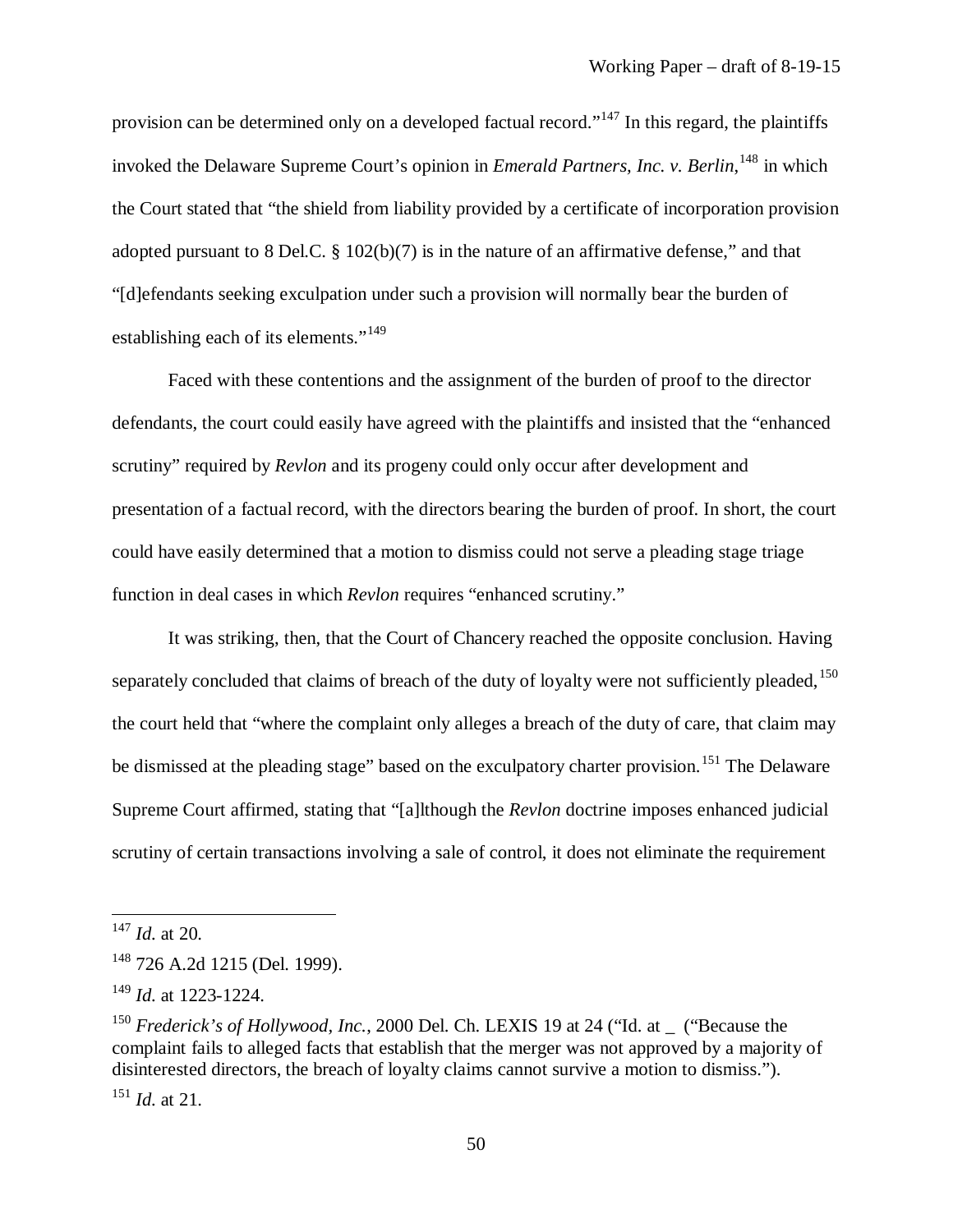provision can be determined only on a developed factual record."[147] In this regard, the plaintiffs invoked the Delaware Supreme Court's opinion in *Emerald Partners, Inc. v. Berlin*,[148] in which the Court stated that "the shield from liability provided by a certificate of incorporation provision adopted pursuant to 8 Del.C. § 102(b)(7) is in the nature of an affirmative defense," and that "[d]efendants seeking exculpation under such a provision will normally bear the burden of establishing each of its elements."[149]

Faced with these contentions and the assignment of the burden of proof to the director defendants, the court could easily have agreed with the plaintiffs and insisted that the "enhanced scrutiny" required by *Revlon* and its progeny could only occur after development and presentation of a factual record, with the directors bearing the burden of proof. In short, the court could have easily determined that a motion to dismiss could not serve a pleading stage triage function in deal cases in which *Revlon* requires "enhanced scrutiny."

It was striking, then, that the Court of Chancery reached the opposite conclusion. Having separately concluded that claims of breach of the duty of loyalty were not sufficiently pleaded,[150] the court held that "where the complaint only alleges a breach of the duty of care, that claim may be dismissed at the pleading stage" based on the exculpatory charter provision.[151] The Delaware Supreme Court affirmed, stating that "[a]lthough the *Revlon* doctrine imposes enhanced judicial scrutiny of certain transactions involving a sale of control, it does not eliminate the requirement

---

[147] *Id.* at 20.

[148] 726 A.2d 1215 (Del. 1999).

[149] *Id.* at 1223-1224.

[150] *Frederick's of Hollywood, Inc.*, 2000 Del. Ch. LEXIS 19 at 24 ("Id. at _ ("Because the complaint fails to alleged facts that establish that the merger was not approved by a majority of disinterested directors, the breach of loyalty claims cannot survive a motion to dismiss.").

[151] *Id.* at 21.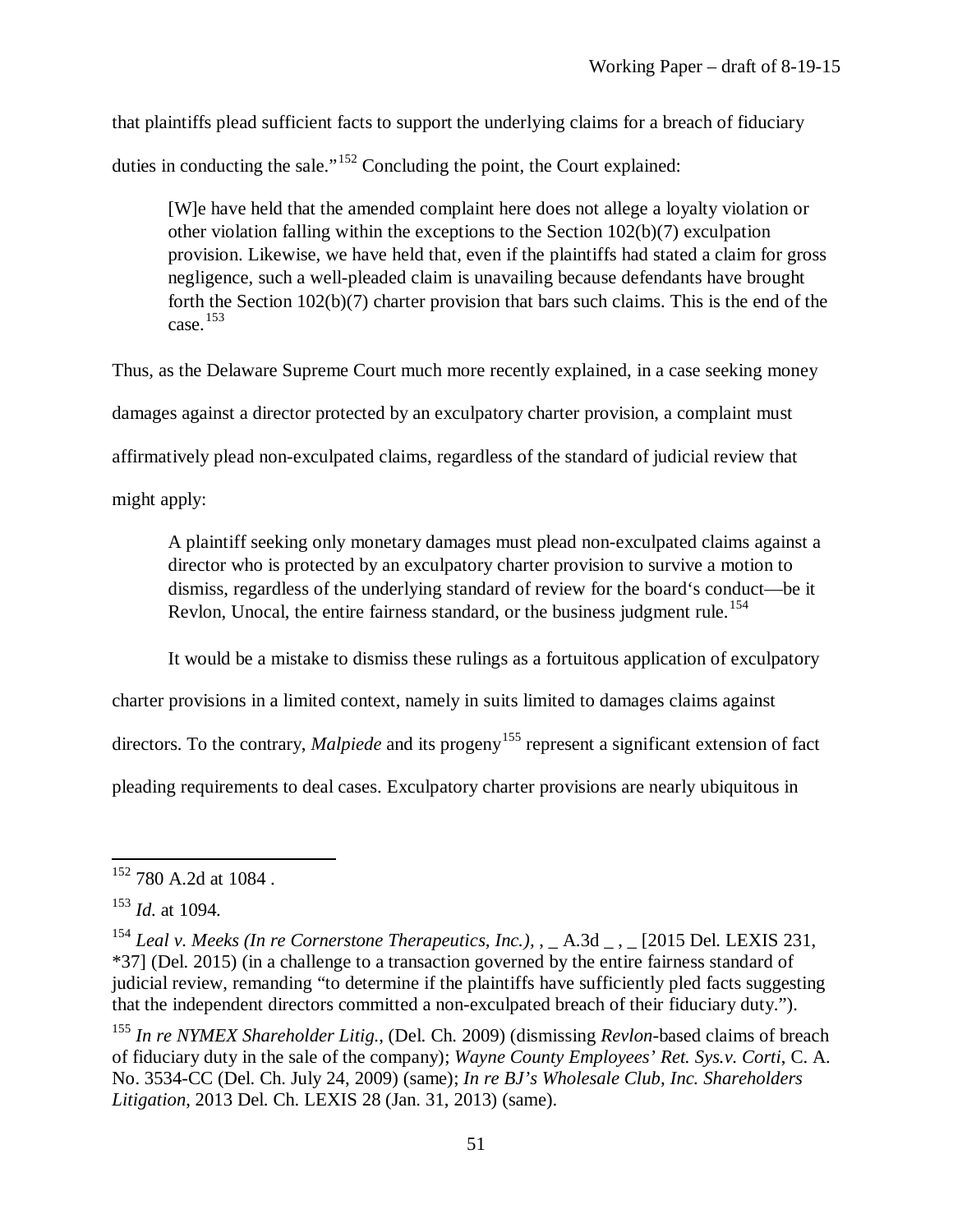that plaintiffs plead sufficient facts to support the underlying claims for a breach of fiduciary duties in conducting the sale."[152] Concluding the point, the Court explained:

> [W]e have held that the amended complaint here does not allege a loyalty violation or other violation falling within the exceptions to the Section 102(b)(7) exculpation provision. Likewise, we have held that, even if the plaintiffs had stated a claim for gross negligence, such a well-pleaded claim is unavailing because defendants have brought forth the Section 102(b)(7) charter provision that bars such claims. This is the end of the case.[153]

Thus, as the Delaware Supreme Court much more recently explained, in a case seeking money damages against a director protected by an exculpatory charter provision, a complaint must affirmatively plead non-exculpated claims, regardless of the standard of judicial review that might apply:

> A plaintiff seeking only monetary damages must plead non-exculpated claims against a director who is protected by an exculpatory charter provision to survive a motion to dismiss, regardless of the underlying standard of review for the board's conduct—be it Revlon, Unocal, the entire fairness standard, or the business judgment rule.[154]

It would be a mistake to dismiss these rulings as a fortuitous application of exculpatory charter provisions in a limited context, namely in suits limited to damages claims against directors. To the contrary, *Malpiede* and its progeny[155] represent a significant extension of fact pleading requirements to deal cases. Exculpatory charter provisions are nearly ubiquitous in

---

[152] 780 A.2d at 1084 .

[153] *Id.* at 1094.

[154] *Leal v. Meeks (In re Cornerstone Therapeutics, Inc.)*, , _ A.3d _ , _ [2015 Del. LEXIS 231, *37] (Del. 2015) (in a challenge to a transaction governed by the entire fairness standard of judicial review, remanding "to determine if the plaintiffs have sufficiently pled facts suggesting that the independent directors committed a non-exculpated breach of their fiduciary duty.").

[155] *In re NYMEX Shareholder Litig.*, (Del. Ch. 2009) (dismissing *Revlon*-based claims of breach of fiduciary duty in the sale of the company); *Wayne County Employees' Ret. Sys.v. Corti*, C. A. No. 3534-CC (Del. Ch. July 24, 2009) (same); *In re BJ's Wholesale Club, Inc. Shareholders Litigation*, 2013 Del. Ch. LEXIS 28 (Jan. 31, 2013) (same).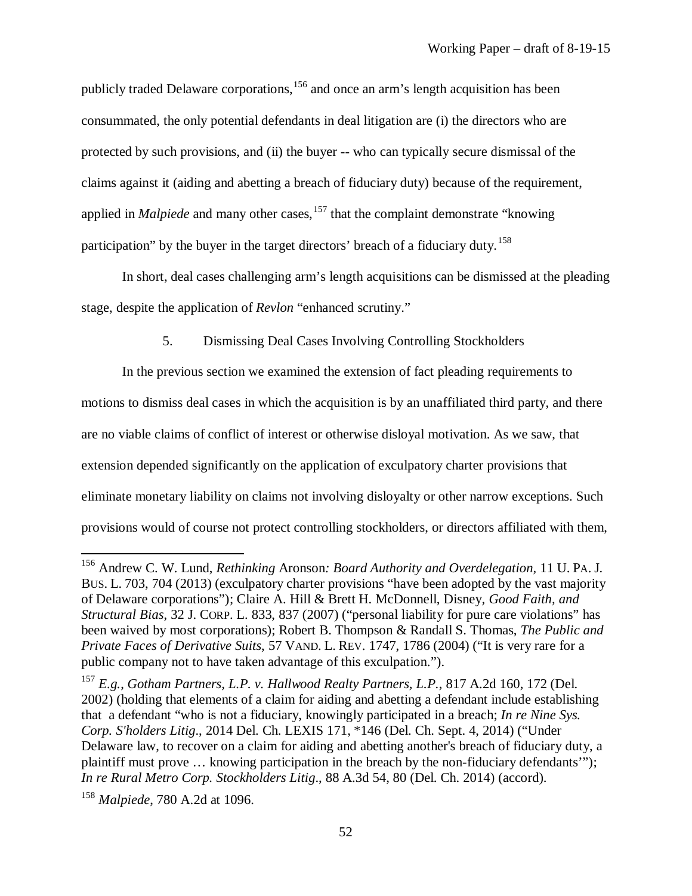publicly traded Delaware corporations,[156] and once an arm's length acquisition has been consummated, the only potential defendants in deal litigation are (i) the directors who are protected by such provisions, and (ii) the buyer -- who can typically secure dismissal of the claims against it (aiding and abetting a breach of fiduciary duty) because of the requirement, applied in *Malpiede* and many other cases,[157] that the complaint demonstrate "knowing participation" by the buyer in the target directors' breach of a fiduciary duty.[158]

In short, deal cases challenging arm's length acquisitions can be dismissed at the pleading stage, despite the application of *Revlon* "enhanced scrutiny."

5. Dismissing Deal Cases Involving Controlling Stockholders

In the previous section we examined the extension of fact pleading requirements to motions to dismiss deal cases in which the acquisition is by an unaffiliated third party, and there are no viable claims of conflict of interest or otherwise disloyal motivation. As we saw, that extension depended significantly on the application of exculpatory charter provisions that eliminate monetary liability on claims not involving disloyalty or other narrow exceptions. Such provisions would of course not protect controlling stockholders, or directors affiliated with them,

---

[156] Andrew C. W. Lund, *Rethinking* Aronson*: Board Authority and Overdelegation*, 11 U. PA. J. BUS. L. 703, 704 (2013) (exculpatory charter provisions "have been adopted by the vast majority of Delaware corporations"); Claire A. Hill & Brett H. McDonnell, Disney*, Good Faith, and Structural Bias*, 32 J. CORP. L. 833, 837 (2007) ("personal liability for pure care violations" has been waived by most corporations); Robert B. Thompson & Randall S. Thomas, *The Public and Private Faces of Derivative Suits*, 57 VAND. L. REV. 1747, 1786 (2004) ("It is very rare for a public company not to have taken advantage of this exculpation.").

[157] *E.g.*, *Gotham Partners, L.P. v. Hallwood Realty Partners, L.P.*, 817 A.2d 160, 172 (Del. 2002) (holding that elements of a claim for aiding and abetting a defendant include establishing that a defendant "who is not a fiduciary, knowingly participated in a breach; *In re Nine Sys. Corp. S'holders Litig*., 2014 Del. Ch. LEXIS 171, *146 (Del. Ch. Sept. 4, 2014) ("Under Delaware law, to recover on a claim for aiding and abetting another's breach of fiduciary duty, a plaintiff must prove … knowing participation in the breach by the non-fiduciary defendants'"); *In re Rural Metro Corp. Stockholders Litig*., 88 A.3d 54, 80 (Del. Ch. 2014) (accord).

[158] *Malpiede*, 780 A.2d at 1096.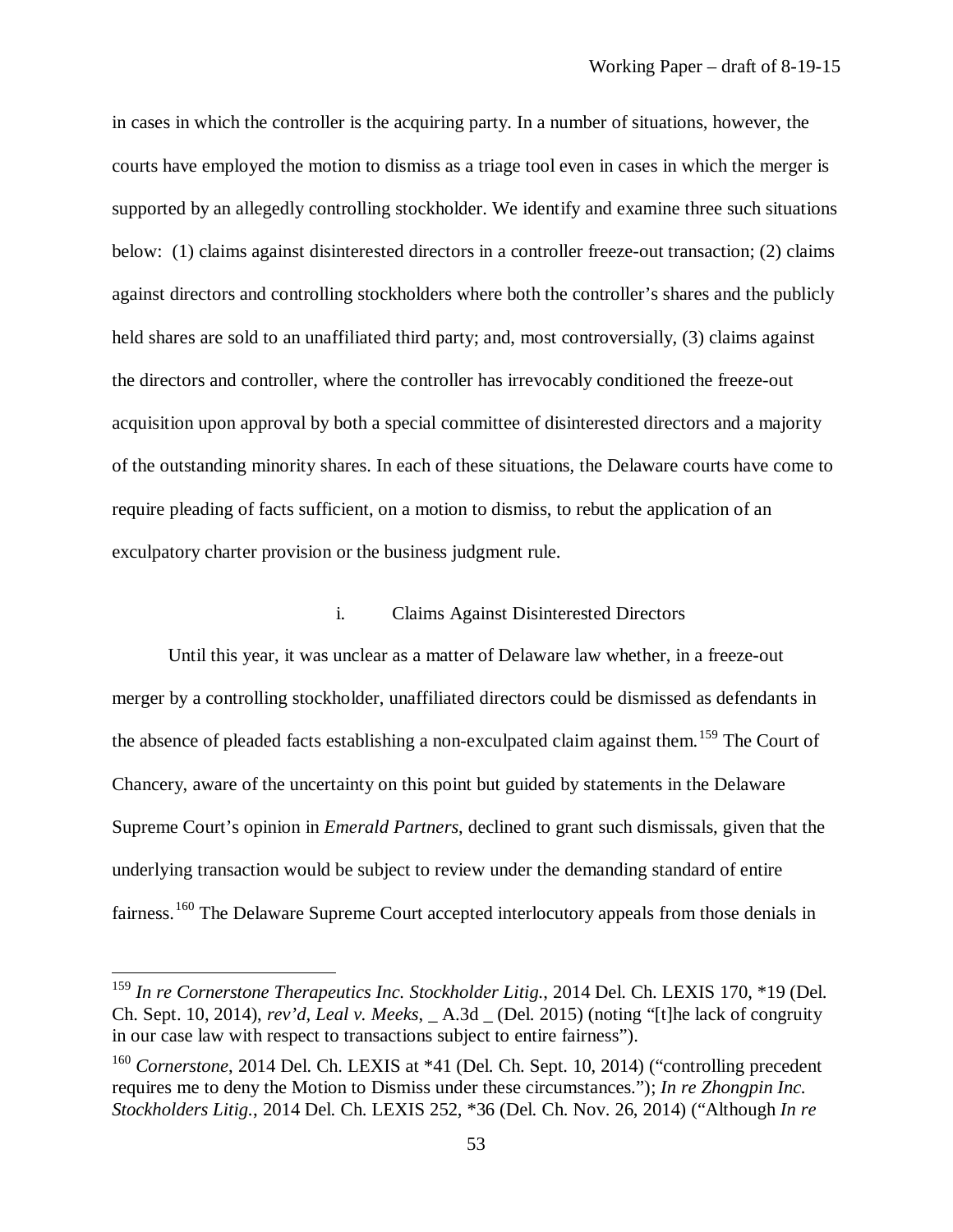in cases in which the controller is the acquiring party. In a number of situations, however, the courts have employed the motion to dismiss as a triage tool even in cases in which the merger is supported by an allegedly controlling stockholder. We identify and examine three such situations below: (1) claims against disinterested directors in a controller freeze-out transaction; (2) claims against directors and controlling stockholders where both the controller's shares and the publicly held shares are sold to an unaffiliated third party; and, most controversially, (3) claims against the directors and controller, where the controller has irrevocably conditioned the freeze-out acquisition upon approval by both a special committee of disinterested directors and a majority of the outstanding minority shares. In each of these situations, the Delaware courts have come to require pleading of facts sufficient, on a motion to dismiss, to rebut the application of an exculpatory charter provision or the business judgment rule.

### i. Claims Against Disinterested Directors

Until this year, it was unclear as a matter of Delaware law whether, in a freeze-out merger by a controlling stockholder, unaffiliated directors could be dismissed as defendants in the absence of pleaded facts establishing a non-exculpated claim against them.[159] The Court of Chancery, aware of the uncertainty on this point but guided by statements in the Delaware Supreme Court's opinion in *Emerald Partners*, declined to grant such dismissals, given that the underlying transaction would be subject to review under the demanding standard of entire fairness.[160] The Delaware Supreme Court accepted interlocutory appeals from those denials in

---

[159] *In re Cornerstone Therapeutics Inc. Stockholder Litig.*, 2014 Del. Ch. LEXIS 170, *19 (Del. Ch. Sept. 10, 2014), *rev'd, Leal v. Meeks*, _ A.3d _ (Del. 2015) (noting "[t]he lack of congruity in our case law with respect to transactions subject to entire fairness").

[160] *Cornerstone*, 2014 Del. Ch. LEXIS at *41 (Del. Ch. Sept. 10, 2014) ("controlling precedent requires me to deny the Motion to Dismiss under these circumstances."); *In re Zhongpin Inc. Stockholders Litig.*, 2014 Del. Ch. LEXIS 252, *36 (Del. Ch. Nov. 26, 2014) ("Although *In re*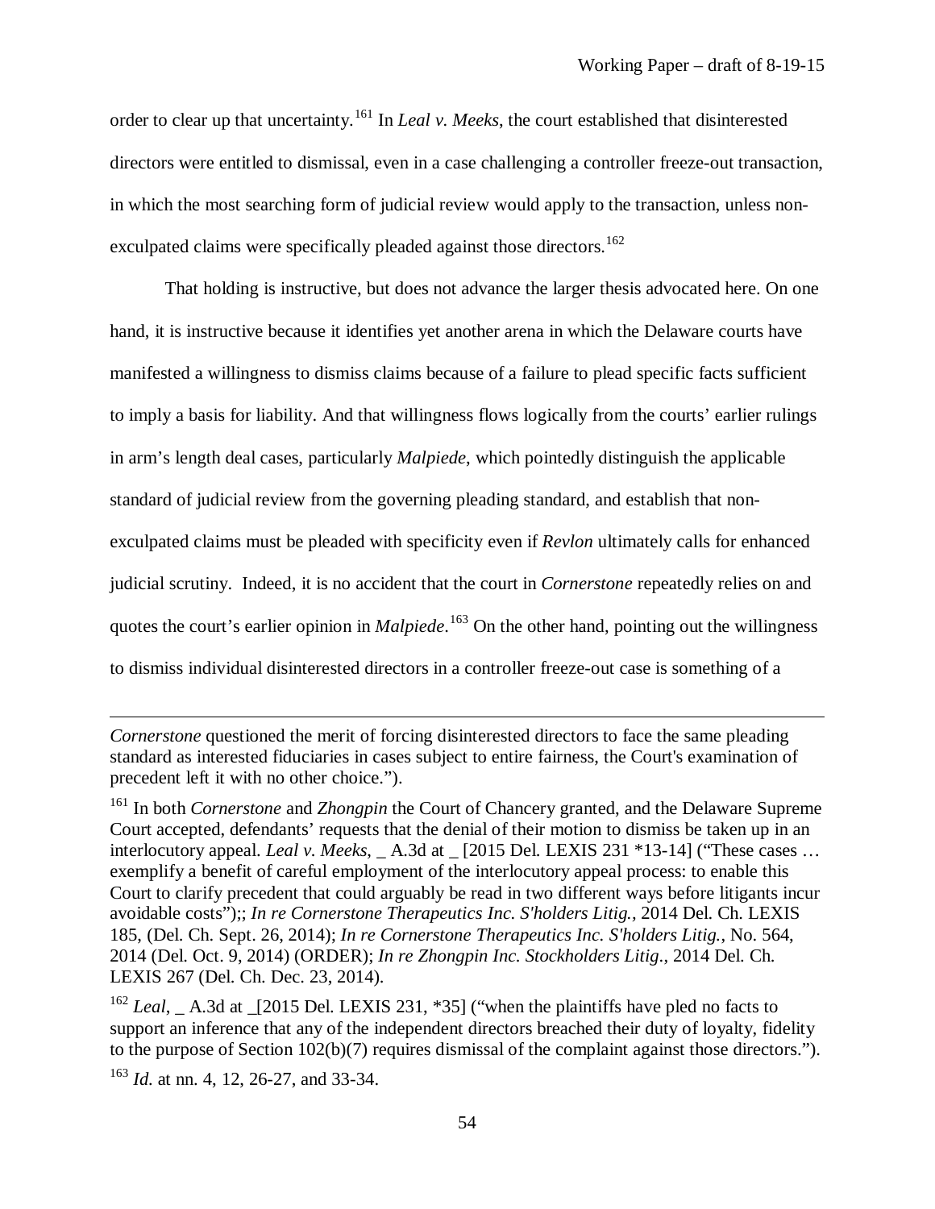order to clear up that uncertainty.[161] In *Leal v. Meeks*, the court established that disinterested directors were entitled to dismissal, even in a case challenging a controller freeze-out transaction, in which the most searching form of judicial review would apply to the transaction, unless non-exculpated claims were specifically pleaded against those directors.[162]

That holding is instructive, but does not advance the larger thesis advocated here. On one hand, it is instructive because it identifies yet another arena in which the Delaware courts have manifested a willingness to dismiss claims because of a failure to plead specific facts sufficient to imply a basis for liability. And that willingness flows logically from the courts' earlier rulings in arm's length deal cases, particularly *Malpiede*, which pointedly distinguish the applicable standard of judicial review from the governing pleading standard, and establish that non-exculpated claims must be pleaded with specificity even if *Revlon* ultimately calls for enhanced judicial scrutiny. Indeed, it is no accident that the court in *Cornerstone* repeatedly relies on and quotes the court's earlier opinion in *Malpiede*.[163] On the other hand, pointing out the willingness to dismiss individual disinterested directors in a controller freeze-out case is something of a

---

*Cornerstone* questioned the merit of forcing disinterested directors to face the same pleading standard as interested fiduciaries in cases subject to entire fairness, the Court's examination of precedent left it with no other choice.").

[161] In both *Cornerstone* and *Zhongpin* the Court of Chancery granted, and the Delaware Supreme Court accepted, defendants' requests that the denial of their motion to dismiss be taken up in an interlocutory appeal. *Leal v. Meeks*, _ A.3d at _ [2015 Del. LEXIS 231 *13-14] ("These cases … exemplify a benefit of careful employment of the interlocutory appeal process: to enable this Court to clarify precedent that could arguably be read in two different ways before litigants incur avoidable costs");; *In re Cornerstone Therapeutics Inc. S'holders Litig.*, 2014 Del. Ch. LEXIS 185, (Del. Ch. Sept. 26, 2014); *In re Cornerstone Therapeutics Inc. S'holders Litig.*, No. 564, 2014 (Del. Oct. 9, 2014) (ORDER); *In re Zhongpin Inc. Stockholders Litig.*, 2014 Del. Ch. LEXIS 267 (Del. Ch. Dec. 23, 2014).

[162] *Leal*, _ A.3d at _[2015 Del. LEXIS 231, *35] ("when the plaintiffs have pled no facts to support an inference that any of the independent directors breached their duty of loyalty, fidelity to the purpose of Section 102(b)(7) requires dismissal of the complaint against those directors.").

[163] *Id.* at nn. 4, 12, 26-27, and 33-34.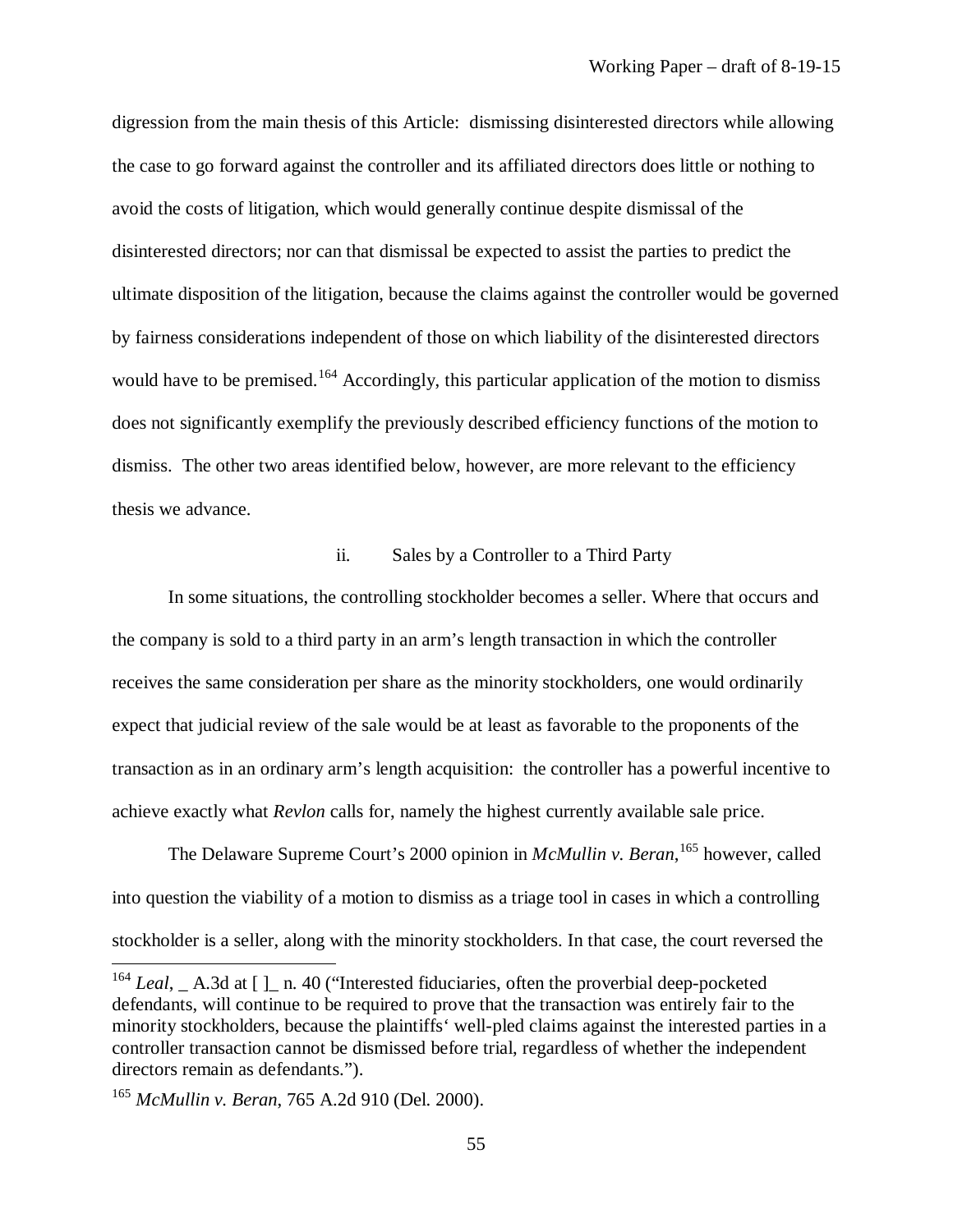digression from the main thesis of this Article: dismissing disinterested directors while allowing the case to go forward against the controller and its affiliated directors does little or nothing to avoid the costs of litigation, which would generally continue despite dismissal of the disinterested directors; nor can that dismissal be expected to assist the parties to predict the ultimate disposition of the litigation, because the claims against the controller would be governed by fairness considerations independent of those on which liability of the disinterested directors would have to be premised.[164] Accordingly, this particular application of the motion to dismiss does not significantly exemplify the previously described efficiency functions of the motion to dismiss. The other two areas identified below, however, are more relevant to the efficiency thesis we advance.

ii. Sales by a Controller to a Third Party

In some situations, the controlling stockholder becomes a seller. Where that occurs and the company is sold to a third party in an arm's length transaction in which the controller receives the same consideration per share as the minority stockholders, one would ordinarily expect that judicial review of the sale would be at least as favorable to the proponents of the transaction as in an ordinary arm's length acquisition: the controller has a powerful incentive to achieve exactly what *Revlon* calls for, namely the highest currently available sale price.

The Delaware Supreme Court's 2000 opinion in *McMullin v. Beran*,[165] however, called into question the viability of a motion to dismiss as a triage tool in cases in which a controlling stockholder is a seller, along with the minority stockholders. In that case, the court reversed the

---

[164] *Leal*, _ A.3d at [ ]_ n. 40 ("Interested fiduciaries, often the proverbial deep-pocketed defendants, will continue to be required to prove that the transaction was entirely fair to the minority stockholders, because the plaintiffs' well-pled claims against the interested parties in a controller transaction cannot be dismissed before trial, regardless of whether the independent directors remain as defendants.").

[165] *McMullin v. Beran*, 765 A.2d 910 (Del. 2000).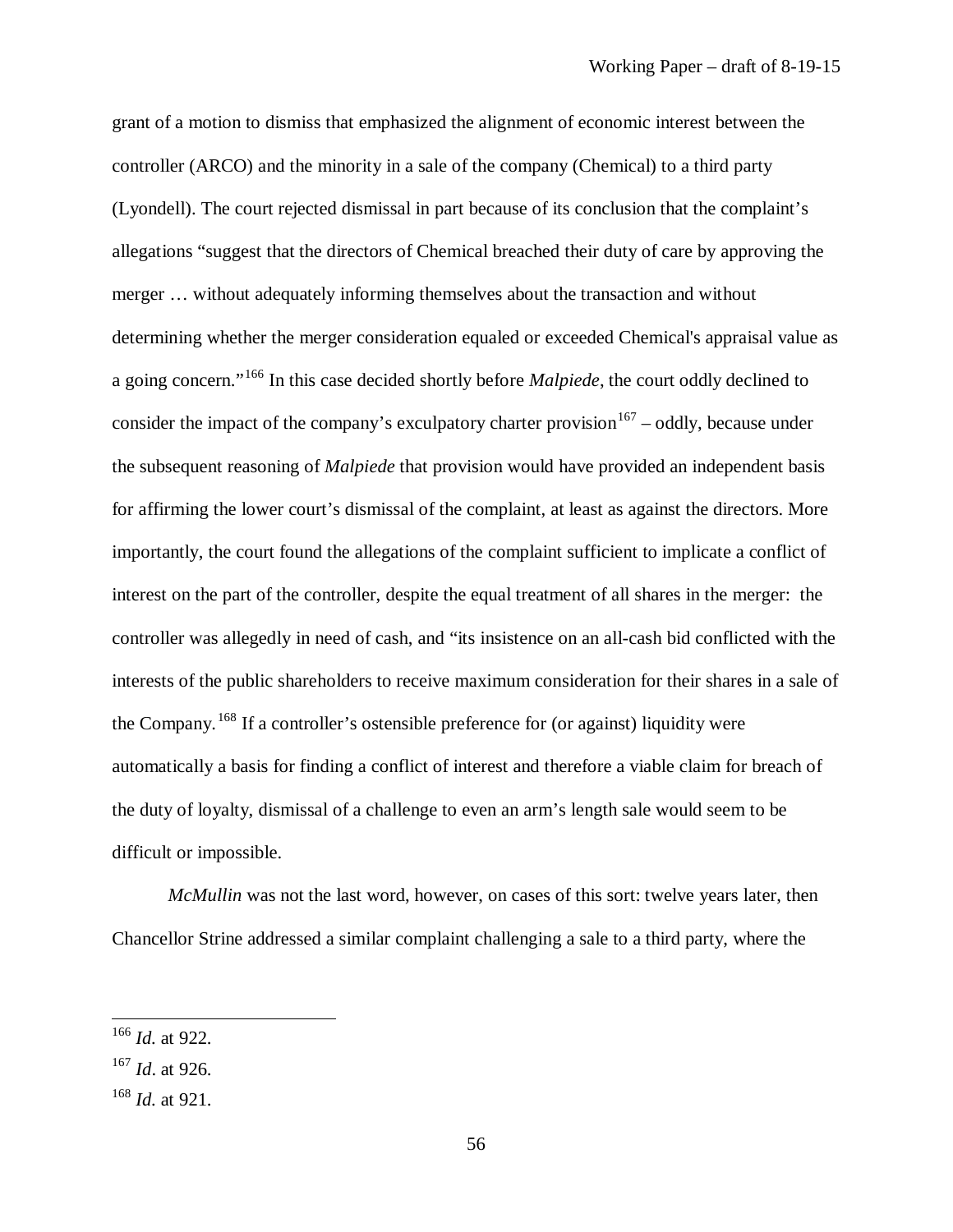grant of a motion to dismiss that emphasized the alignment of economic interest between the controller (ARCO) and the minority in a sale of the company (Chemical) to a third party (Lyondell). The court rejected dismissal in part because of its conclusion that the complaint's allegations "suggest that the directors of Chemical breached their duty of care by approving the merger … without adequately informing themselves about the transaction and without determining whether the merger consideration equaled or exceeded Chemical's appraisal value as a going concern."[166] In this case decided shortly before *Malpiede*, the court oddly declined to consider the impact of the company's exculpatory charter provision[167] – oddly, because under the subsequent reasoning of *Malpiede* that provision would have provided an independent basis for affirming the lower court's dismissal of the complaint, at least as against the directors. More importantly, the court found the allegations of the complaint sufficient to implicate a conflict of interest on the part of the controller, despite the equal treatment of all shares in the merger: the controller was allegedly in need of cash, and "its insistence on an all-cash bid conflicted with the interests of the public shareholders to receive maximum consideration for their shares in a sale of the Company.[168] If a controller's ostensible preference for (or against) liquidity were automatically a basis for finding a conflict of interest and therefore a viable claim for breach of the duty of loyalty, dismissal of a challenge to even an arm's length sale would seem to be difficult or impossible.

*McMullin* was not the last word, however, on cases of this sort: twelve years later, then Chancellor Strine addressed a similar complaint challenging a sale to a third party, where the

---

[166] *Id.* at 922.

[167] *Id*. at 926.

[168] *Id.* at 921.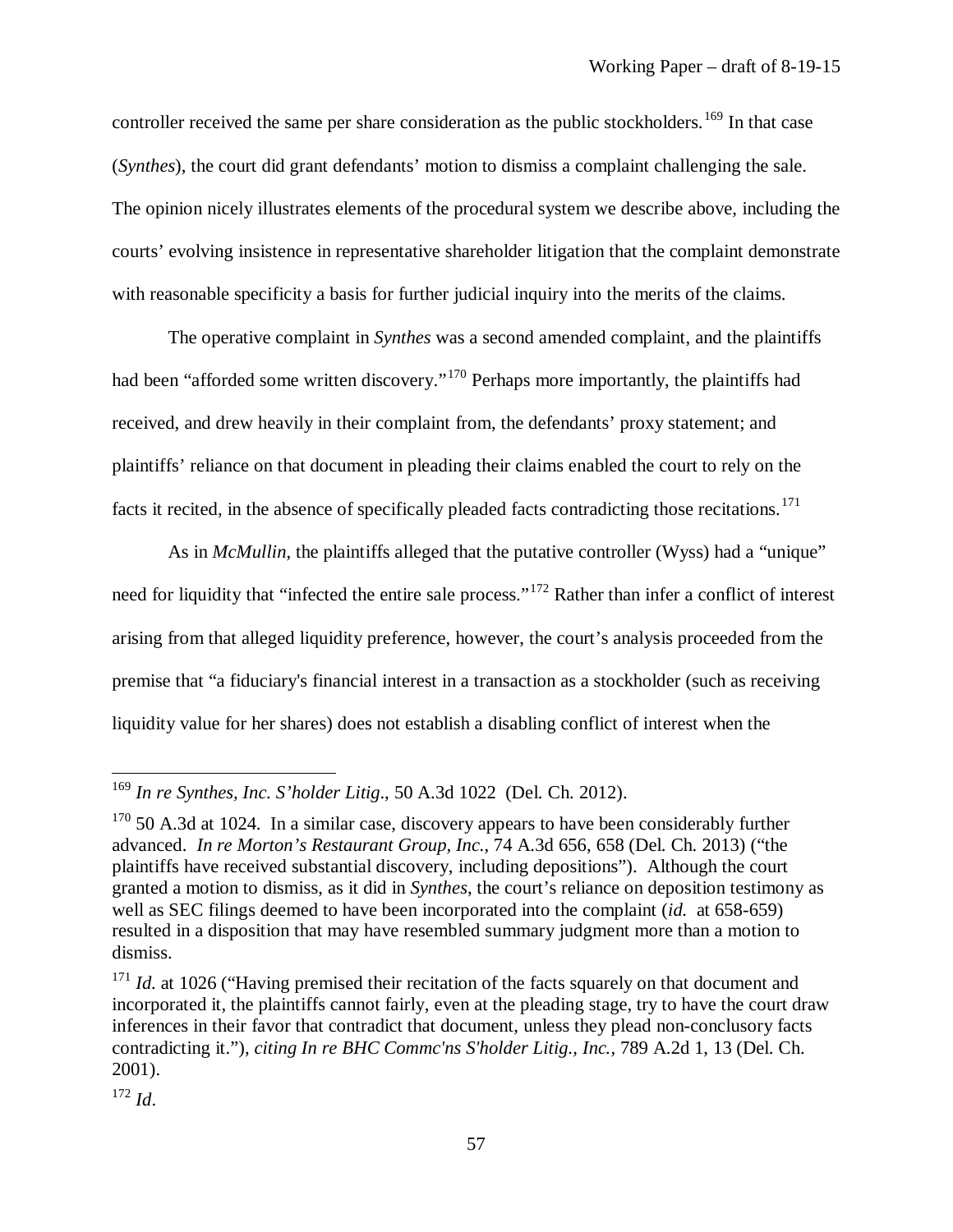controller received the same per share consideration as the public stockholders.[169] In that case (*Synthes*), the court did grant defendants' motion to dismiss a complaint challenging the sale. The opinion nicely illustrates elements of the procedural system we describe above, including the courts' evolving insistence in representative shareholder litigation that the complaint demonstrate with reasonable specificity a basis for further judicial inquiry into the merits of the claims.

The operative complaint in *Synthes* was a second amended complaint, and the plaintiffs had been "afforded some written discovery."[170] Perhaps more importantly, the plaintiffs had received, and drew heavily in their complaint from, the defendants' proxy statement; and plaintiffs' reliance on that document in pleading their claims enabled the court to rely on the facts it recited, in the absence of specifically pleaded facts contradicting those recitations.[171]

As in *McMullin*, the plaintiffs alleged that the putative controller (Wyss) had a "unique" need for liquidity that "infected the entire sale process."[172] Rather than infer a conflict of interest arising from that alleged liquidity preference, however, the court's analysis proceeded from the premise that "a fiduciary's financial interest in a transaction as a stockholder (such as receiving liquidity value for her shares) does not establish a disabling conflict of interest when the

---

[169] *In re Synthes, Inc. S'holder Litig*., 50 A.3d 1022 (Del. Ch. 2012).

[170] 50 A.3d at 1024. In a similar case, discovery appears to have been considerably further advanced. *In re Morton's Restaurant Group, Inc.*, 74 A.3d 656, 658 (Del. Ch. 2013) ("the plaintiffs have received substantial discovery, including depositions"). Although the court granted a motion to dismiss, as it did in *Synthes*, the court's reliance on deposition testimony as well as SEC filings deemed to have been incorporated into the complaint (*id.* at 658-659) resulted in a disposition that may have resembled summary judgment more than a motion to dismiss.

[171] *Id.* at 1026 ("Having premised their recitation of the facts squarely on that document and incorporated it, the plaintiffs cannot fairly, even at the pleading stage, try to have the court draw inferences in their favor that contradict that document, unless they plead non-conclusory facts contradicting it."), *citing In re BHC Commc'ns S'holder Litig., Inc.*, 789 A.2d 1, 13 (Del. Ch. 2001).

[172] *Id*.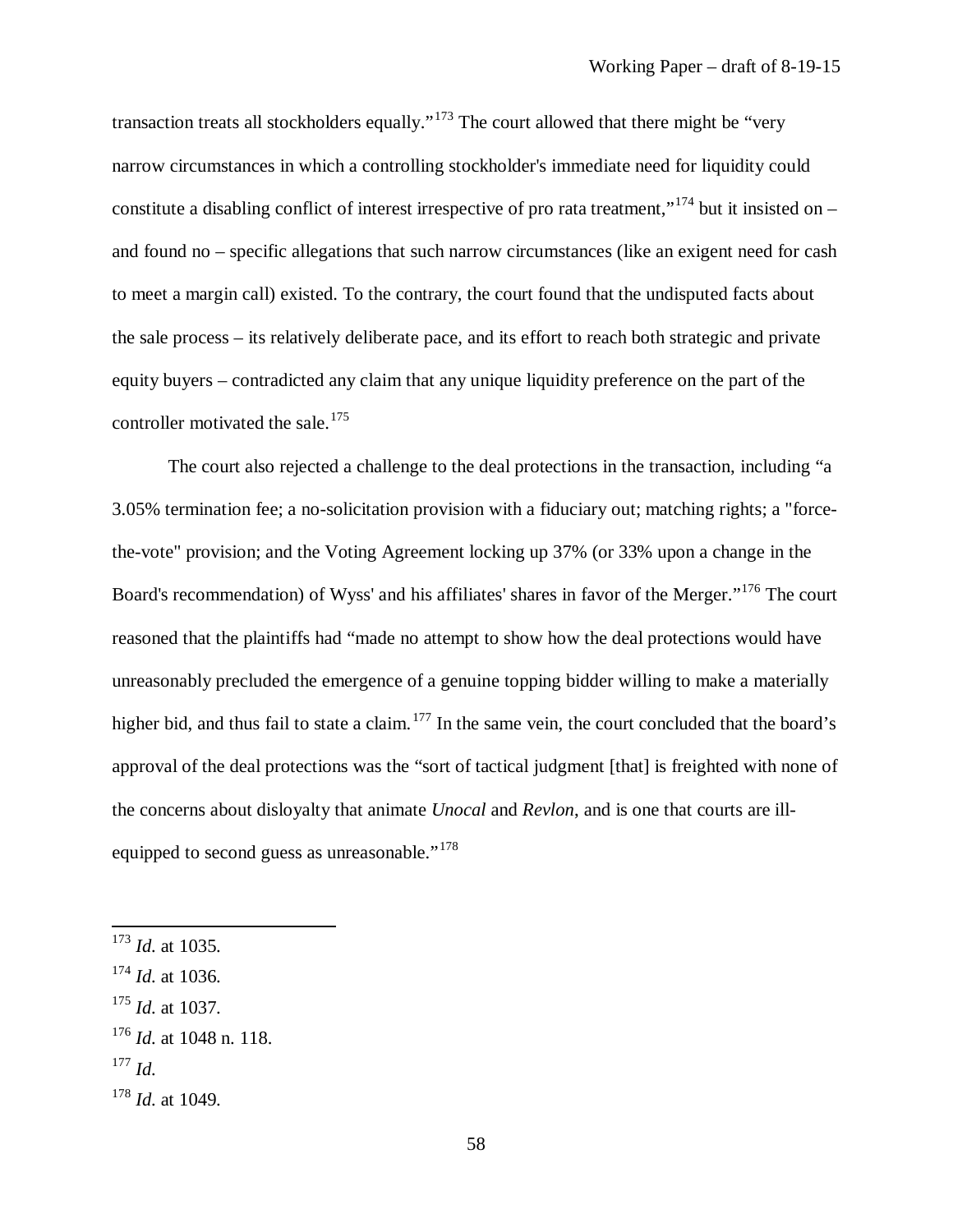transaction treats all stockholders equally."[173] The court allowed that there might be "very narrow circumstances in which a controlling stockholder's immediate need for liquidity could constitute a disabling conflict of interest irrespective of pro rata treatment,"[174] but it insisted on – and found no – specific allegations that such narrow circumstances (like an exigent need for cash to meet a margin call) existed. To the contrary, the court found that the undisputed facts about the sale process – its relatively deliberate pace, and its effort to reach both strategic and private equity buyers – contradicted any claim that any unique liquidity preference on the part of the controller motivated the sale.[175]

The court also rejected a challenge to the deal protections in the transaction, including "a 3.05% termination fee; a no-solicitation provision with a fiduciary out; matching rights; a "force-the-vote" provision; and the Voting Agreement locking up 37% (or 33% upon a change in the Board's recommendation) of Wyss' and his affiliates' shares in favor of the Merger."[176] The court reasoned that the plaintiffs had "made no attempt to show how the deal protections would have unreasonably precluded the emergence of a genuine topping bidder willing to make a materially higher bid, and thus fail to state a claim.[177] In the same vein, the court concluded that the board's approval of the deal protections was the "sort of tactical judgment [that] is freighted with none of the concerns about disloyalty that animate *Unocal* and *Revlon*, and is one that courts are ill-equipped to second guess as unreasonable."[178]

---

[173] *Id.* at 1035.

[174] *Id.* at 1036.

[175] *Id.* at 1037.

[176] *Id.* at 1048 n. 118.

[177] *Id.*

[178] *Id.* at 1049.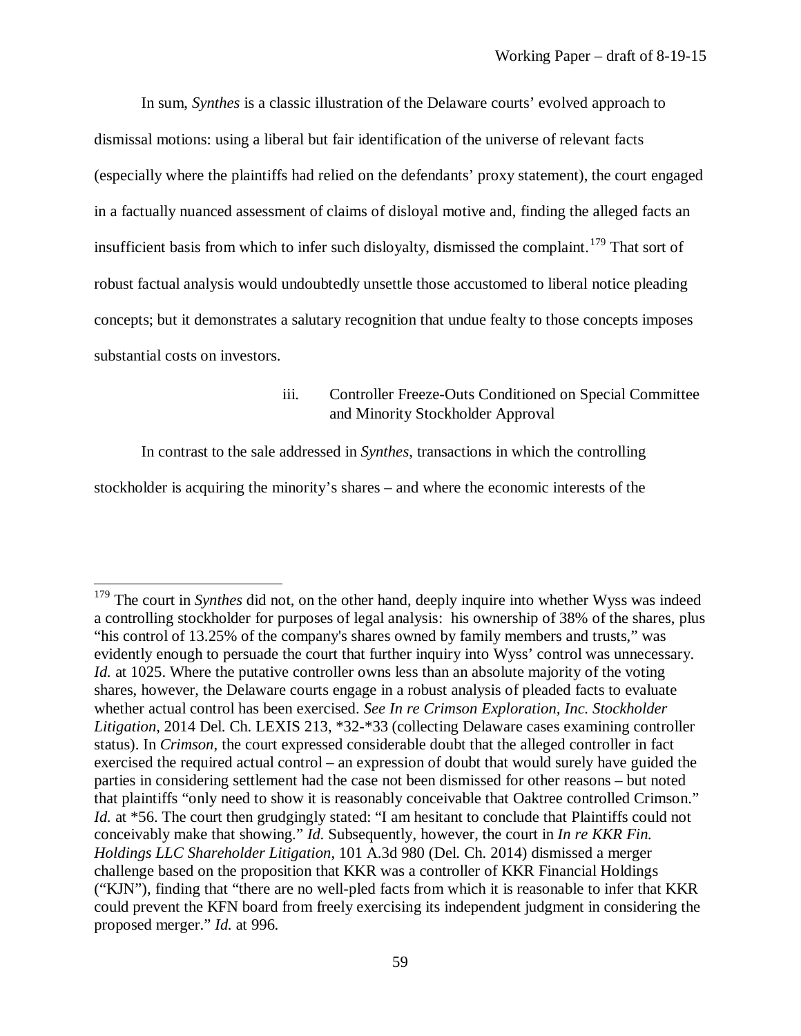In sum, *Synthes* is a classic illustration of the Delaware courts' evolved approach to dismissal motions: using a liberal but fair identification of the universe of relevant facts (especially where the plaintiffs had relied on the defendants' proxy statement), the court engaged in a factually nuanced assessment of claims of disloyal motive and, finding the alleged facts an insufficient basis from which to infer such disloyalty, dismissed the complaint.[179] That sort of robust factual analysis would undoubtedly unsettle those accustomed to liberal notice pleading concepts; but it demonstrates a salutary recognition that undue fealty to those concepts imposes substantial costs on investors.

#### iii. Controller Freeze-Outs Conditioned on Special Committee and Minority Stockholder Approval

In contrast to the sale addressed in *Synthes*, transactions in which the controlling stockholder is acquiring the minority's shares – and where the economic interests of the

---

[179] The court in *Synthes* did not, on the other hand, deeply inquire into whether Wyss was indeed a controlling stockholder for purposes of legal analysis: his ownership of 38% of the shares, plus "his control of 13.25% of the company's shares owned by family members and trusts," was evidently enough to persuade the court that further inquiry into Wyss' control was unnecessary. *Id.* at 1025. Where the putative controller owns less than an absolute majority of the voting shares, however, the Delaware courts engage in a robust analysis of pleaded facts to evaluate whether actual control has been exercised. *See In re Crimson Exploration, Inc. Stockholder Litigation*, 2014 Del. Ch. LEXIS 213, *32-*33 (collecting Delaware cases examining controller status). In *Crimson*, the court expressed considerable doubt that the alleged controller in fact exercised the required actual control – an expression of doubt that would surely have guided the parties in considering settlement had the case not been dismissed for other reasons – but noted that plaintiffs "only need to show it is reasonably conceivable that Oaktree controlled Crimson." *Id.* at *56. The court then grudgingly stated: "I am hesitant to conclude that Plaintiffs could not conceivably make that showing." *Id.* Subsequently, however, the court in *In re KKR Fin. Holdings LLC Shareholder Litigation*, 101 A.3d 980 (Del. Ch. 2014) dismissed a merger challenge based on the proposition that KKR was a controller of KKR Financial Holdings ("KJN"), finding that "there are no well-pled facts from which it is reasonable to infer that KKR could prevent the KFN board from freely exercising its independent judgment in considering the proposed merger." *Id.* at 996.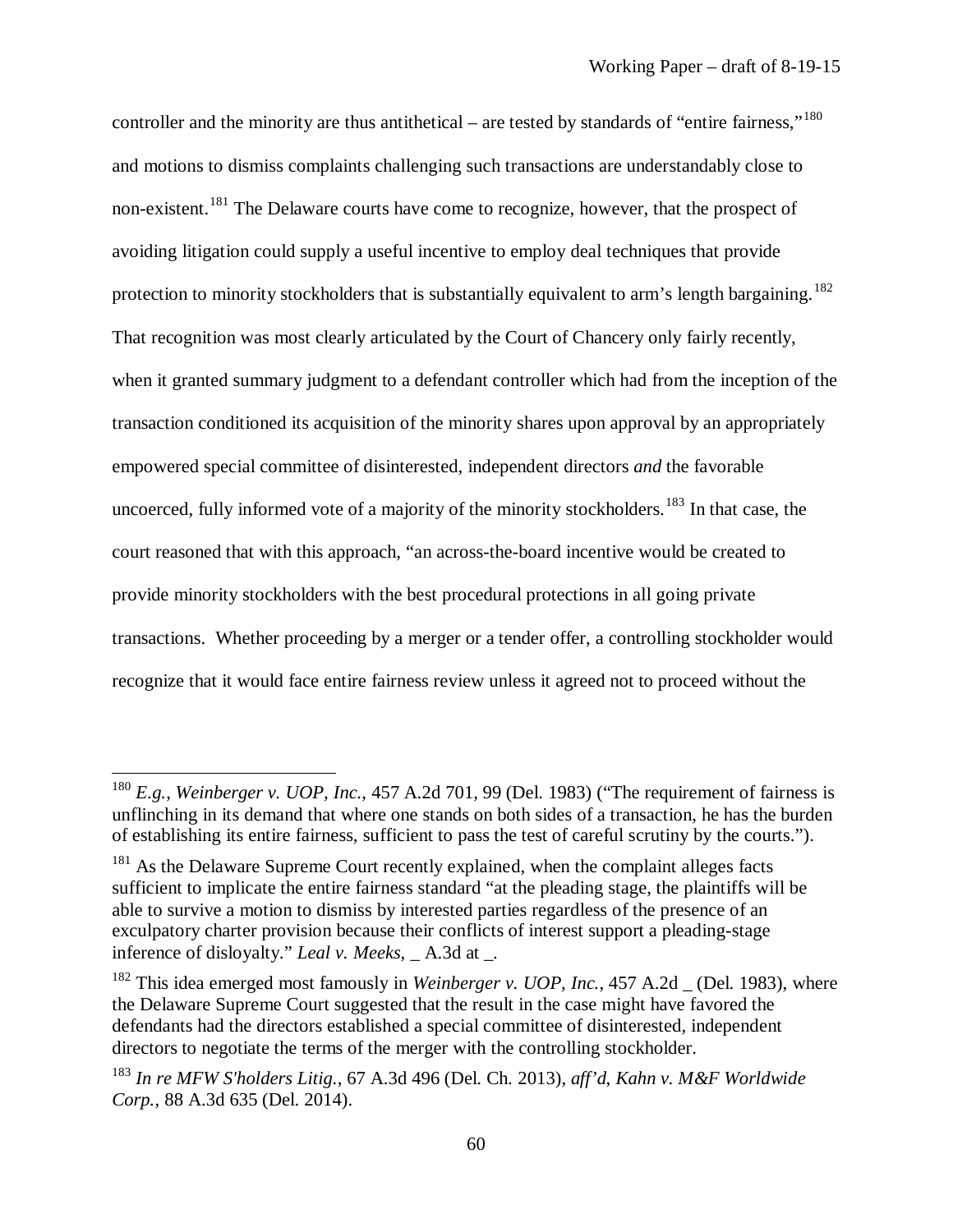controller and the minority are thus antithetical – are tested by standards of "entire fairness,"[180] and motions to dismiss complaints challenging such transactions are understandably close to non-existent.[181] The Delaware courts have come to recognize, however, that the prospect of avoiding litigation could supply a useful incentive to employ deal techniques that provide protection to minority stockholders that is substantially equivalent to arm's length bargaining.[182] That recognition was most clearly articulated by the Court of Chancery only fairly recently, when it granted summary judgment to a defendant controller which had from the inception of the transaction conditioned its acquisition of the minority shares upon approval by an appropriately empowered special committee of disinterested, independent directors *and* the favorable uncoerced, fully informed vote of a majority of the minority stockholders.[183] In that case, the court reasoned that with this approach, "an across-the-board incentive would be created to provide minority stockholders with the best procedural protections in all going private transactions. Whether proceeding by a merger or a tender offer, a controlling stockholder would recognize that it would face entire fairness review unless it agreed not to proceed without the

---

[180] *E.g.*, *Weinberger v. UOP, Inc.*, 457 A.2d 701, 99 (Del. 1983) ("The requirement of fairness is unflinching in its demand that where one stands on both sides of a transaction, he has the burden of establishing its entire fairness, sufficient to pass the test of careful scrutiny by the courts.").

[181] As the Delaware Supreme Court recently explained, when the complaint alleges facts sufficient to implicate the entire fairness standard "at the pleading stage, the plaintiffs will be able to survive a motion to dismiss by interested parties regardless of the presence of an exculpatory charter provision because their conflicts of interest support a pleading-stage inference of disloyalty." *Leal v. Meeks*, _ A.3d at _.

[182] This idea emerged most famously in *Weinberger v. UOP, Inc.*, 457 A.2d _ (Del. 1983), where the Delaware Supreme Court suggested that the result in the case might have favored the defendants had the directors established a special committee of disinterested, independent directors to negotiate the terms of the merger with the controlling stockholder.

[183] *In re MFW S'holders Litig.*, 67 A.3d 496 (Del. Ch. 2013), *aff'd*, *Kahn v. M&F Worldwide Corp.*, 88 A.3d 635 (Del. 2014).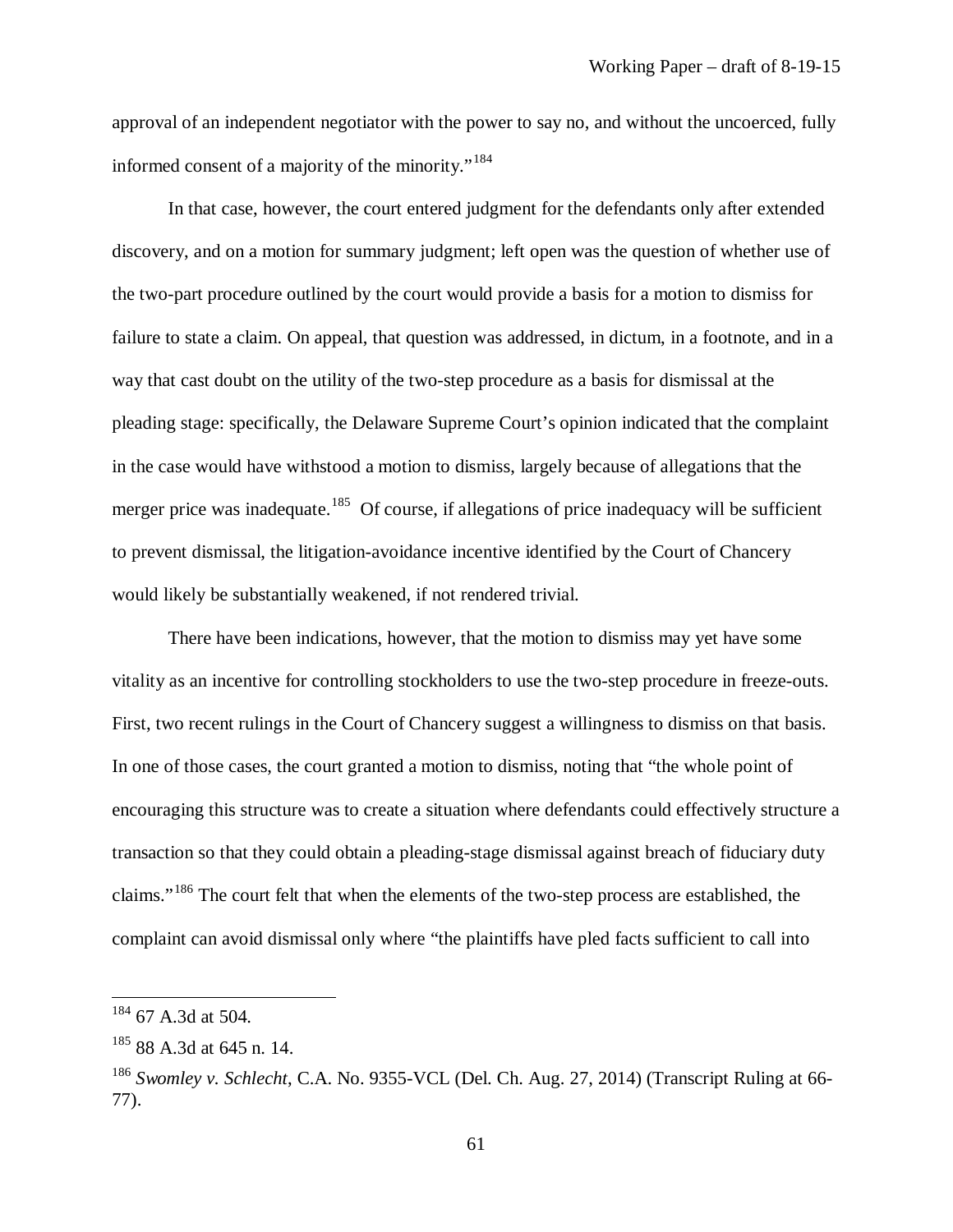approval of an independent negotiator with the power to say no, and without the uncoerced, fully informed consent of a majority of the minority."[184]

In that case, however, the court entered judgment for the defendants only after extended discovery, and on a motion for summary judgment; left open was the question of whether use of the two-part procedure outlined by the court would provide a basis for a motion to dismiss for failure to state a claim. On appeal, that question was addressed, in dictum, in a footnote, and in a way that cast doubt on the utility of the two-step procedure as a basis for dismissal at the pleading stage: specifically, the Delaware Supreme Court's opinion indicated that the complaint in the case would have withstood a motion to dismiss, largely because of allegations that the merger price was inadequate.[185] Of course, if allegations of price inadequacy will be sufficient to prevent dismissal, the litigation-avoidance incentive identified by the Court of Chancery would likely be substantially weakened, if not rendered trivial.

There have been indications, however, that the motion to dismiss may yet have some vitality as an incentive for controlling stockholders to use the two-step procedure in freeze-outs. First, two recent rulings in the Court of Chancery suggest a willingness to dismiss on that basis. In one of those cases, the court granted a motion to dismiss, noting that "the whole point of encouraging this structure was to create a situation where defendants could effectively structure a transaction so that they could obtain a pleading-stage dismissal against breach of fiduciary duty claims."[186] The court felt that when the elements of the two-step process are established, the complaint can avoid dismissal only where "the plaintiffs have pled facts sufficient to call into

---

[184] 67 A.3d at 504.

[185] 88 A.3d at 645 n. 14.

[186] *Swomley v. Schlecht*, C.A. No. 9355-VCL (Del. Ch. Aug. 27, 2014) (Transcript Ruling at 66-77).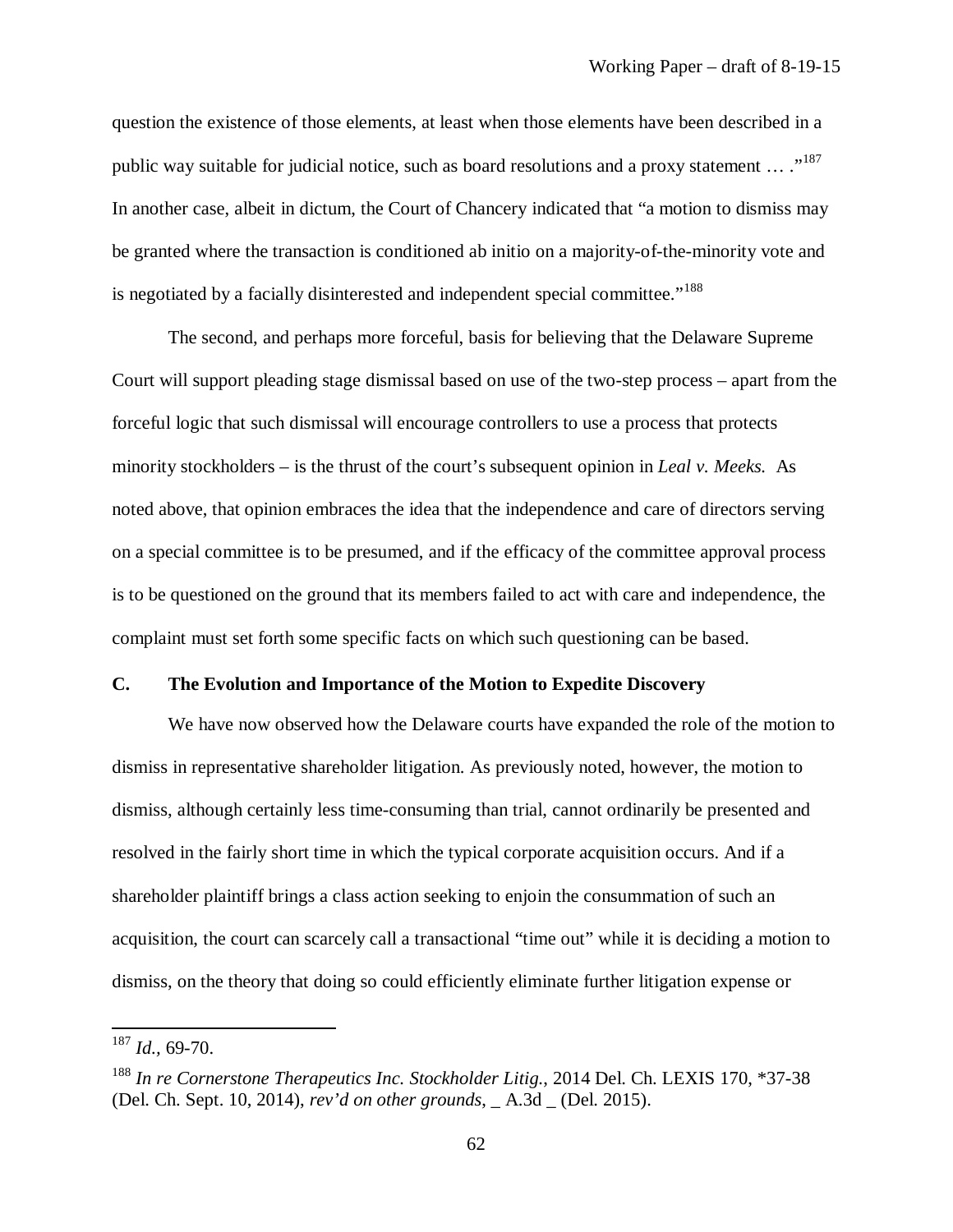question the existence of those elements, at least when those elements have been described in a public way suitable for judicial notice, such as board resolutions and a proxy statement … ."[187] In another case, albeit in dictum, the Court of Chancery indicated that "a motion to dismiss may be granted where the transaction is conditioned ab initio on a majority-of-the-minority vote and is negotiated by a facially disinterested and independent special committee."[188]

The second, and perhaps more forceful, basis for believing that the Delaware Supreme Court will support pleading stage dismissal based on use of the two-step process – apart from the forceful logic that such dismissal will encourage controllers to use a process that protects minority stockholders – is the thrust of the court's subsequent opinion in *Leal v. Meeks.* As noted above, that opinion embraces the idea that the independence and care of directors serving on a special committee is to be presumed, and if the efficacy of the committee approval process is to be questioned on the ground that its members failed to act with care and independence, the complaint must set forth some specific facts on which such questioning can be based.

### C. The Evolution and Importance of the Motion to Expedite Discovery

We have now observed how the Delaware courts have expanded the role of the motion to dismiss in representative shareholder litigation. As previously noted, however, the motion to dismiss, although certainly less time-consuming than trial, cannot ordinarily be presented and resolved in the fairly short time in which the typical corporate acquisition occurs. And if a shareholder plaintiff brings a class action seeking to enjoin the consummation of such an acquisition, the court can scarcely call a transactional "time out" while it is deciding a motion to dismiss, on the theory that doing so could efficiently eliminate further litigation expense or

---

[187] *Id.*, 69-70.

[188] *In re Cornerstone Therapeutics Inc. Stockholder Litig.*, 2014 Del. Ch. LEXIS 170, *37-38 (Del. Ch. Sept. 10, 2014), *rev'd on other grounds*, _ A.3d _ (Del. 2015).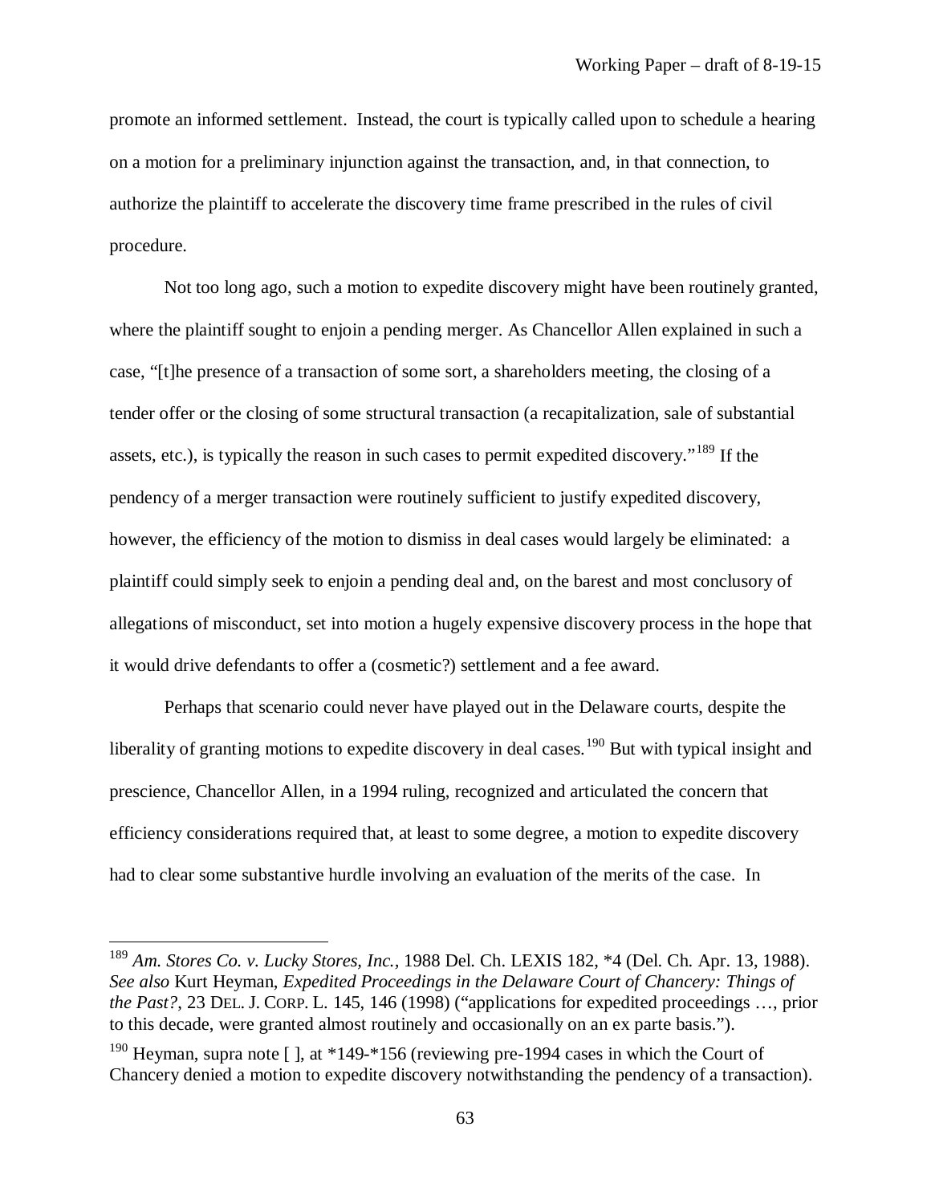promote an informed settlement. Instead, the court is typically called upon to schedule a hearing on a motion for a preliminary injunction against the transaction, and, in that connection, to authorize the plaintiff to accelerate the discovery time frame prescribed in the rules of civil procedure.

Not too long ago, such a motion to expedite discovery might have been routinely granted, where the plaintiff sought to enjoin a pending merger. As Chancellor Allen explained in such a case, "[t]he presence of a transaction of some sort, a shareholders meeting, the closing of a tender offer or the closing of some structural transaction (a recapitalization, sale of substantial assets, etc.), is typically the reason in such cases to permit expedited discovery."[189] If the pendency of a merger transaction were routinely sufficient to justify expedited discovery, however, the efficiency of the motion to dismiss in deal cases would largely be eliminated: a plaintiff could simply seek to enjoin a pending deal and, on the barest and most conclusory of allegations of misconduct, set into motion a hugely expensive discovery process in the hope that it would drive defendants to offer a (cosmetic?) settlement and a fee award.

Perhaps that scenario could never have played out in the Delaware courts, despite the liberality of granting motions to expedite discovery in deal cases.[190] But with typical insight and prescience, Chancellor Allen, in a 1994 ruling, recognized and articulated the concern that efficiency considerations required that, at least to some degree, a motion to expedite discovery had to clear some substantive hurdle involving an evaluation of the merits of the case. In

---

[189] *Am. Stores Co. v. Lucky Stores, Inc.*, 1988 Del. Ch. LEXIS 182, *4 (Del. Ch. Apr. 13, 1988). *See also* Kurt Heyman, *Expedited Proceedings in the Delaware Court of Chancery: Things of the Past?*, 23 DEL. J. CORP. L. 145, 146 (1998) ("applications for expedited proceedings …, prior to this decade, were granted almost routinely and occasionally on an ex parte basis.").

[190] Heyman, supra note [ ], at *149-*156 (reviewing pre-1994 cases in which the Court of Chancery denied a motion to expedite discovery notwithstanding the pendency of a transaction).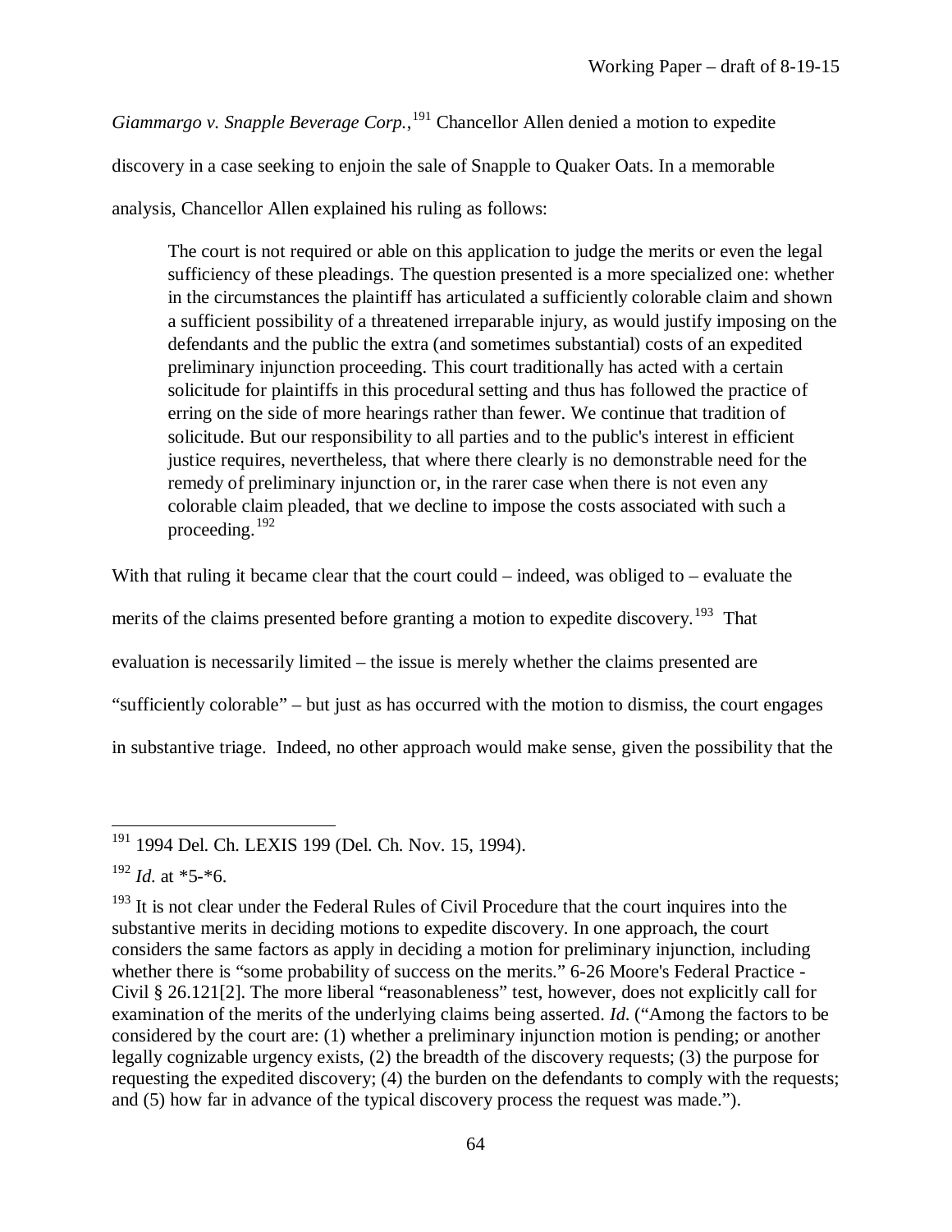*Giammargo v. Snapple Beverage Corp.*,[191] Chancellor Allen denied a motion to expedite discovery in a case seeking to enjoin the sale of Snapple to Quaker Oats. In a memorable analysis, Chancellor Allen explained his ruling as follows:

> The court is not required or able on this application to judge the merits or even the legal sufficiency of these pleadings. The question presented is a more specialized one: whether in the circumstances the plaintiff has articulated a sufficiently colorable claim and shown a sufficient possibility of a threatened irreparable injury, as would justify imposing on the defendants and the public the extra (and sometimes substantial) costs of an expedited preliminary injunction proceeding. This court traditionally has acted with a certain solicitude for plaintiffs in this procedural setting and thus has followed the practice of erring on the side of more hearings rather than fewer. We continue that tradition of solicitude. But our responsibility to all parties and to the public's interest in efficient justice requires, nevertheless, that where there clearly is no demonstrable need for the remedy of preliminary injunction or, in the rarer case when there is not even any colorable claim pleaded, that we decline to impose the costs associated with such a proceeding.[192]

With that ruling it became clear that the court could – indeed, was obliged to – evaluate the merits of the claims presented before granting a motion to expedite discovery.[193] That evaluation is necessarily limited – the issue is merely whether the claims presented are "sufficiently colorable" – but just as has occurred with the motion to dismiss, the court engages in substantive triage. Indeed, no other approach would make sense, given the possibility that the

---

[191] 1994 Del. Ch. LEXIS 199 (Del. Ch. Nov. 15, 1994).

[192] *Id.* at *5-*6.

[193] It is not clear under the Federal Rules of Civil Procedure that the court inquires into the substantive merits in deciding motions to expedite discovery. In one approach, the court considers the same factors as apply in deciding a motion for preliminary injunction, including whether there is "some probability of success on the merits." 6-26 Moore's Federal Practice - Civil § 26.121[2]. The more liberal "reasonableness" test, however, does not explicitly call for examination of the merits of the underlying claims being asserted. *Id.* ("Among the factors to be considered by the court are: (1) whether a preliminary injunction motion is pending; or another legally cognizable urgency exists, (2) the breadth of the discovery requests; (3) the purpose for requesting the expedited discovery; (4) the burden on the defendants to comply with the requests; and (5) how far in advance of the typical discovery process the request was made.").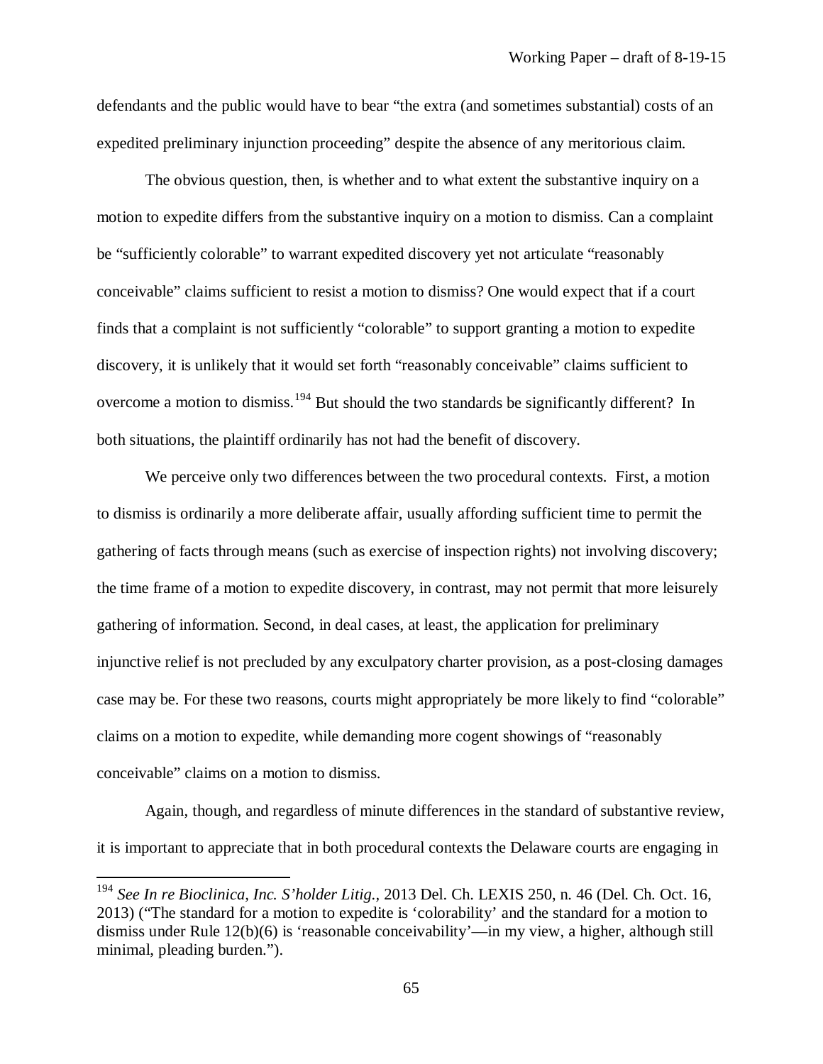defendants and the public would have to bear "the extra (and sometimes substantial) costs of an expedited preliminary injunction proceeding" despite the absence of any meritorious claim.

The obvious question, then, is whether and to what extent the substantive inquiry on a motion to expedite differs from the substantive inquiry on a motion to dismiss. Can a complaint be "sufficiently colorable" to warrant expedited discovery yet not articulate "reasonably conceivable" claims sufficient to resist a motion to dismiss? One would expect that if a court finds that a complaint is not sufficiently "colorable" to support granting a motion to expedite discovery, it is unlikely that it would set forth "reasonably conceivable" claims sufficient to overcome a motion to dismiss.[194] But should the two standards be significantly different? In both situations, the plaintiff ordinarily has not had the benefit of discovery.

We perceive only two differences between the two procedural contexts. First, a motion to dismiss is ordinarily a more deliberate affair, usually affording sufficient time to permit the gathering of facts through means (such as exercise of inspection rights) not involving discovery; the time frame of a motion to expedite discovery, in contrast, may not permit that more leisurely gathering of information. Second, in deal cases, at least, the application for preliminary injunctive relief is not precluded by any exculpatory charter provision, as a post-closing damages case may be. For these two reasons, courts might appropriately be more likely to find "colorable" claims on a motion to expedite, while demanding more cogent showings of "reasonably conceivable" claims on a motion to dismiss.

Again, though, and regardless of minute differences in the standard of substantive review, it is important to appreciate that in both procedural contexts the Delaware courts are engaging in

---

[194] *See In re Bioclinica, Inc. S'holder Litig.*, 2013 Del. Ch. LEXIS 250, n. 46 (Del. Ch. Oct. 16, 2013) ("The standard for a motion to expedite is 'colorability' and the standard for a motion to dismiss under Rule 12(b)(6) is 'reasonable conceivability'—in my view, a higher, although still minimal, pleading burden.").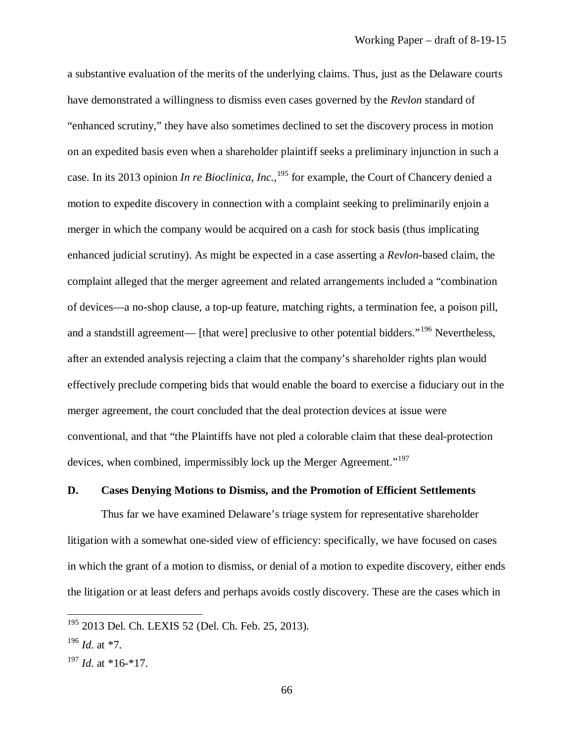a substantive evaluation of the merits of the underlying claims. Thus, just as the Delaware courts have demonstrated a willingness to dismiss even cases governed by the *Revlon* standard of "enhanced scrutiny," they have also sometimes declined to set the discovery process in motion on an expedited basis even when a shareholder plaintiff seeks a preliminary injunction in such a case. In its 2013 opinion *In re Bioclinica, Inc.*,[195] for example, the Court of Chancery denied a motion to expedite discovery in connection with a complaint seeking to preliminarily enjoin a merger in which the company would be acquired on a cash for stock basis (thus implicating enhanced judicial scrutiny). As might be expected in a case asserting a *Revlon*-based claim, the complaint alleged that the merger agreement and related arrangements included a "combination of devices—a no-shop clause, a top-up feature, matching rights, a termination fee, a poison pill, and a standstill agreement— [that were] preclusive to other potential bidders."[196] Nevertheless, after an extended analysis rejecting a claim that the company's shareholder rights plan would effectively preclude competing bids that would enable the board to exercise a fiduciary out in the merger agreement, the court concluded that the deal protection devices at issue were conventional, and that "the Plaintiffs have not pled a colorable claim that these deal-protection devices, when combined, impermissibly lock up the Merger Agreement."[197]

### D. Cases Denying Motions to Dismiss, and the Promotion of Efficient Settlements

Thus far we have examined Delaware's triage system for representative shareholder litigation with a somewhat one-sided view of efficiency: specifically, we have focused on cases in which the grant of a motion to dismiss, or denial of a motion to expedite discovery, either ends the litigation or at least defers and perhaps avoids costly discovery. These are the cases which in

---

[195] 2013 Del. Ch. LEXIS 52 (Del. Ch. Feb. 25, 2013).

[196] *Id.* at *7.

[197] *Id.* at *16-*17.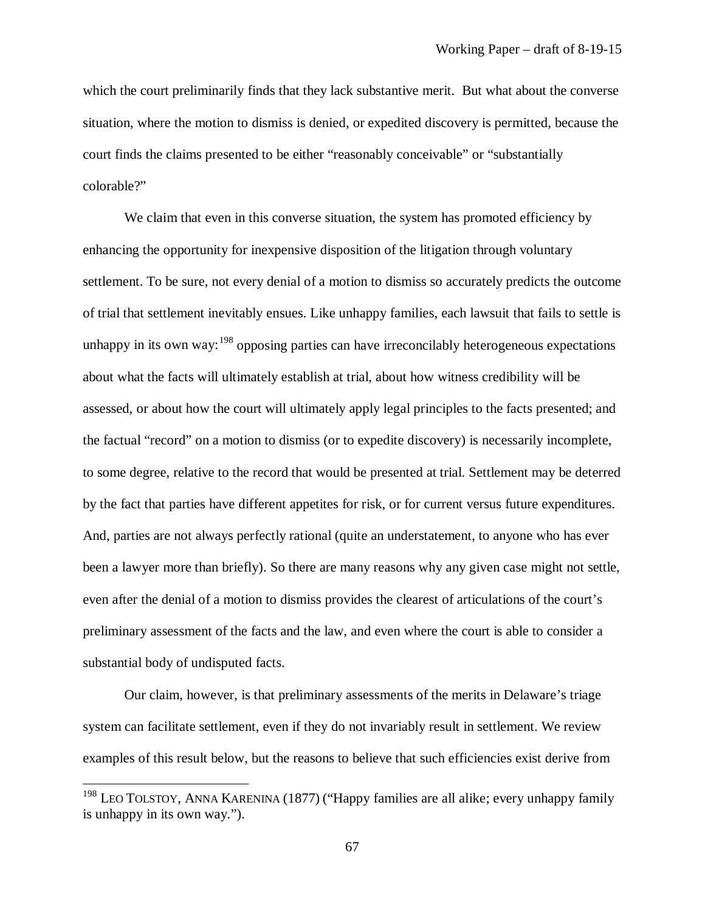which the court preliminarily finds that they lack substantive merit. But what about the converse situation, where the motion to dismiss is denied, or expedited discovery is permitted, because the court finds the claims presented to be either "reasonably conceivable" or "substantially colorable?"

We claim that even in this converse situation, the system has promoted efficiency by enhancing the opportunity for inexpensive disposition of the litigation through voluntary settlement. To be sure, not every denial of a motion to dismiss so accurately predicts the outcome of trial that settlement inevitably ensues. Like unhappy families, each lawsuit that fails to settle is unhappy in its own way:[198] opposing parties can have irreconcilably heterogeneous expectations about what the facts will ultimately establish at trial, about how witness credibility will be assessed, or about how the court will ultimately apply legal principles to the facts presented; and the factual "record" on a motion to dismiss (or to expedite discovery) is necessarily incomplete, to some degree, relative to the record that would be presented at trial. Settlement may be deterred by the fact that parties have different appetites for risk, or for current versus future expenditures. And, parties are not always perfectly rational (quite an understatement, to anyone who has ever been a lawyer more than briefly). So there are many reasons why any given case might not settle, even after the denial of a motion to dismiss provides the clearest of articulations of the court's preliminary assessment of the facts and the law, and even where the court is able to consider a substantial body of undisputed facts.

Our claim, however, is that preliminary assessments of the merits in Delaware's triage system can facilitate settlement, even if they do not invariably result in settlement. We review examples of this result below, but the reasons to believe that such efficiencies exist derive from

---

[198] LEO TOLSTOY, ANNA KARENINA (1877) ("Happy families are all alike; every unhappy family is unhappy in its own way.").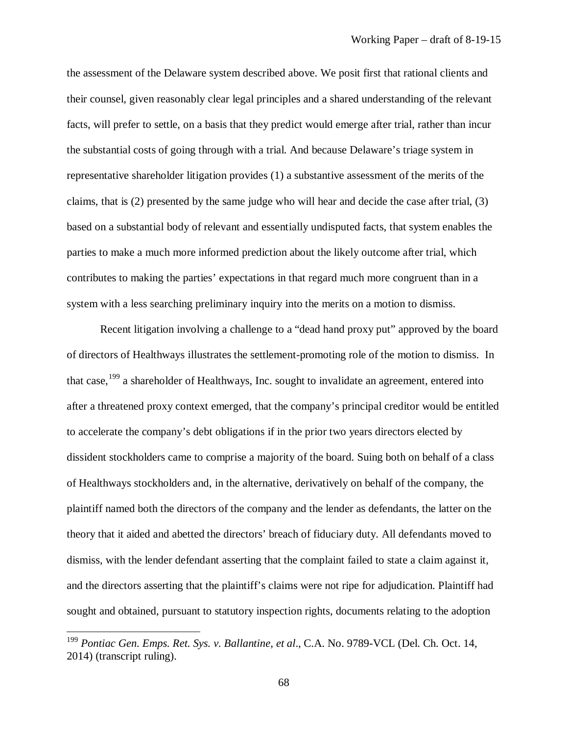the assessment of the Delaware system described above. We posit first that rational clients and their counsel, given reasonably clear legal principles and a shared understanding of the relevant facts, will prefer to settle, on a basis that they predict would emerge after trial, rather than incur the substantial costs of going through with a trial. And because Delaware's triage system in representative shareholder litigation provides (1) a substantive assessment of the merits of the claims, that is (2) presented by the same judge who will hear and decide the case after trial, (3) based on a substantial body of relevant and essentially undisputed facts, that system enables the parties to make a much more informed prediction about the likely outcome after trial, which contributes to making the parties' expectations in that regard much more congruent than in a system with a less searching preliminary inquiry into the merits on a motion to dismiss.

Recent litigation involving a challenge to a "dead hand proxy put" approved by the board of directors of Healthways illustrates the settlement-promoting role of the motion to dismiss. In that case,[199] a shareholder of Healthways, Inc. sought to invalidate an agreement, entered into after a threatened proxy context emerged, that the company's principal creditor would be entitled to accelerate the company's debt obligations if in the prior two years directors elected by dissident stockholders came to comprise a majority of the board. Suing both on behalf of a class of Healthways stockholders and, in the alternative, derivatively on behalf of the company, the plaintiff named both the directors of the company and the lender as defendants, the latter on the theory that it aided and abetted the directors' breach of fiduciary duty. All defendants moved to dismiss, with the lender defendant asserting that the complaint failed to state a claim against it, and the directors asserting that the plaintiff's claims were not ripe for adjudication. Plaintiff had sought and obtained, pursuant to statutory inspection rights, documents relating to the adoption

---

[199] *Pontiac Gen. Emps. Ret. Sys. v. Ballantine, et al*., C.A. No. 9789-VCL (Del. Ch. Oct. 14, 2014) (transcript ruling).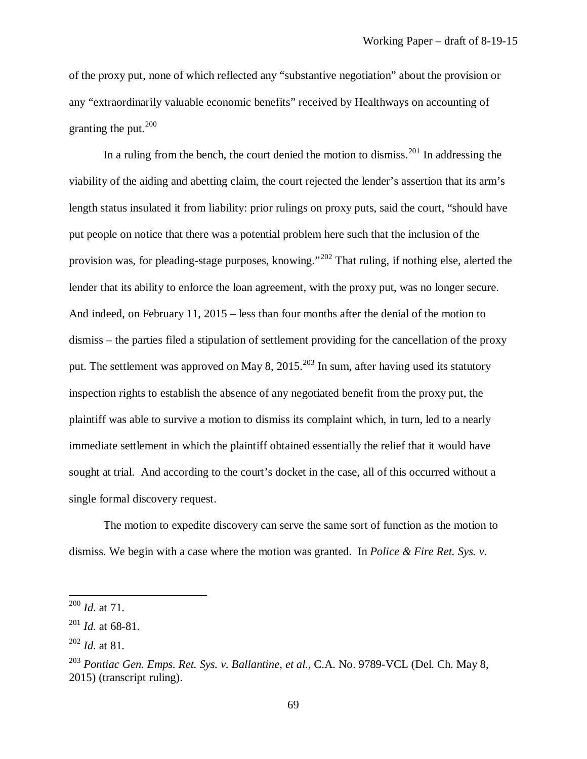of the proxy put, none of which reflected any "substantive negotiation" about the provision or any "extraordinarily valuable economic benefits" received by Healthways on accounting of granting the put.[200]

In a ruling from the bench, the court denied the motion to dismiss.[201] In addressing the viability of the aiding and abetting claim, the court rejected the lender's assertion that its arm's length status insulated it from liability: prior rulings on proxy puts, said the court, "should have put people on notice that there was a potential problem here such that the inclusion of the provision was, for pleading-stage purposes, knowing."[202] That ruling, if nothing else, alerted the lender that its ability to enforce the loan agreement, with the proxy put, was no longer secure. And indeed, on February 11, 2015 – less than four months after the denial of the motion to dismiss – the parties filed a stipulation of settlement providing for the cancellation of the proxy put. The settlement was approved on May 8, 2015.[203] In sum, after having used its statutory inspection rights to establish the absence of any negotiated benefit from the proxy put, the plaintiff was able to survive a motion to dismiss its complaint which, in turn, led to a nearly immediate settlement in which the plaintiff obtained essentially the relief that it would have sought at trial. And according to the court's docket in the case, all of this occurred without a single formal discovery request.

The motion to expedite discovery can serve the same sort of function as the motion to dismiss. We begin with a case where the motion was granted. In *Police & Fire Ret. Sys. v.*

---

[200] *Id.* at 71.

[201] *Id.* at 68-81.

[202] *Id.* at 81.

[203] *Pontiac Gen. Emps. Ret. Sys. v. Ballantine, et al.,* C.A. No. 9789-VCL (Del. Ch. May 8, 2015) (transcript ruling).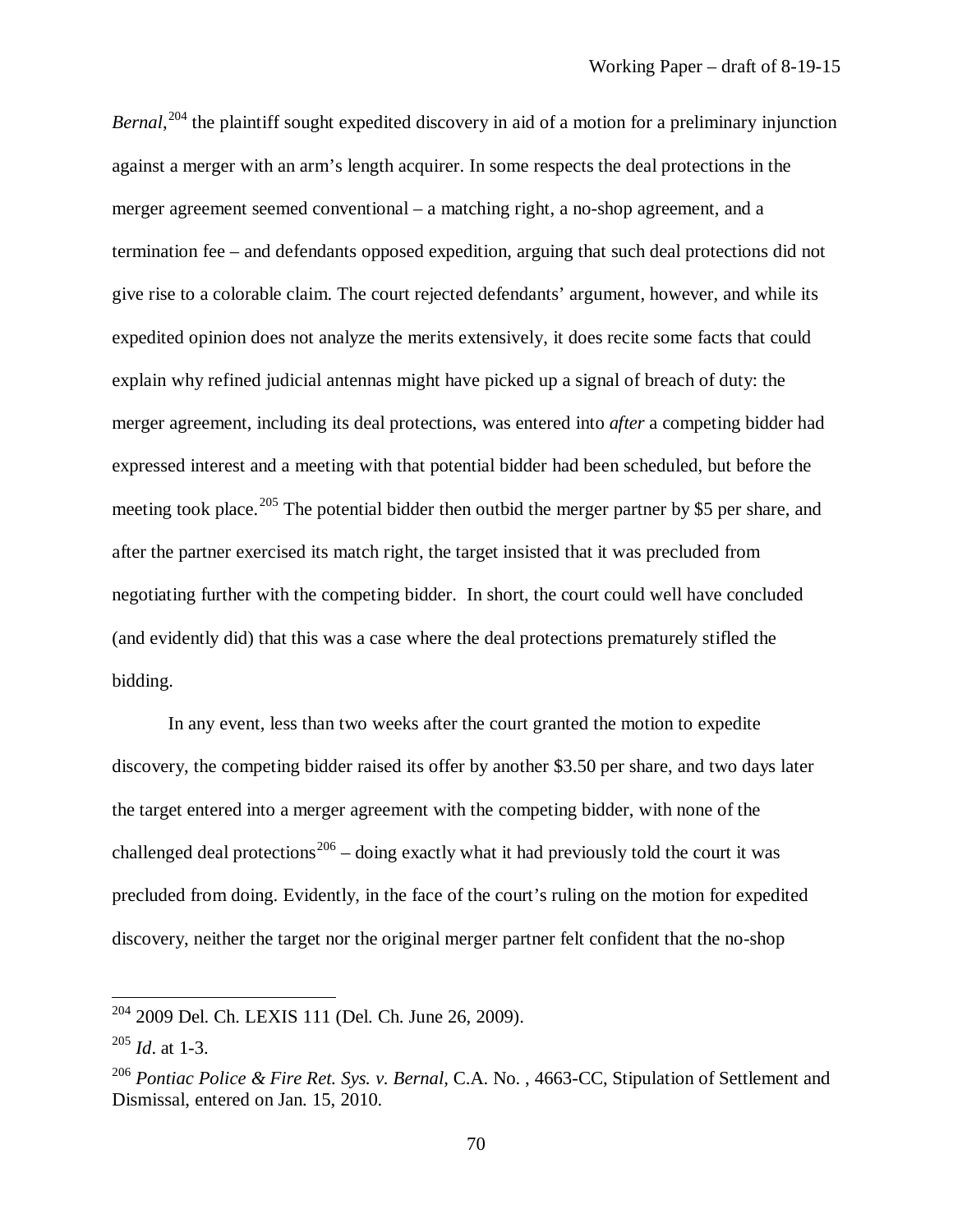*Bernal*,[204] the plaintiff sought expedited discovery in aid of a motion for a preliminary injunction against a merger with an arm's length acquirer. In some respects the deal protections in the merger agreement seemed conventional – a matching right, a no-shop agreement, and a termination fee – and defendants opposed expedition, arguing that such deal protections did not give rise to a colorable claim. The court rejected defendants' argument, however, and while its expedited opinion does not analyze the merits extensively, it does recite some facts that could explain why refined judicial antennas might have picked up a signal of breach of duty: the merger agreement, including its deal protections, was entered into *after* a competing bidder had expressed interest and a meeting with that potential bidder had been scheduled, but before the meeting took place.[205] The potential bidder then outbid the merger partner by $5 per share, and after the partner exercised its match right, the target insisted that it was precluded from negotiating further with the competing bidder. In short, the court could well have concluded (and evidently did) that this was a case where the deal protections prematurely stifled the bidding.

In any event, less than two weeks after the court granted the motion to expedite discovery, the competing bidder raised its offer by another $3.50 per share, and two days later the target entered into a merger agreement with the competing bidder, with none of the challenged deal protections[206] – doing exactly what it had previously told the court it was precluded from doing. Evidently, in the face of the court's ruling on the motion for expedited discovery, neither the target nor the original merger partner felt confident that the no-shop

---

[204] 2009 Del. Ch. LEXIS 111 (Del. Ch. June 26, 2009).

[205] *Id*. at 1-3.

[206] *Pontiac Police & Fire Ret. Sys. v. Bernal*, C.A. No. , 4663-CC, Stipulation of Settlement and Dismissal, entered on Jan. 15, 2010.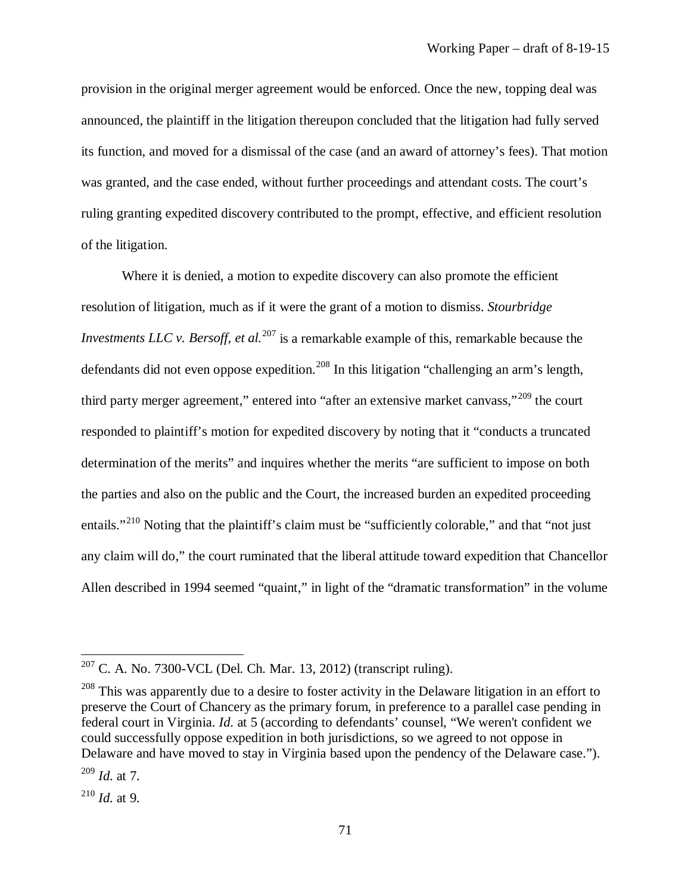provision in the original merger agreement would be enforced. Once the new, topping deal was announced, the plaintiff in the litigation thereupon concluded that the litigation had fully served its function, and moved for a dismissal of the case (and an award of attorney's fees). That motion was granted, and the case ended, without further proceedings and attendant costs. The court's ruling granting expedited discovery contributed to the prompt, effective, and efficient resolution of the litigation.

Where it is denied, a motion to expedite discovery can also promote the efficient resolution of litigation, much as if it were the grant of a motion to dismiss. *Stourbridge Investments LLC v. Bersoff, et al.*[207] is a remarkable example of this, remarkable because the defendants did not even oppose expedition.[208] In this litigation "challenging an arm's length, third party merger agreement," entered into "after an extensive market canvass,"[209] the court responded to plaintiff's motion for expedited discovery by noting that it "conducts a truncated determination of the merits" and inquires whether the merits "are sufficient to impose on both the parties and also on the public and the Court, the increased burden an expedited proceeding entails."[210] Noting that the plaintiff's claim must be "sufficiently colorable," and that "not just any claim will do," the court ruminated that the liberal attitude toward expedition that Chancellor Allen described in 1994 seemed "quaint," in light of the "dramatic transformation" in the volume

---

[207] C. A. No. 7300-VCL (Del. Ch. Mar. 13, 2012) (transcript ruling).

[208] This was apparently due to a desire to foster activity in the Delaware litigation in an effort to preserve the Court of Chancery as the primary forum, in preference to a parallel case pending in federal court in Virginia. *Id.* at 5 (according to defendants' counsel, "We weren't confident we could successfully oppose expedition in both jurisdictions, so we agreed to not oppose in Delaware and have moved to stay in Virginia based upon the pendency of the Delaware case.").

[209] *Id.* at 7.

[210] *Id.* at 9.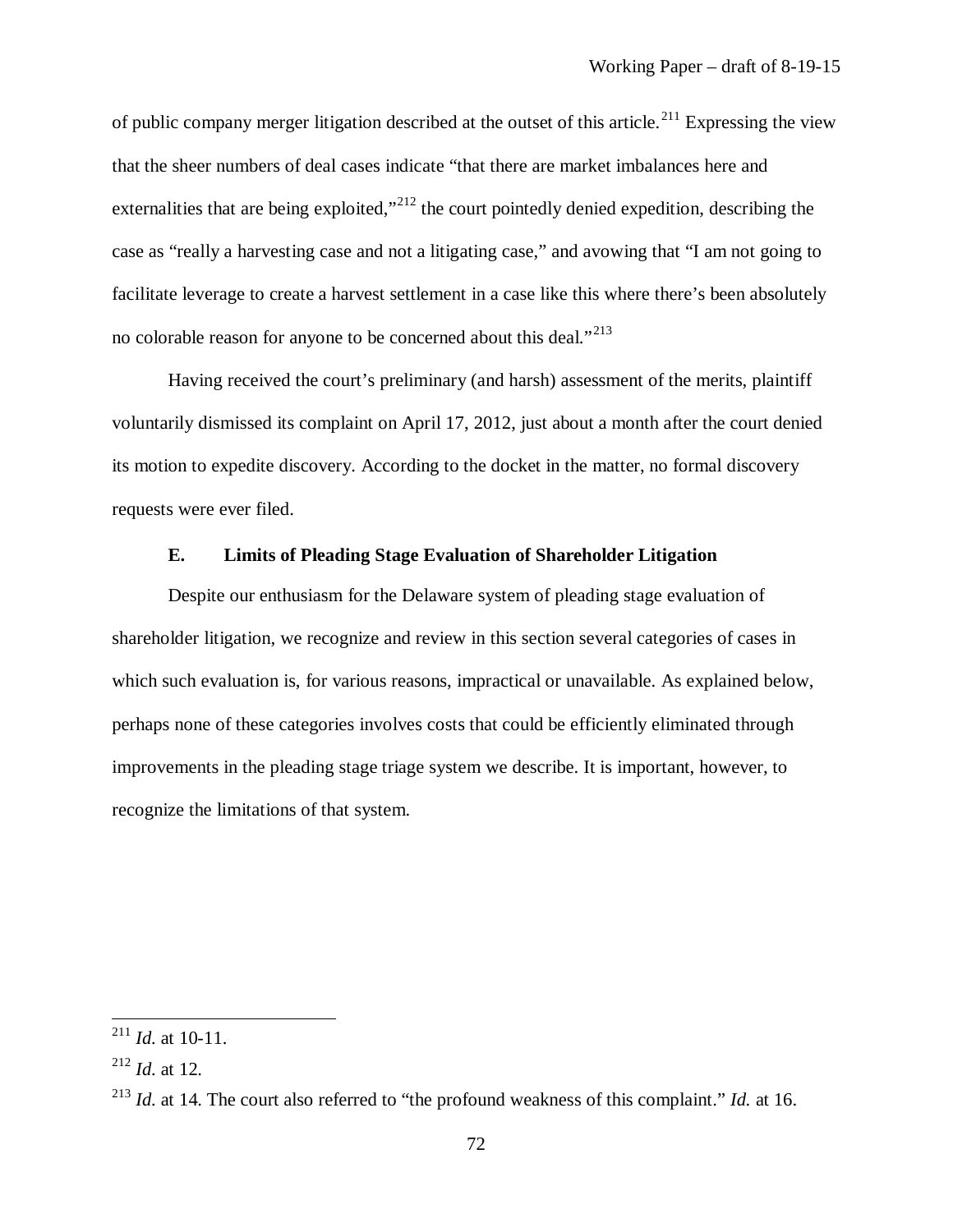of public company merger litigation described at the outset of this article.[211] Expressing the view that the sheer numbers of deal cases indicate "that there are market imbalances here and externalities that are being exploited,"[212] the court pointedly denied expedition, describing the case as "really a harvesting case and not a litigating case," and avowing that "I am not going to facilitate leverage to create a harvest settlement in a case like this where there's been absolutely no colorable reason for anyone to be concerned about this deal."[213]

Having received the court's preliminary (and harsh) assessment of the merits, plaintiff voluntarily dismissed its complaint on April 17, 2012, just about a month after the court denied its motion to expedite discovery. According to the docket in the matter, no formal discovery requests were ever filed.

### E. Limits of Pleading Stage Evaluation of Shareholder Litigation

Despite our enthusiasm for the Delaware system of pleading stage evaluation of shareholder litigation, we recognize and review in this section several categories of cases in which such evaluation is, for various reasons, impractical or unavailable. As explained below, perhaps none of these categories involves costs that could be efficiently eliminated through improvements in the pleading stage triage system we describe. It is important, however, to recognize the limitations of that system.

---

[211] *Id.* at 10-11.

[212] *Id.* at 12.

[213] *Id.* at 14. The court also referred to "the profound weakness of this complaint." *Id.* at 16.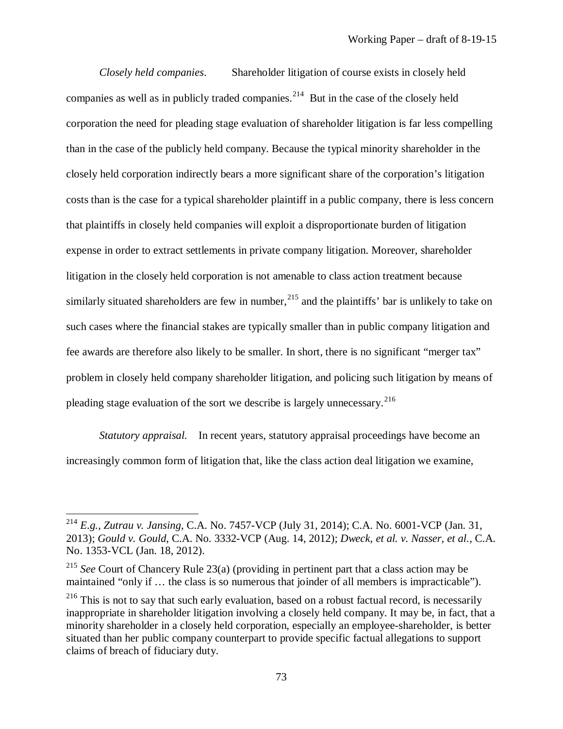*Closely held companies*. Shareholder litigation of course exists in closely held companies as well as in publicly traded companies.[214] But in the case of the closely held corporation the need for pleading stage evaluation of shareholder litigation is far less compelling than in the case of the publicly held company. Because the typical minority shareholder in the closely held corporation indirectly bears a more significant share of the corporation's litigation costs than is the case for a typical shareholder plaintiff in a public company, there is less concern that plaintiffs in closely held companies will exploit a disproportionate burden of litigation expense in order to extract settlements in private company litigation. Moreover, shareholder litigation in the closely held corporation is not amenable to class action treatment because similarly situated shareholders are few in number,[215] and the plaintiffs' bar is unlikely to take on such cases where the financial stakes are typically smaller than in public company litigation and fee awards are therefore also likely to be smaller. In short, there is no significant "merger tax" problem in closely held company shareholder litigation, and policing such litigation by means of pleading stage evaluation of the sort we describe is largely unnecessary.[216]

*Statutory appraisal.* In recent years, statutory appraisal proceedings have become an increasingly common form of litigation that, like the class action deal litigation we examine,

---

[214] *E.g.*, *Zutrau v. Jansing*, C.A. No. 7457-VCP (July 31, 2014); C.A. No. 6001-VCP (Jan. 31, 2013); *Gould v. Gould*, C.A. No. 3332-VCP (Aug. 14, 2012); *Dweck, et al. v. Nasser, et al.*, C.A. No. 1353-VCL (Jan. 18, 2012).

[215] *See* Court of Chancery Rule 23(a) (providing in pertinent part that a class action may be maintained "only if … the class is so numerous that joinder of all members is impracticable").

[216] This is not to say that such early evaluation, based on a robust factual record, is necessarily inappropriate in shareholder litigation involving a closely held company. It may be, in fact, that a minority shareholder in a closely held corporation, especially an employee-shareholder, is better situated than her public company counterpart to provide specific factual allegations to support claims of breach of fiduciary duty.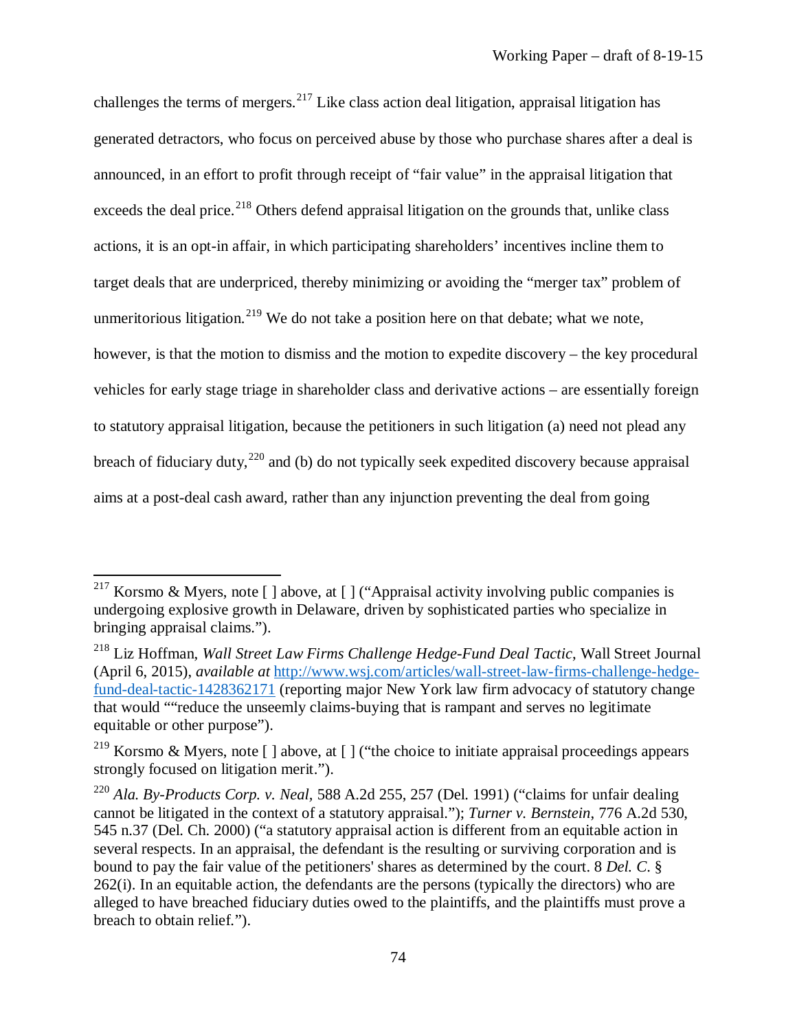challenges the terms of mergers.[217] Like class action deal litigation, appraisal litigation has generated detractors, who focus on perceived abuse by those who purchase shares after a deal is announced, in an effort to profit through receipt of "fair value" in the appraisal litigation that exceeds the deal price.[218] Others defend appraisal litigation on the grounds that, unlike class actions, it is an opt-in affair, in which participating shareholders' incentives incline them to target deals that are underpriced, thereby minimizing or avoiding the "merger tax" problem of unmeritorious litigation.[219] We do not take a position here on that debate; what we note, however, is that the motion to dismiss and the motion to expedite discovery – the key procedural vehicles for early stage triage in shareholder class and derivative actions – are essentially foreign to statutory appraisal litigation, because the petitioners in such litigation (a) need not plead any breach of fiduciary duty,[220] and (b) do not typically seek expedited discovery because appraisal aims at a post-deal cash award, rather than any injunction preventing the deal from going

---

[217] Korsmo & Myers, note [ ] above, at [ ] ("Appraisal activity involving public companies is undergoing explosive growth in Delaware, driven by sophisticated parties who specialize in bringing appraisal claims.").

[218] Liz Hoffman, *Wall Street Law Firms Challenge Hedge-Fund Deal Tactic*, Wall Street Journal (April 6, 2015), *available at* [http://www.wsj.com/articles/wall-street-law-firms-challenge-hedge-fund-deal-tactic-1428362171](http://www.wsj.com/articles/wall-street-law-firms-challenge-hedge-fund-deal-tactic-1428362171) (reporting major New York law firm advocacy of statutory change that would ""reduce the unseemly claims-buying that is rampant and serves no legitimate equitable or other purpose").

[219] Korsmo & Myers, note [ ] above, at [ ] ("the choice to initiate appraisal proceedings appears strongly focused on litigation merit.").

[220] *Ala. By-Products Corp. v. Neal*, 588 A.2d 255, 257 (Del. 1991) ("claims for unfair dealing cannot be litigated in the context of a statutory appraisal."); *Turner v. Bernstein*, 776 A.2d 530, 545 n.37 (Del. Ch. 2000) ("a statutory appraisal action is different from an equitable action in several respects. In an appraisal, the defendant is the resulting or surviving corporation and is bound to pay the fair value of the petitioners' shares as determined by the court. 8 *Del. C.* § 262(i). In an equitable action, the defendants are the persons (typically the directors) who are alleged to have breached fiduciary duties owed to the plaintiffs, and the plaintiffs must prove a breach to obtain relief.").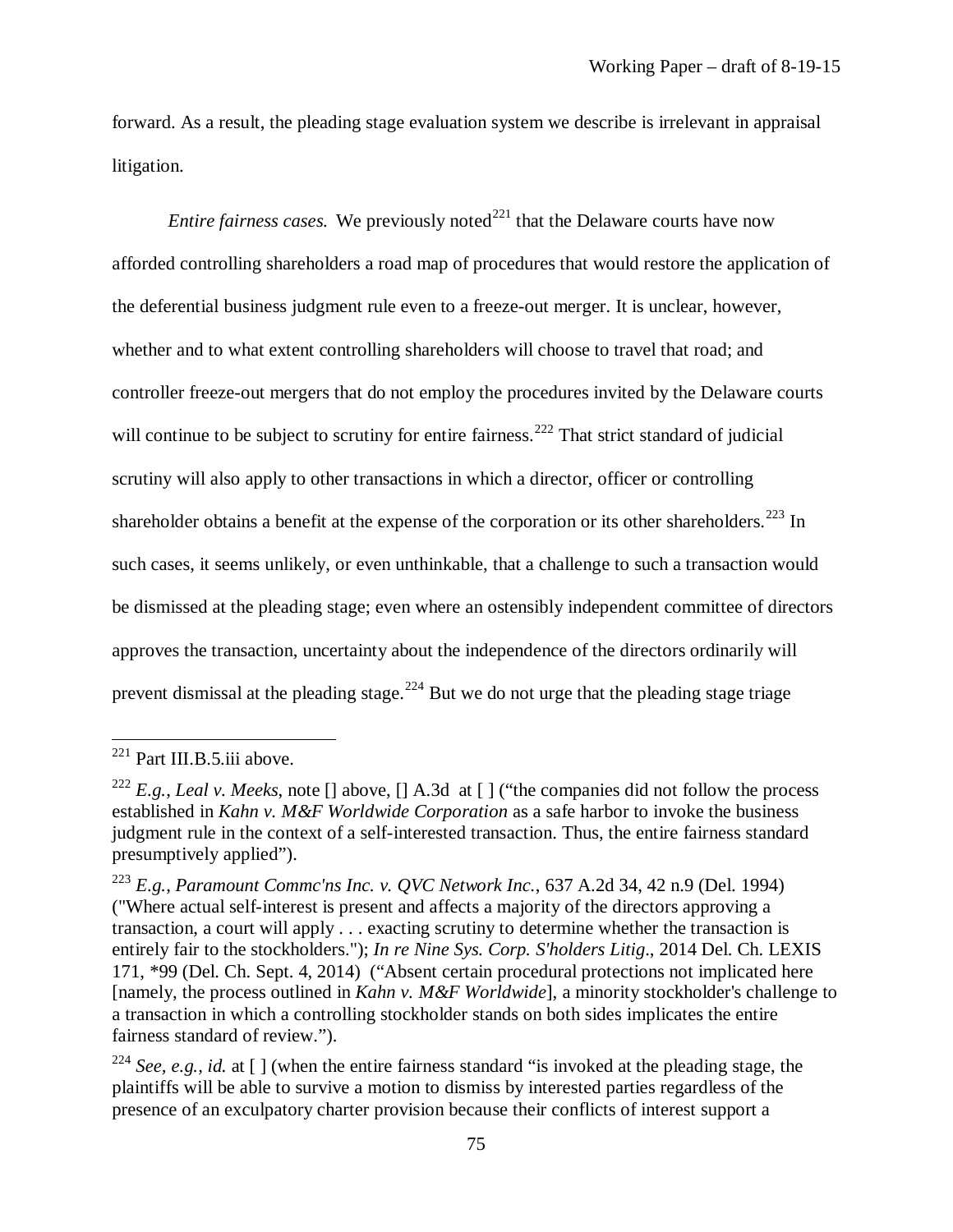forward. As a result, the pleading stage evaluation system we describe is irrelevant in appraisal litigation.

*Entire fairness cases.* We previously noted[221] that the Delaware courts have now afforded controlling shareholders a road map of procedures that would restore the application of the deferential business judgment rule even to a freeze-out merger. It is unclear, however, whether and to what extent controlling shareholders will choose to travel that road; and controller freeze-out mergers that do not employ the procedures invited by the Delaware courts will continue to be subject to scrutiny for entire fairness.[222] That strict standard of judicial scrutiny will also apply to other transactions in which a director, officer or controlling shareholder obtains a benefit at the expense of the corporation or its other shareholders.[223] In such cases, it seems unlikely, or even unthinkable, that a challenge to such a transaction would be dismissed at the pleading stage; even where an ostensibly independent committee of directors approves the transaction, uncertainty about the independence of the directors ordinarily will prevent dismissal at the pleading stage.[224] But we do not urge that the pleading stage triage

---

[221] Part III.B.5.iii above.

[222] *E.g.*, *Leal v. Meeks*, note [] above, [] A.3d at [ ] ("the companies did not follow the process established in *Kahn v. M&F Worldwide Corporation* as a safe harbor to invoke the business judgment rule in the context of a self-interested transaction. Thus, the entire fairness standard presumptively applied").

[223] *E.g.*, *Paramount Commc'ns Inc. v. QVC Network Inc.*, 637 A.2d 34, 42 n.9 (Del. 1994) ("Where actual self-interest is present and affects a majority of the directors approving a transaction, a court will apply . . . exacting scrutiny to determine whether the transaction is entirely fair to the stockholders."); *In re Nine Sys. Corp. S'holders Litig*., 2014 Del. Ch. LEXIS 171, *99 (Del. Ch. Sept. 4, 2014) ("Absent certain procedural protections not implicated here [namely, the process outlined in *Kahn v. M&F Worldwide*], a minority stockholder's challenge to a transaction in which a controlling stockholder stands on both sides implicates the entire fairness standard of review.").

[224] *See, e.g.*, *id.* at [ ] (when the entire fairness standard "is invoked at the pleading stage, the plaintiffs will be able to survive a motion to dismiss by interested parties regardless of the presence of an exculpatory charter provision because their conflicts of interest support a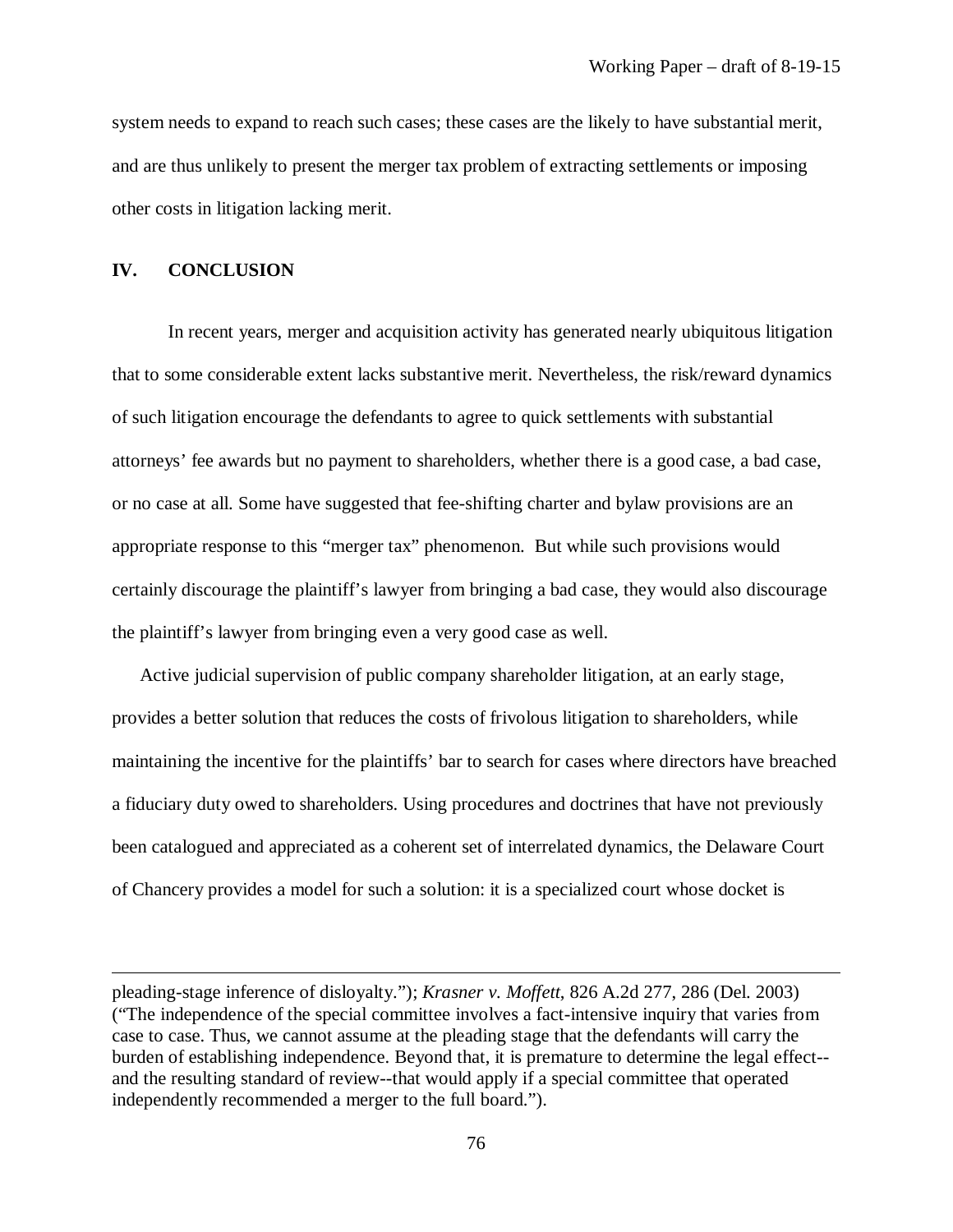system needs to expand to reach such cases; these cases are the likely to have substantial merit, and are thus unlikely to present the merger tax problem of extracting settlements or imposing other costs in litigation lacking merit.

## IV. CONCLUSION

In recent years, merger and acquisition activity has generated nearly ubiquitous litigation that to some considerable extent lacks substantive merit. Nevertheless, the risk/reward dynamics of such litigation encourage the defendants to agree to quick settlements with substantial attorneys' fee awards but no payment to shareholders, whether there is a good case, a bad case, or no case at all. Some have suggested that fee-shifting charter and bylaw provisions are an appropriate response to this "merger tax" phenomenon. But while such provisions would certainly discourage the plaintiff's lawyer from bringing a bad case, they would also discourage the plaintiff's lawyer from bringing even a very good case as well.

Active judicial supervision of public company shareholder litigation, at an early stage, provides a better solution that reduces the costs of frivolous litigation to shareholders, while maintaining the incentive for the plaintiffs' bar to search for cases where directors have breached a fiduciary duty owed to shareholders. Using procedures and doctrines that have not previously been catalogued and appreciated as a coherent set of interrelated dynamics, the Delaware Court of Chancery provides a model for such a solution: it is a specialized court whose docket is

---

pleading-stage inference of disloyalty."); *Krasner v. Moffett*, 826 A.2d 277, 286 (Del. 2003) ("The independence of the special committee involves a fact-intensive inquiry that varies from case to case. Thus, we cannot assume at the pleading stage that the defendants will carry the burden of establishing independence. Beyond that, it is premature to determine the legal effect--and the resulting standard of review--that would apply if a special committee that operated independently recommended a merger to the full board.").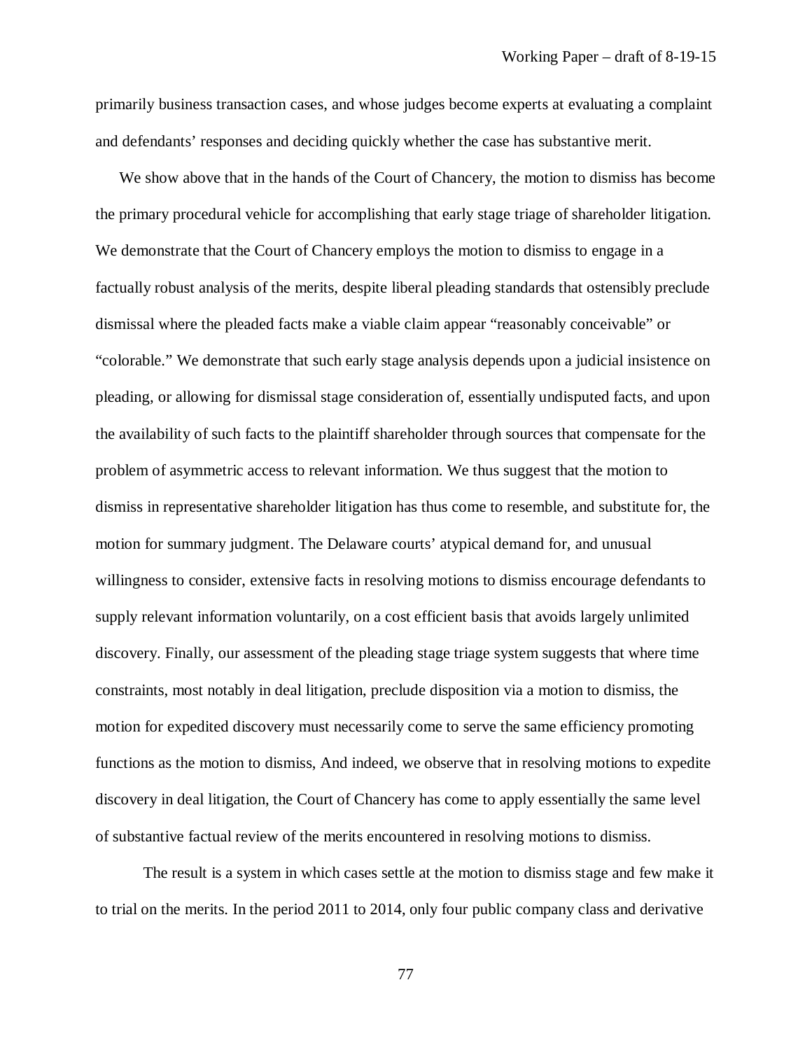primarily business transaction cases, and whose judges become experts at evaluating a complaint and defendants' responses and deciding quickly whether the case has substantive merit.

We show above that in the hands of the Court of Chancery, the motion to dismiss has become the primary procedural vehicle for accomplishing that early stage triage of shareholder litigation. We demonstrate that the Court of Chancery employs the motion to dismiss to engage in a factually robust analysis of the merits, despite liberal pleading standards that ostensibly preclude dismissal where the pleaded facts make a viable claim appear "reasonably conceivable" or "colorable." We demonstrate that such early stage analysis depends upon a judicial insistence on pleading, or allowing for dismissal stage consideration of, essentially undisputed facts, and upon the availability of such facts to the plaintiff shareholder through sources that compensate for the problem of asymmetric access to relevant information. We thus suggest that the motion to dismiss in representative shareholder litigation has thus come to resemble, and substitute for, the motion for summary judgment. The Delaware courts' atypical demand for, and unusual willingness to consider, extensive facts in resolving motions to dismiss encourage defendants to supply relevant information voluntarily, on a cost efficient basis that avoids largely unlimited discovery. Finally, our assessment of the pleading stage triage system suggests that where time constraints, most notably in deal litigation, preclude disposition via a motion to dismiss, the motion for expedited discovery must necessarily come to serve the same efficiency promoting functions as the motion to dismiss, And indeed, we observe that in resolving motions to expedite discovery in deal litigation, the Court of Chancery has come to apply essentially the same level of substantive factual review of the merits encountered in resolving motions to dismiss.

The result is a system in which cases settle at the motion to dismiss stage and few make it to trial on the merits. In the period 2011 to 2014, only four public company class and derivative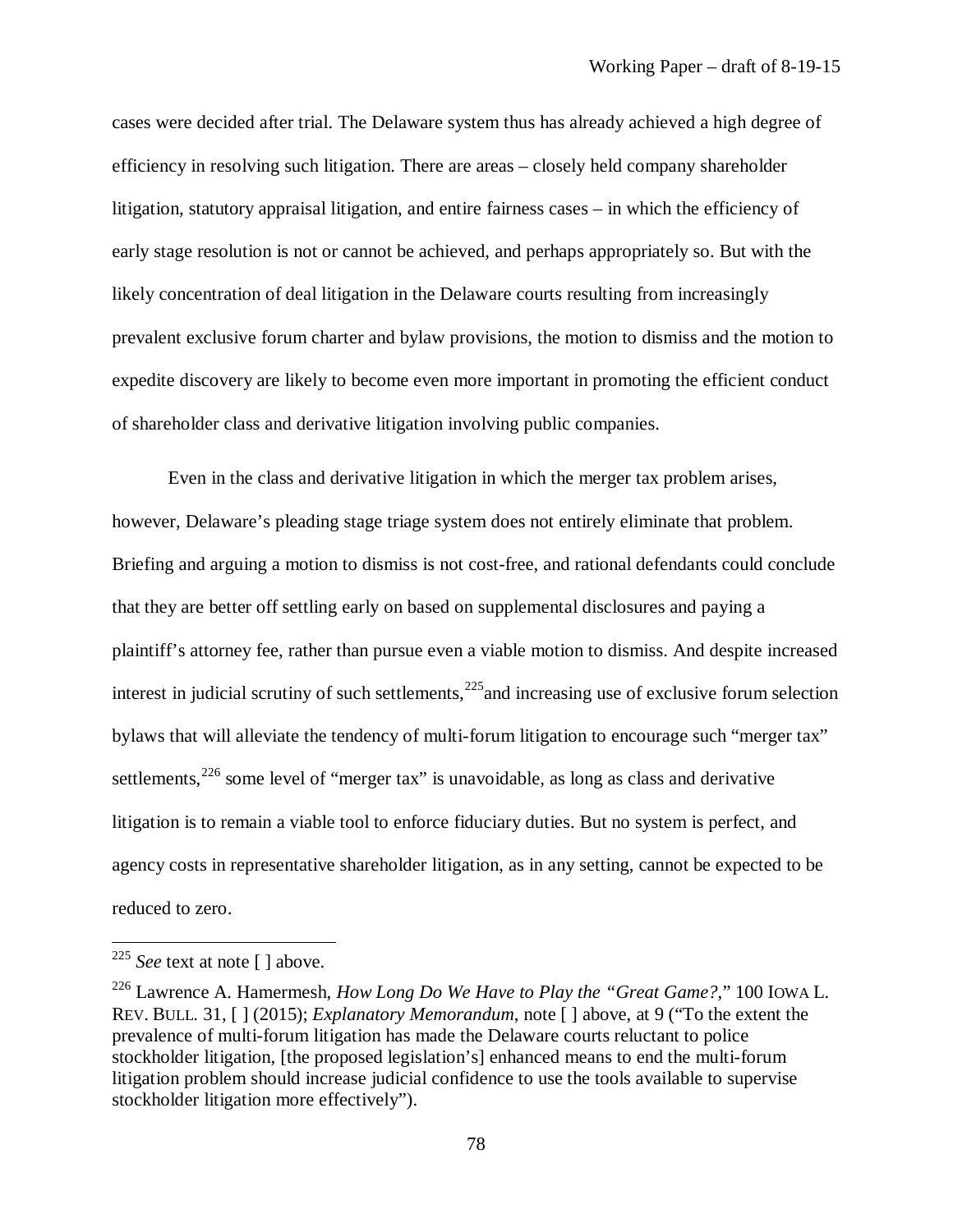cases were decided after trial. The Delaware system thus has already achieved a high degree of efficiency in resolving such litigation. There are areas – closely held company shareholder litigation, statutory appraisal litigation, and entire fairness cases – in which the efficiency of early stage resolution is not or cannot be achieved, and perhaps appropriately so. But with the likely concentration of deal litigation in the Delaware courts resulting from increasingly prevalent exclusive forum charter and bylaw provisions, the motion to dismiss and the motion to expedite discovery are likely to become even more important in promoting the efficient conduct of shareholder class and derivative litigation involving public companies.

Even in the class and derivative litigation in which the merger tax problem arises, however, Delaware's pleading stage triage system does not entirely eliminate that problem. Briefing and arguing a motion to dismiss is not cost-free, and rational defendants could conclude that they are better off settling early on based on supplemental disclosures and paying a plaintiff's attorney fee, rather than pursue even a viable motion to dismiss. And despite increased interest in judicial scrutiny of such settlements,[225] and increasing use of exclusive forum selection bylaws that will alleviate the tendency of multi-forum litigation to encourage such "merger tax" settlements,[226] some level of "merger tax" is unavoidable, as long as class and derivative litigation is to remain a viable tool to enforce fiduciary duties. But no system is perfect, and agency costs in representative shareholder litigation, as in any setting, cannot be expected to be reduced to zero.

---

[225] *See* text at note [ ] above.

[226] Lawrence A. Hamermesh, *How Long Do We Have to Play the "Great Game?*," 100 IOWA L. REV. BULL. 31, [ ] (2015); *Explanatory Memorandum*, note [ ] above, at 9 ("To the extent the prevalence of multi-forum litigation has made the Delaware courts reluctant to police stockholder litigation, [the proposed legislation's] enhanced means to end the multi-forum litigation problem should increase judicial confidence to use the tools available to supervise stockholder litigation more effectively").